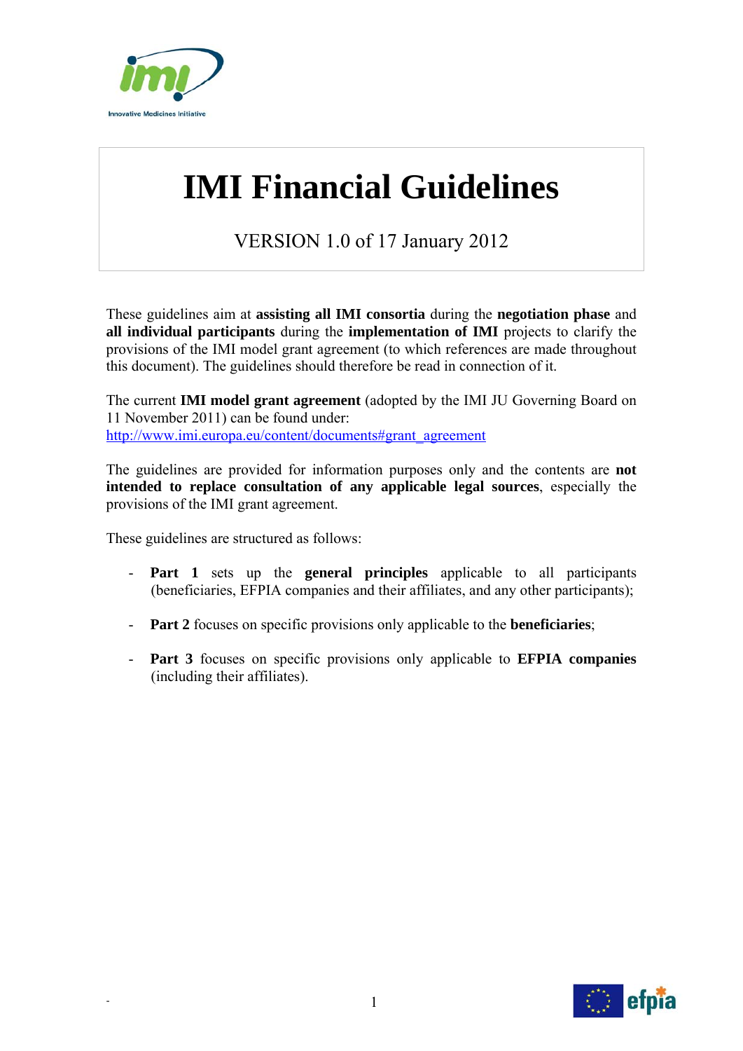# IMI Financial Guidelines

VERSION 1.0 of 17 January 2012

These guidelines aim at **assisting all IMI consortia** during the **negotiation phase** and **all individual participants** during the **implementation of IMI** projects to clarify the provisions of the IMI model grant agreement (to which references are made throughout this document). The guidelines should therefore be read in connection of it.

The current **IMI model grant agreement** (adopted by the IMI JU Governing Board on 11 November 2011) can be found under:
http://www.imi.europa.eu/content/documents#grant_agreement

The guidelines are provided for information purposes only and the contents are **not intended to replace consultation of any applicable legal sources**, especially the provisions of the IMI grant agreement.

These guidelines are structured as follows:

- **Part 1** sets up the **general principles** applicable to all participants (beneficiaries, EFPIA companies and their affiliates, and any other participants);

- **Part 2** focuses on specific provisions only applicable to the **beneficiaries**;

- **Part 3** focuses on specific provisions only applicable to **EFPIA companies** (including their affiliates).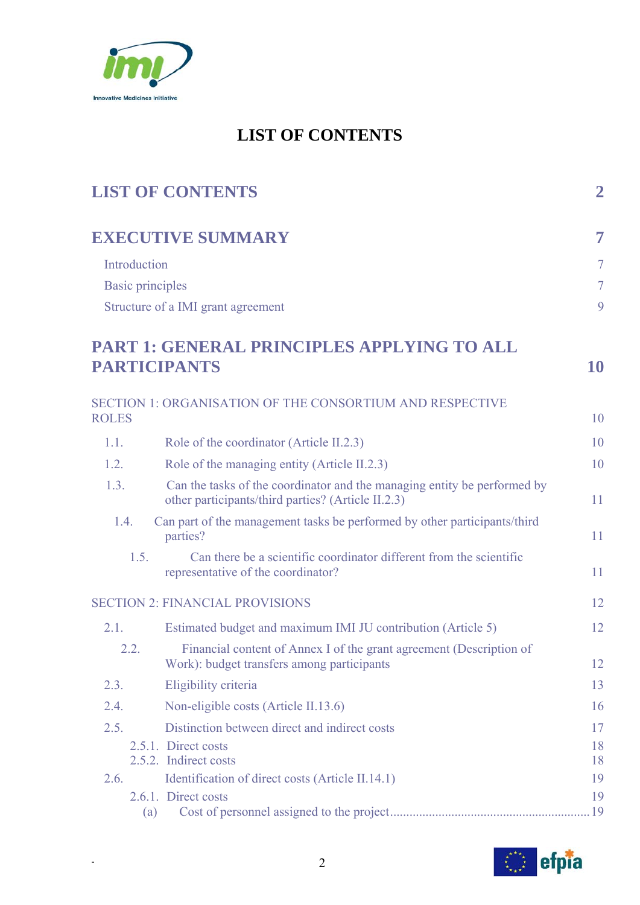# LIST OF CONTENTS

| | | |
|---|---|---|
| **LIST OF CONTENTS** | | **2** |
| **EXECUTIVE SUMMARY** | | **7** |
| Introduction | | 7 |
| Basic principles | | 7 |
| Structure of a IMI grant agreement | | 9 |
| **PART 1: GENERAL PRINCIPLES APPLYING TO ALL PARTICIPANTS** | | **10** |
| SECTION 1: ORGANISATION OF THE CONSORTIUM AND RESPECTIVE ROLES | | 10 |
| 1.1. | Role of the coordinator (Article II.2.3) | 10 |
| 1.2. | Role of the managing entity (Article II.2.3) | 10 |
| 1.3. | Can the tasks of the coordinator and the managing entity be performed by other participants/third parties? (Article II.2.3) | 11 |
| 1.4. | Can part of the management tasks be performed by other participants/third parties? | 11 |
| 1.5. | Can there be a scientific coordinator different from the scientific representative of the coordinator? | 11 |
| SECTION 2: FINANCIAL PROVISIONS | | 12 |
| 2.1. | Estimated budget and maximum IMI JU contribution (Article 5) | 12 |
| 2.2. | Financial content of Annex I of the grant agreement (Description of Work): budget transfers among participants | 12 |
| 2.3. | Eligibility criteria | 13 |
| 2.4. | Non-eligible costs (Article II.13.6) | 16 |
| 2.5. | Distinction between direct and indirect costs | 17 |
| 2.5.1. | Direct costs | 18 |
| 2.5.2. | Indirect costs | 18 |
| 2.6. | Identification of direct costs (Article II.14.1) | 19 |
| 2.6.1. | Direct costs | 19 |
| (a) | Cost of personnel assigned to the project | 19 |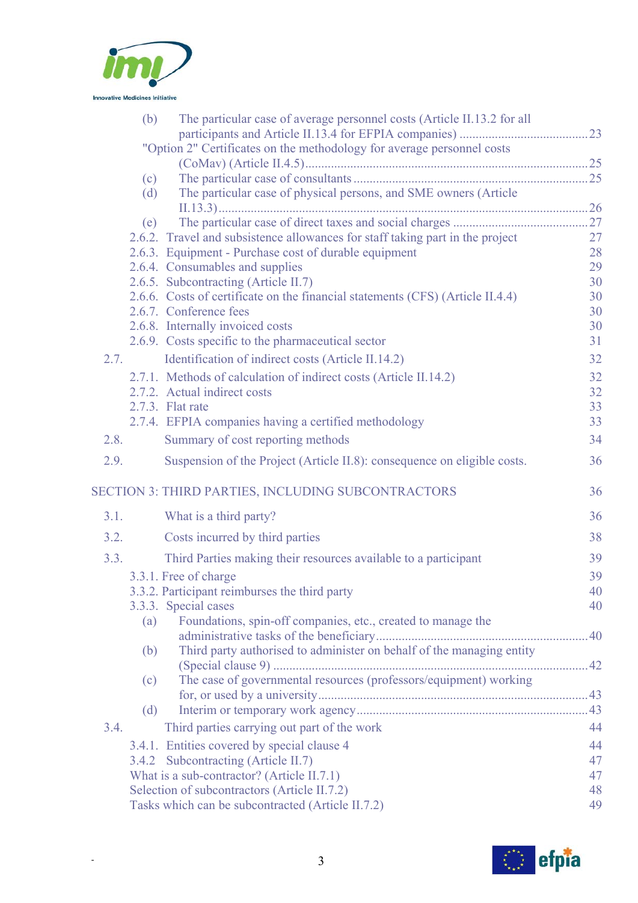(b) The particular case of average personnel costs (Article II.13.2 for all participants and Article II.13.4 for EFPIA companies) ........................................ 23

"Option 2" Certificates on the methodology for average personnel costs (CoMav) (Article II.4.5) ........................................ 25

(c) The particular case of consultants ........................................ 25

(d) The particular case of physical persons, and SME owners (Article II.13.3) ........................................ 26

(e) The particular case of direct taxes and social charges ........................................ 27

2.6.2. Travel and subsistence allowances for staff taking part in the project 27

2.6.3. Equipment - Purchase cost of durable equipment 28

2.6.4. Consumables and supplies 29

2.6.5. Subcontracting (Article II.7) 30

2.6.6. Costs of certificate on the financial statements (CFS) (Article II.4.4) 30

2.6.7. Conference fees 30

2.6.8. Internally invoiced costs 30

2.6.9. Costs specific to the pharmaceutical sector 31

2.7. Identification of indirect costs (Article II.14.2) 32

2.7.1. Methods of calculation of indirect costs (Article II.14.2) 32

2.7.2. Actual indirect costs 32

2.7.3. Flat rate 33

2.7.4. EFPIA companies having a certified methodology 33

2.8. Summary of cost reporting methods 34

2.9. Suspension of the Project (Article II.8): consequence on eligible costs. 36

SECTION 3: THIRD PARTIES, INCLUDING SUBCONTRACTORS 36

3.1. What is a third party? 36

3.2. Costs incurred by third parties 38

3.3. Third Parties making their resources available to a participant 39

3.3.1. Free of charge 39

3.3.2. Participant reimburses the third party 40

3.3.3. Special cases 40

(a) Foundations, spin-off companies, etc., created to manage the administrative tasks of the beneficiary ........................................ 40

(b) Third party authorised to administer on behalf of the managing entity (Special clause 9) ........................................ 42

(c) The case of governmental resources (professors/equipment) working for, or used by a university ........................................ 43

(d) Interim or temporary work agency ........................................ 43

3.4. Third parties carrying out part of the work 44

3.4.1. Entities covered by special clause 4 44

3.4.2 Subcontracting (Article II.7) 47

What is a sub-contractor? (Article II.7.1) 47

Selection of subcontractors (Article II.7.2) 48

Tasks which can be subcontracted (Article II.7.2) 49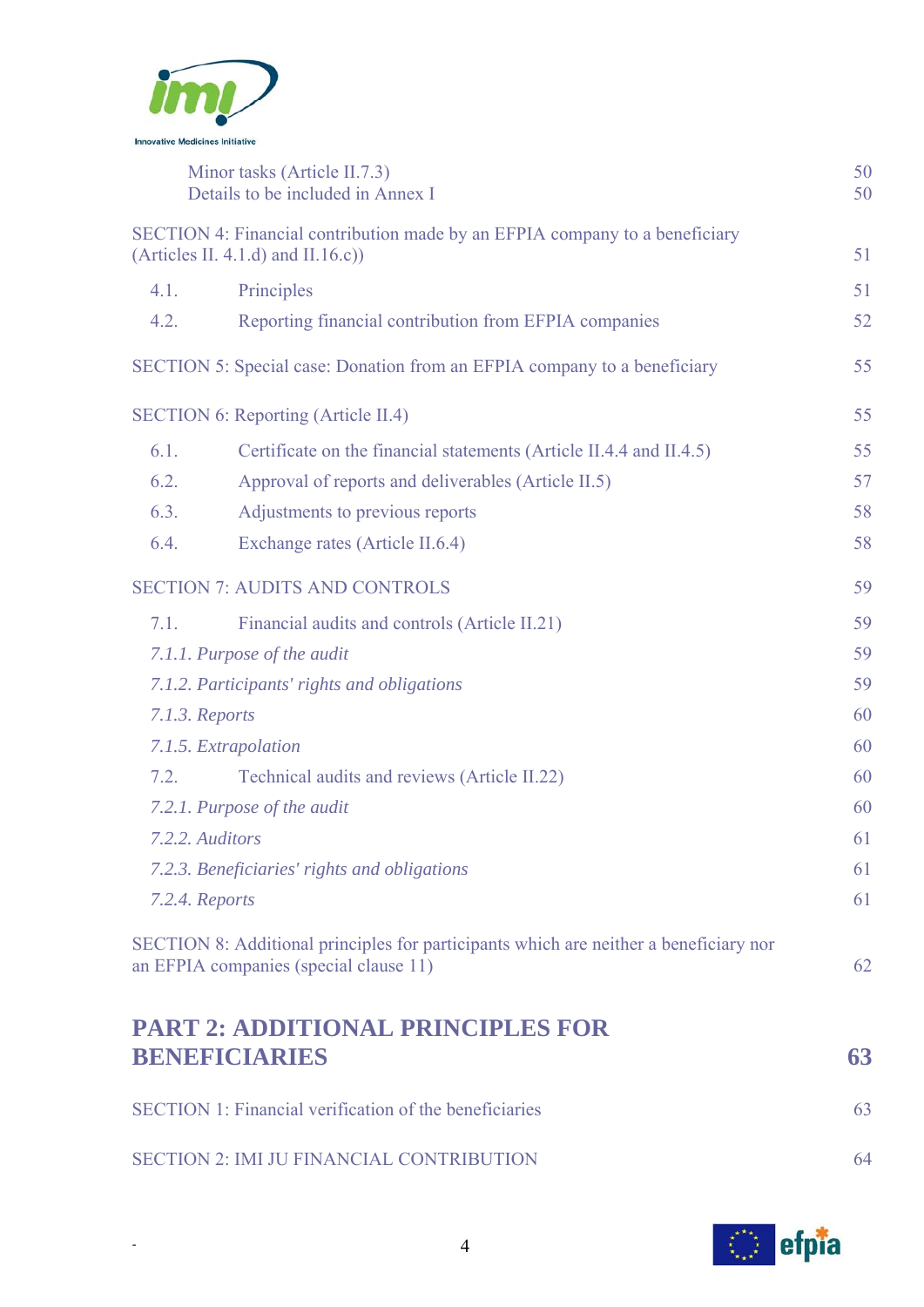Minor tasks (Article II.7.3) 50
Details to be included in Annex I 50

SECTION 4: Financial contribution made by an EFPIA company to a beneficiary (Articles II. 4.1.d) and II.16.c)) 51

4.1. Principles 51

4.2. Reporting financial contribution from EFPIA companies 52

SECTION 5: Special case: Donation from an EFPIA company to a beneficiary 55

SECTION 6: Reporting (Article II.4) 55

6.1. Certificate on the financial statements (Article II.4.4 and II.4.5) 55

6.2. Approval of reports and deliverables (Article II.5) 57

6.3. Adjustments to previous reports 58

6.4. Exchange rates (Article II.6.4) 58

SECTION 7: AUDITS AND CONTROLS 59

7.1. Financial audits and controls (Article II.21) 59

*7.1.1. Purpose of the audit* 59

*7.1.2. Participants' rights and obligations* 59

*7.1.3. Reports* 60

*7.1.5. Extrapolation* 60

7.2. Technical audits and reviews (Article II.22) 60

*7.2.1. Purpose of the audit* 60

*7.2.2. Auditors* 61

*7.2.3. Beneficiaries' rights and obligations* 61

*7.2.4. Reports* 61

SECTION 8: Additional principles for participants which are neither a beneficiary nor an EFPIA companies (special clause 11) 62

**PART 2: ADDITIONAL PRINCIPLES FOR BENEFICIARIES 63**

SECTION 1: Financial verification of the beneficiaries 63

SECTION 2: IMI JU FINANCIAL CONTRIBUTION 64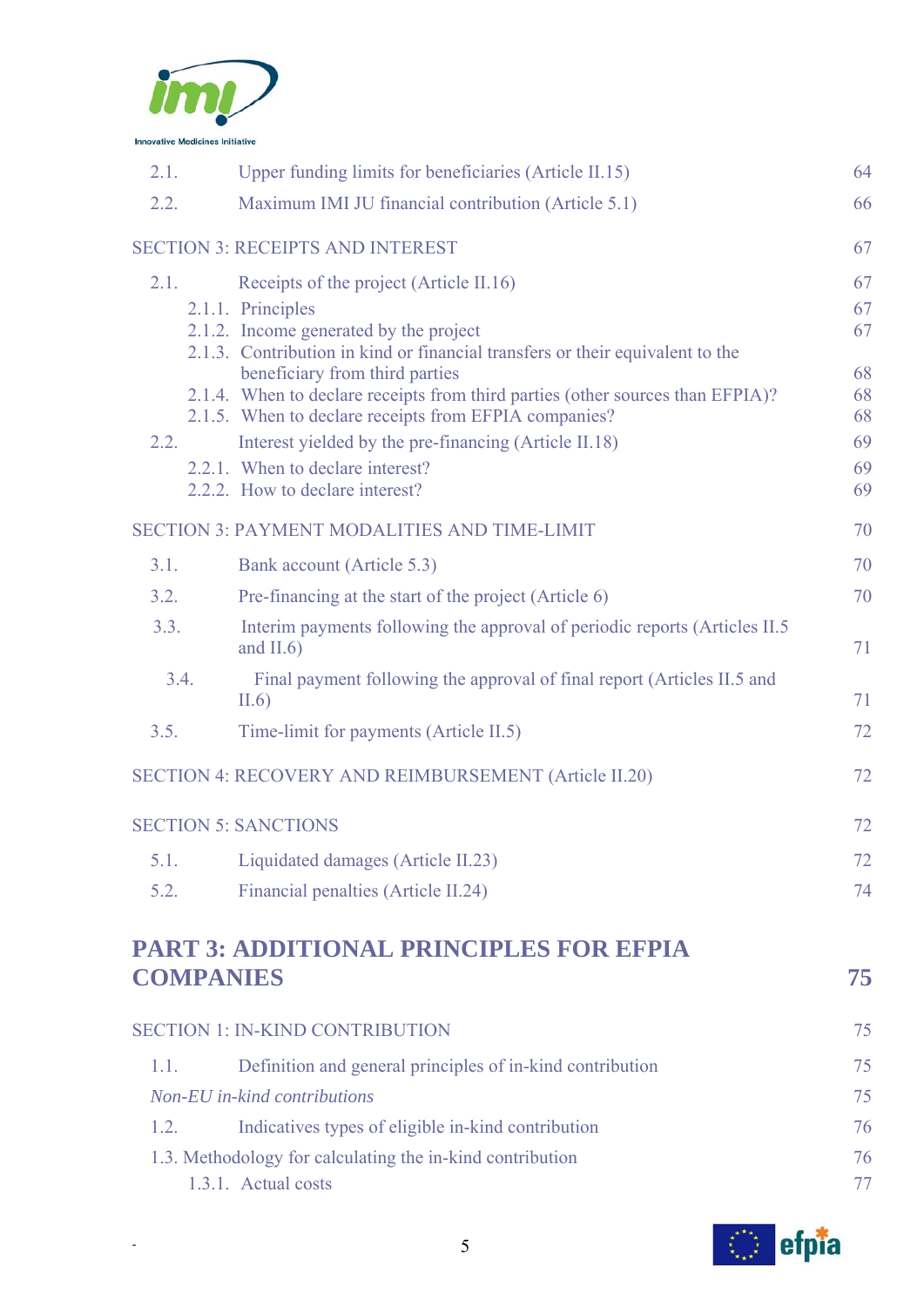| | | |
|---|---|---|
| 2.1. | Upper funding limits for beneficiaries (Article II.15) | 64 |
| 2.2. | Maximum IMI JU financial contribution (Article 5.1) | 66 |

SECTION 3: RECEIPTS AND INTEREST 67

| | | |
|---|---|---|
| 2.1. | Receipts of the project (Article II.16) | 67 |
| 2.1.1. | Principles | 67 |
| 2.1.2. | Income generated by the project | 67 |
| 2.1.3. | Contribution in kind or financial transfers or their equivalent to the beneficiary from third parties | 68 |
| 2.1.4. | When to declare receipts from third parties (other sources than EFPIA)? | 68 |
| 2.1.5. | When to declare receipts from EFPIA companies? | 68 |
| 2.2. | Interest yielded by the pre-financing (Article II.18) | 69 |
| 2.2.1. | When to declare interest? | 69 |
| 2.2.2. | How to declare interest? | 69 |

SECTION 3: PAYMENT MODALITIES AND TIME-LIMIT 70

| | | |
|---|---|---|
| 3.1. | Bank account (Article 5.3) | 70 |
| 3.2. | Pre-financing at the start of the project (Article 6) | 70 |
| 3.3. | Interim payments following the approval of periodic reports (Articles II.5 and II.6) | 71 |
| 3.4. | Final payment following the approval of final report (Articles II.5 and II.6) | 71 |
| 3.5. | Time-limit for payments (Article II.5) | 72 |

SECTION 4: RECOVERY AND REIMBURSEMENT (Article II.20) 72

SECTION 5: SANCTIONS 72

| | | |
|---|---|---|
| 5.1. | Liquidated damages (Article II.23) | 72 |
| 5.2. | Financial penalties (Article II.24) | 74 |

**PART 3: ADDITIONAL PRINCIPLES FOR EFPIA COMPANIES 75**

SECTION 1: IN-KIND CONTRIBUTION 75

| | | |
|---|---|---|
| 1.1. | Definition and general principles of in-kind contribution | 75 |
| | *Non-EU in-kind contributions* | 75 |
| 1.2. | Indicatives types of eligible in-kind contribution | 76 |
| 1.3. | Methodology for calculating the in-kind contribution | 76 |
| 1.3.1. | Actual costs | 77 |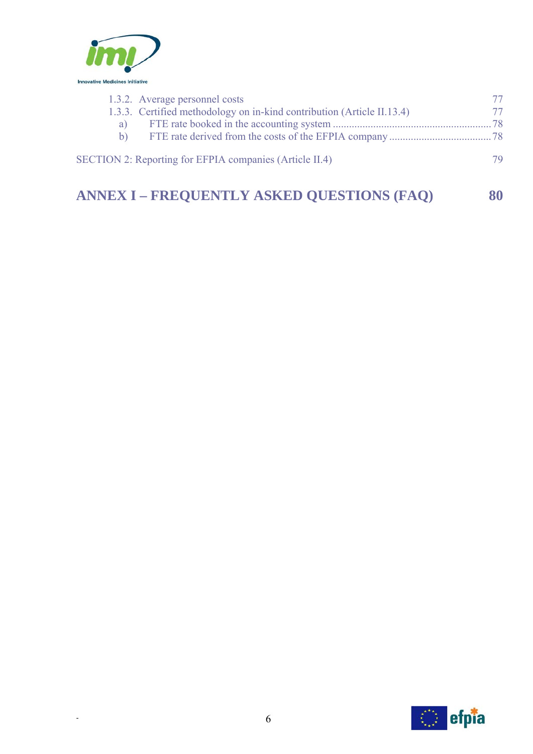1.3.2. Average personnel costs 77

1.3.3. Certified methodology on in-kind contribution (Article II.13.4) 77

a) FTE rate booked in the accounting system ........................................................... 78

b) FTE rate derived from the costs of the EFPIA company ...................................... 78

SECTION 2: Reporting for EFPIA companies (Article II.4) 79

**ANNEX I – FREQUENTLY ASKED QUESTIONS (FAQ) 80**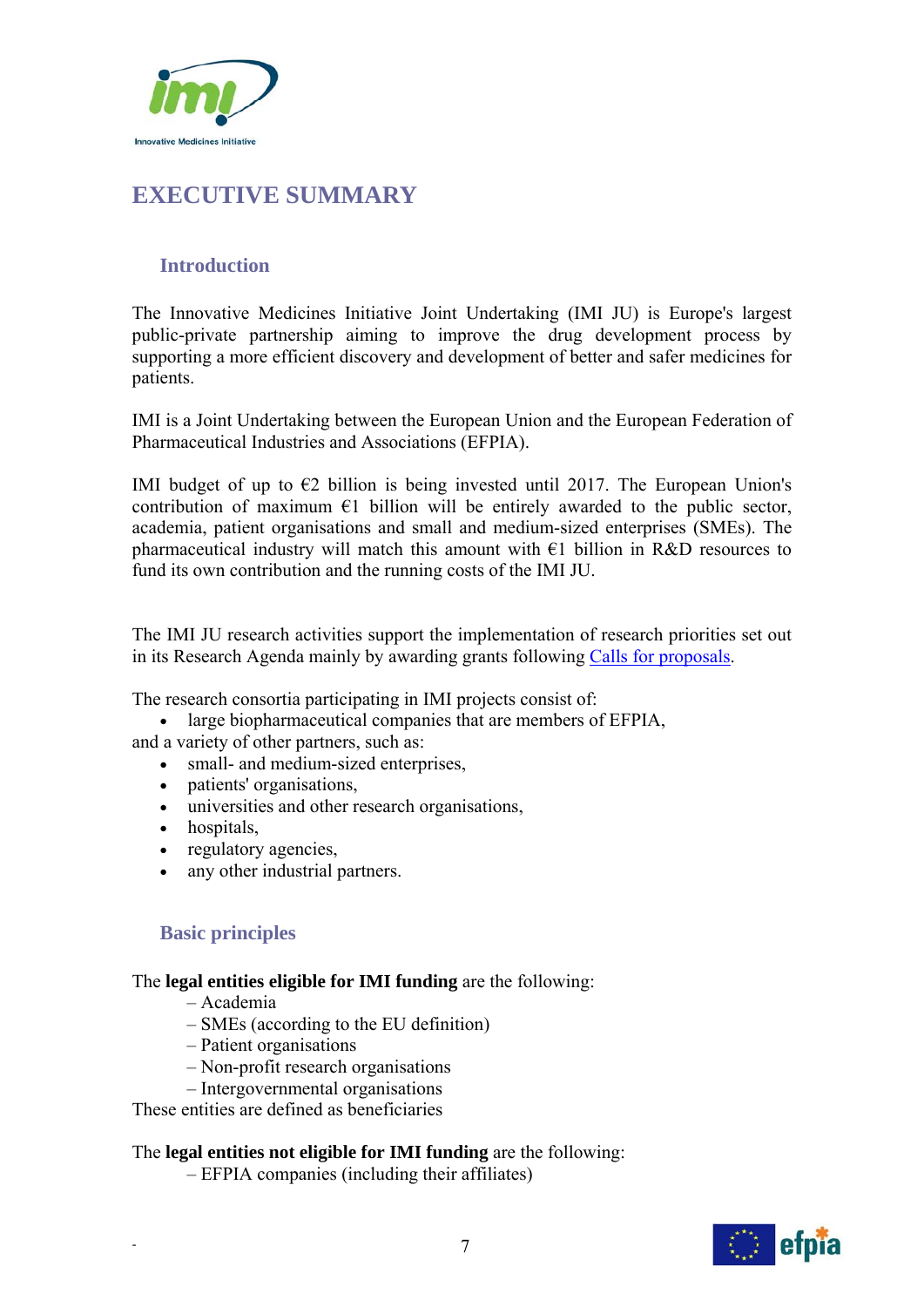# EXECUTIVE SUMMARY

## Introduction

The Innovative Medicines Initiative Joint Undertaking (IMI JU) is Europe's largest public-private partnership aiming to improve the drug development process by supporting a more efficient discovery and development of better and safer medicines for patients.

IMI is a Joint Undertaking between the European Union and the European Federation of Pharmaceutical Industries and Associations (EFPIA).

IMI budget of up to €2 billion is being invested until 2017. The European Union's contribution of maximum €1 billion will be entirely awarded to the public sector, academia, patient organisations and small and medium-sized enterprises (SMEs). The pharmaceutical industry will match this amount with €1 billion in R&D resources to fund its own contribution and the running costs of the IMI JU.

The IMI JU research activities support the implementation of research priorities set out in its Research Agenda mainly by awarding grants following Calls for proposals.

The research consortia participating in IMI projects consist of:

- large biopharmaceutical companies that are members of EFPIA,

and a variety of other partners, such as:

- small- and medium-sized enterprises,
- patients' organisations,
- universities and other research organisations,
- hospitals,
- regulatory agencies,
- any other industrial partners.

## Basic principles

The **legal entities eligible for IMI funding** are the following:

– Academia
– SMEs (according to the EU definition)
– Patient organisations
– Non-profit research organisations
– Intergovernmental organisations

These entities are defined as beneficiaries

The **legal entities not eligible for IMI funding** are the following:

– EFPIA companies (including their affiliates)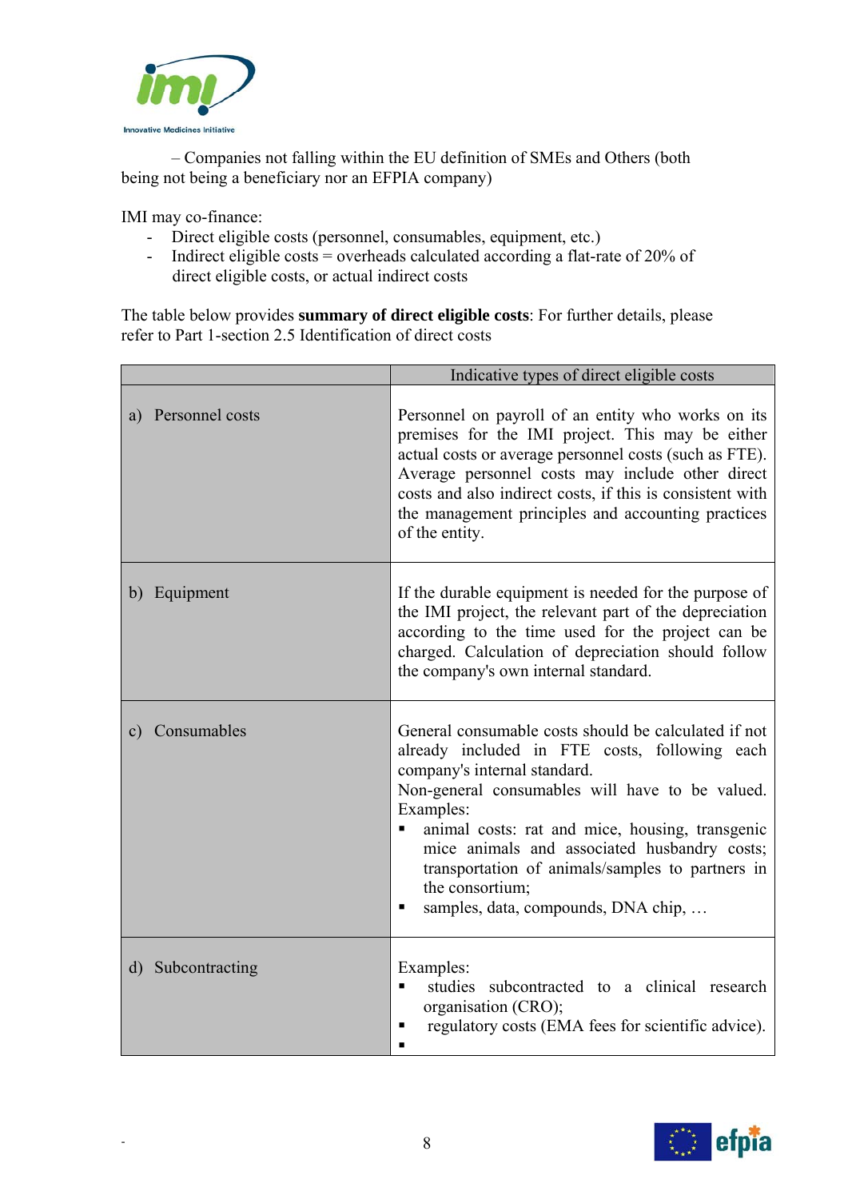– Companies not falling within the EU definition of SMEs and Others (both being not being a beneficiary nor an EFPIA company)

IMI may co-finance:

- Direct eligible costs (personnel, consumables, equipment, etc.)
- Indirect eligible costs = overheads calculated according a flat-rate of 20% of direct eligible costs, or actual indirect costs

The table below provides **summary of direct eligible costs**: For further details, please refer to Part 1-section 2.5 Identification of direct costs

| | Indicative types of direct eligible costs |
|---|---|
| a) Personnel costs | Personnel on payroll of an entity who works on its premises for the IMI project. This may be either actual costs or average personnel costs (such as FTE). Average personnel costs may include other direct costs and also indirect costs, if this is consistent with the management principles and accounting practices of the entity. |
| b) Equipment | If the durable equipment is needed for the purpose of the IMI project, the relevant part of the depreciation according to the time used for the project can be charged. Calculation of depreciation should follow the company's own internal standard. |
| c) Consumables | General consumable costs should be calculated if not already included in FTE costs, following each company's internal standard.<br>Non-general consumables will have to be valued. Examples:<br>▪ animal costs: rat and mice, housing, transgenic mice animals and associated husbandry costs; transportation of animals/samples to partners in the consortium;<br>▪ samples, data, compounds, DNA chip, … |
| d) Subcontracting | Examples:<br>▪ studies subcontracted to a clinical research organisation (CRO);<br>▪ regulatory costs (EMA fees for scientific advice).<br>▪ |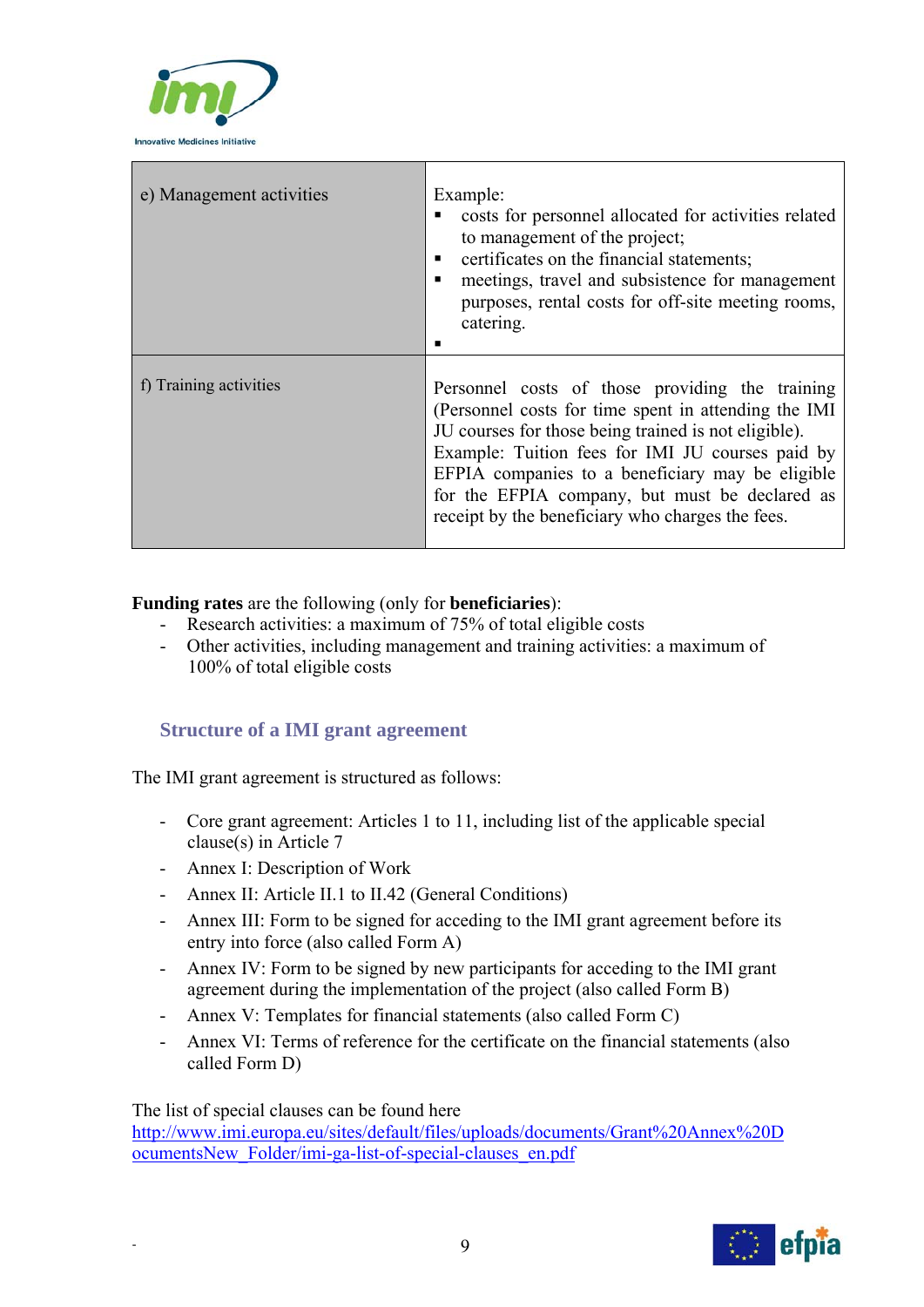| e) Management activities | Example:<br>▪ costs for personnel allocated for activities related to management of the project;<br>▪ certificates on the financial statements;<br>▪ meetings, travel and subsistence for management purposes, rental costs for off-site meeting rooms, catering.<br>▪ |
|---|---|
| f) Training activities | Personnel costs of those providing the training (Personnel costs for time spent in attending the IMI JU courses for those being trained is not eligible).<br>Example: Tuition fees for IMI JU courses paid by EFPIA companies to a beneficiary may be eligible for the EFPIA company, but must be declared as receipt by the beneficiary who charges the fees. |

**Funding rates** are the following (only for **beneficiaries**):

- Research activities: a maximum of 75% of total eligible costs
- Other activities, including management and training activities: a maximum of 100% of total eligible costs

## Structure of a IMI grant agreement

The IMI grant agreement is structured as follows:

- Core grant agreement: Articles 1 to 11, including list of the applicable special clause(s) in Article 7
- Annex I: Description of Work
- Annex II: Article II.1 to II.42 (General Conditions)
- Annex III: Form to be signed for acceding to the IMI grant agreement before its entry into force (also called Form A)
- Annex IV: Form to be signed by new participants for acceding to the IMI grant agreement during the implementation of the project (also called Form B)
- Annex V: Templates for financial statements (also called Form C)
- Annex VI: Terms of reference for the certificate on the financial statements (also called Form D)

The list of special clauses can be found here
http://www.imi.europa.eu/sites/default/files/uploads/documents/Grant%20Annex%20DocumentsNew_Folder/imi-ga-list-of-special-clauses_en.pdf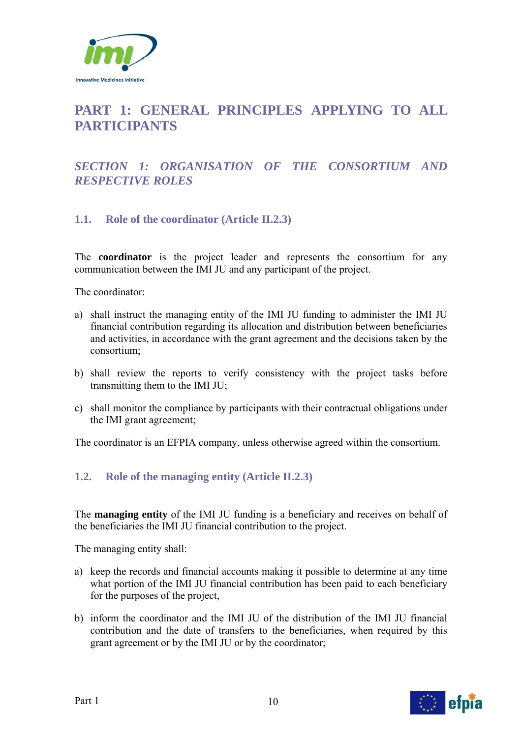# PART 1: GENERAL PRINCIPLES APPLYING TO ALL PARTICIPANTS

## *SECTION 1: ORGANISATION OF THE CONSORTIUM AND RESPECTIVE ROLES*

### 1.1. Role of the coordinator (Article II.2.3)

The **coordinator** is the project leader and represents the consortium for any communication between the IMI JU and any participant of the project.

The coordinator:

a) shall instruct the managing entity of the IMI JU funding to administer the IMI JU financial contribution regarding its allocation and distribution between beneficiaries and activities, in accordance with the grant agreement and the decisions taken by the consortium;

b) shall review the reports to verify consistency with the project tasks before transmitting them to the IMI JU;

c) shall monitor the compliance by participants with their contractual obligations under the IMI grant agreement;

The coordinator is an EFPIA company, unless otherwise agreed within the consortium.

### 1.2. Role of the managing entity (Article II.2.3)

The **managing entity** of the IMI JU funding is a beneficiary and receives on behalf of the beneficiaries the IMI JU financial contribution to the project.

The managing entity shall:

a) keep the records and financial accounts making it possible to determine at any time what portion of the IMI JU financial contribution has been paid to each beneficiary for the purposes of the project,

b) inform the coordinator and the IMI JU of the distribution of the IMI JU financial contribution and the date of transfers to the beneficiaries, when required by this grant agreement or by the IMI JU or by the coordinator;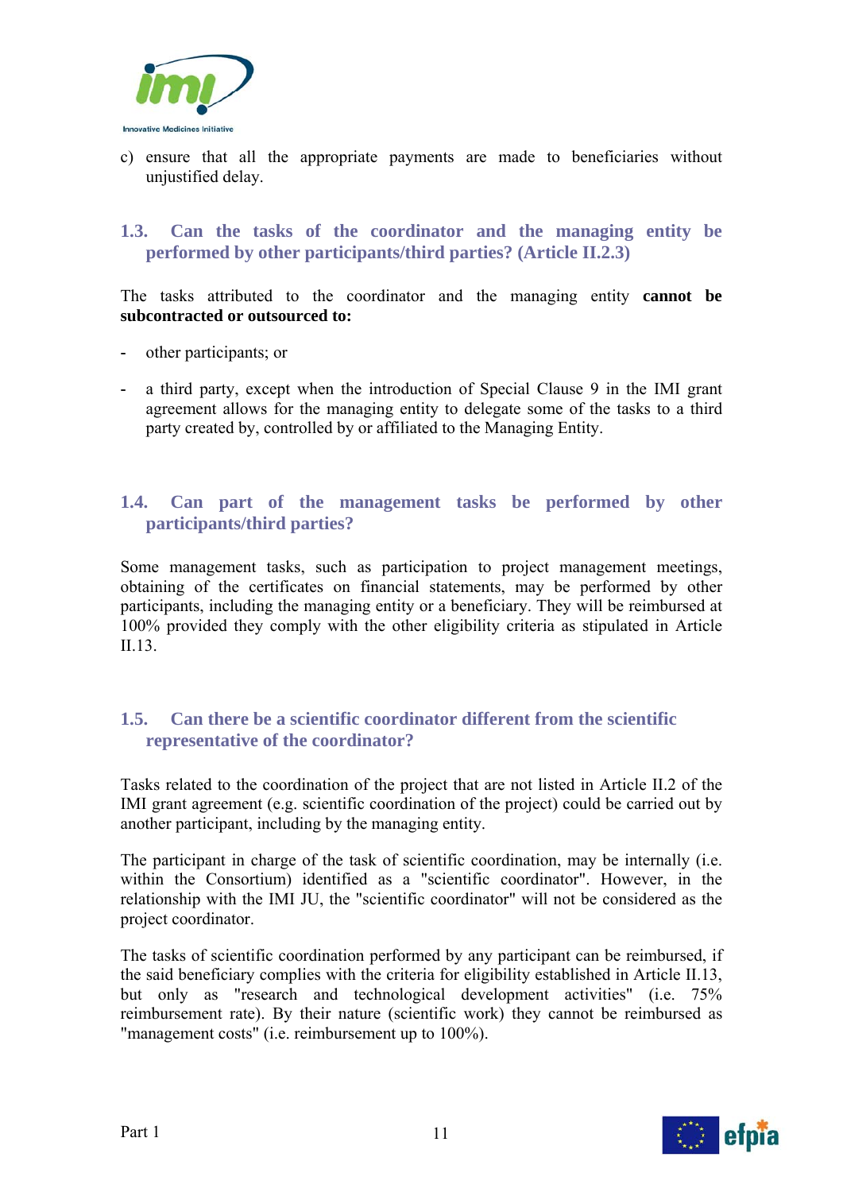c) ensure that all the appropriate payments are made to beneficiaries without unjustified delay.

### 1.3. Can the tasks of the coordinator and the managing entity be performed by other participants/third parties? (Article II.2.3)

The tasks attributed to the coordinator and the managing entity **cannot be subcontracted or outsourced to:**

- other participants; or
- a third party, except when the introduction of Special Clause 9 in the IMI grant agreement allows for the managing entity to delegate some of the tasks to a third party created by, controlled by or affiliated to the Managing Entity.

### 1.4. Can part of the management tasks be performed by other participants/third parties?

Some management tasks, such as participation to project management meetings, obtaining of the certificates on financial statements, may be performed by other participants, including the managing entity or a beneficiary. They will be reimbursed at 100% provided they comply with the other eligibility criteria as stipulated in Article II.13.

### 1.5. Can there be a scientific coordinator different from the scientific representative of the coordinator?

Tasks related to the coordination of the project that are not listed in Article II.2 of the IMI grant agreement (e.g. scientific coordination of the project) could be carried out by another participant, including by the managing entity.

The participant in charge of the task of scientific coordination, may be internally (i.e. within the Consortium) identified as a "scientific coordinator". However, in the relationship with the IMI JU, the "scientific coordinator" will not be considered as the project coordinator.

The tasks of scientific coordination performed by any participant can be reimbursed, if the said beneficiary complies with the criteria for eligibility established in Article II.13, but only as "research and technological development activities" (i.e. 75% reimbursement rate). By their nature (scientific work) they cannot be reimbursed as "management costs" (i.e. reimbursement up to 100%).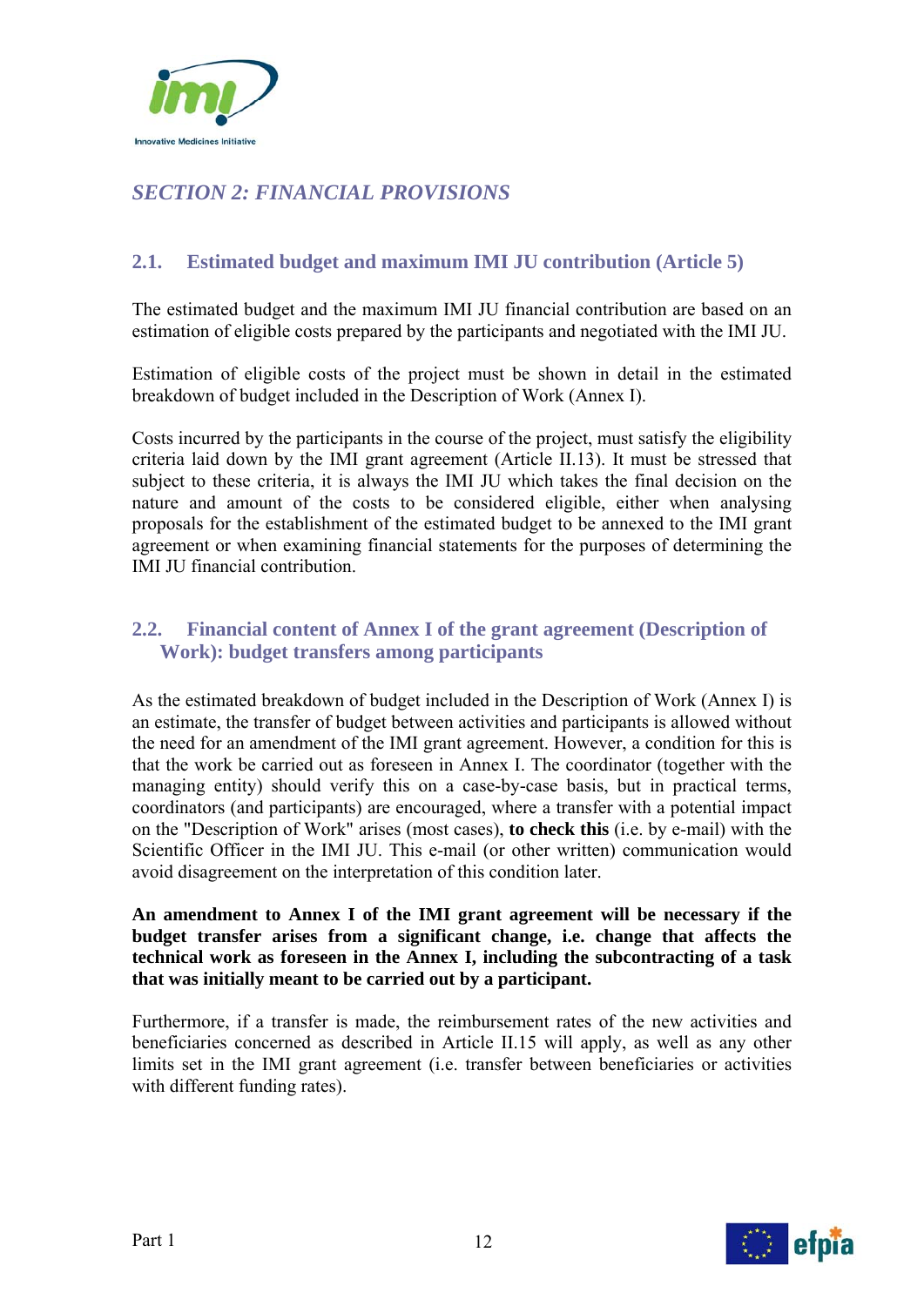## *SECTION 2: FINANCIAL PROVISIONS*

### 2.1. Estimated budget and maximum IMI JU contribution (Article 5)

The estimated budget and the maximum IMI JU financial contribution are based on an estimation of eligible costs prepared by the participants and negotiated with the IMI JU.

Estimation of eligible costs of the project must be shown in detail in the estimated breakdown of budget included in the Description of Work (Annex I).

Costs incurred by the participants in the course of the project, must satisfy the eligibility criteria laid down by the IMI grant agreement (Article II.13). It must be stressed that subject to these criteria, it is always the IMI JU which takes the final decision on the nature and amount of the costs to be considered eligible, either when analysing proposals for the establishment of the estimated budget to be annexed to the IMI grant agreement or when examining financial statements for the purposes of determining the IMI JU financial contribution.

### 2.2. Financial content of Annex I of the grant agreement (Description of Work): budget transfers among participants

As the estimated breakdown of budget included in the Description of Work (Annex I) is an estimate, the transfer of budget between activities and participants is allowed without the need for an amendment of the IMI grant agreement. However, a condition for this is that the work be carried out as foreseen in Annex I. The coordinator (together with the managing entity) should verify this on a case-by-case basis, but in practical terms, coordinators (and participants) are encouraged, where a transfer with a potential impact on the "Description of Work" arises (most cases), **to check this** (i.e. by e-mail) with the Scientific Officer in the IMI JU. This e-mail (or other written) communication would avoid disagreement on the interpretation of this condition later.

**An amendment to Annex I of the IMI grant agreement will be necessary if the budget transfer arises from a significant change, i.e. change that affects the technical work as foreseen in the Annex I, including the subcontracting of a task that was initially meant to be carried out by a participant.**

Furthermore, if a transfer is made, the reimbursement rates of the new activities and beneficiaries concerned as described in Article II.15 will apply, as well as any other limits set in the IMI grant agreement (i.e. transfer between beneficiaries or activities with different funding rates).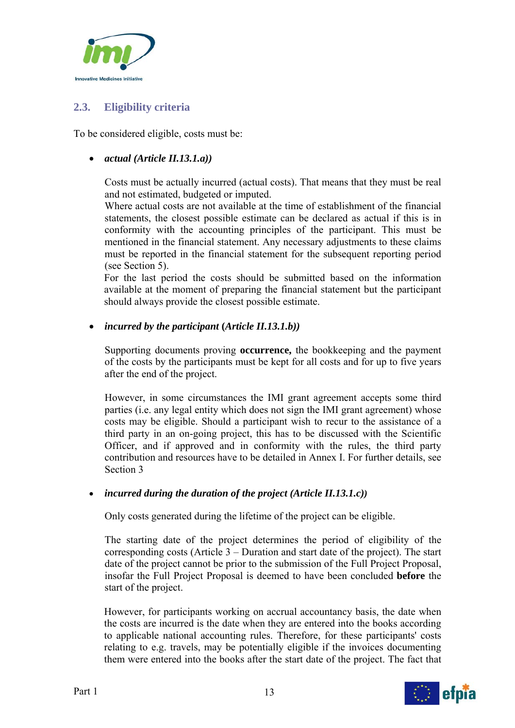### 2.3. Eligibility criteria

To be considered eligible, costs must be:

- ***actual (Article II.13.1.a))***

  Costs must be actually incurred (actual costs). That means that they must be real and not estimated, budgeted or imputed.
  Where actual costs are not available at the time of establishment of the financial statements, the closest possible estimate can be declared as actual if this is in conformity with the accounting principles of the participant. This must be mentioned in the financial statement. Any necessary adjustments to these claims must be reported in the financial statement for the subsequent reporting period (see Section 5).
  For the last period the costs should be submitted based on the information available at the moment of preparing the financial statement but the participant should always provide the closest possible estimate.

- ***incurred by the participant* (*Article II.13.1.b))***

  Supporting documents proving **occurrence,** the bookkeeping and the payment of the costs by the participants must be kept for all costs and for up to five years after the end of the project.

  However, in some circumstances the IMI grant agreement accepts some third parties (i.e. any legal entity which does not sign the IMI grant agreement) whose costs may be eligible. Should a participant wish to recur to the assistance of a third party in an on-going project, this has to be discussed with the Scientific Officer, and if approved and in conformity with the rules, the third party contribution and resources have to be detailed in Annex I. For further details, see Section 3

- ***incurred during the duration of the project (Article II.13.1.c))***

  Only costs generated during the lifetime of the project can be eligible.

  The starting date of the project determines the period of eligibility of the corresponding costs (Article 3 – Duration and start date of the project). The start date of the project cannot be prior to the submission of the Full Project Proposal, insofar the Full Project Proposal is deemed to have been concluded **before** the start of the project.

  However, for participants working on accrual accountancy basis, the date when the costs are incurred is the date when they are entered into the books according to applicable national accounting rules. Therefore, for these participants' costs relating to e.g. travels, may be potentially eligible if the invoices documenting them were entered into the books after the start date of the project. The fact that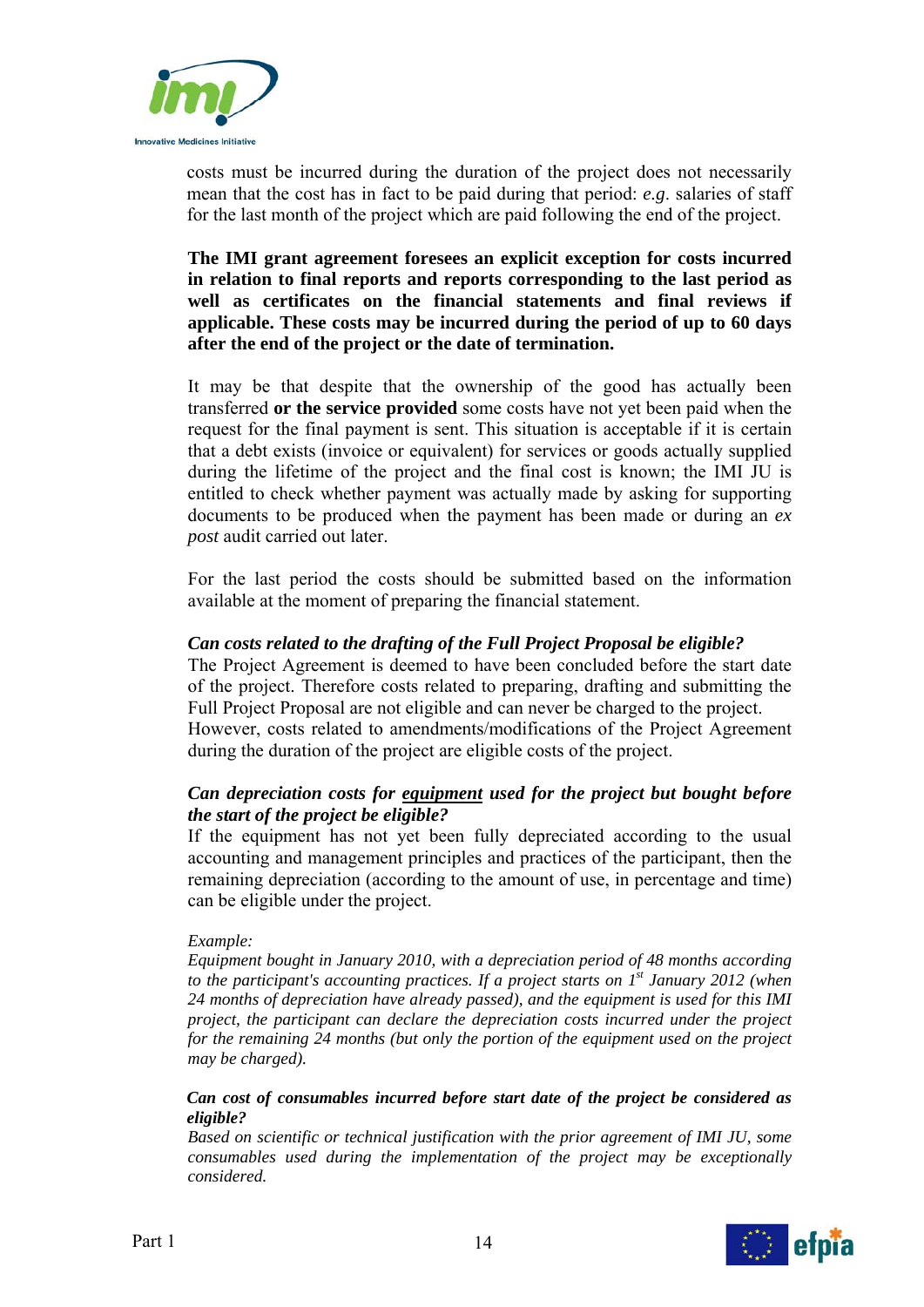costs must be incurred during the duration of the project does not necessarily mean that the cost has in fact to be paid during that period: *e.g*. salaries of staff for the last month of the project which are paid following the end of the project.

**The IMI grant agreement foresees an explicit exception for costs incurred in relation to final reports and reports corresponding to the last period as well as certificates on the financial statements and final reviews if applicable. These costs may be incurred during the period of up to 60 days after the end of the project or the date of termination.**

It may be that despite that the ownership of the good has actually been transferred **or the service provided** some costs have not yet been paid when the request for the final payment is sent. This situation is acceptable if it is certain that a debt exists (invoice or equivalent) for services or goods actually supplied during the lifetime of the project and the final cost is known; the IMI JU is entitled to check whether payment was actually made by asking for supporting documents to be produced when the payment has been made or during an *ex post* audit carried out later.

For the last period the costs should be submitted based on the information available at the moment of preparing the financial statement.

***Can costs related to the drafting of the Full Project Proposal be eligible?***

The Project Agreement is deemed to have been concluded before the start date of the project. Therefore costs related to preparing, drafting and submitting the Full Project Proposal are not eligible and can never be charged to the project.
However, costs related to amendments/modifications of the Project Agreement during the duration of the project are eligible costs of the project.

***Can depreciation costs for <u>equipment</u> used for the project but bought before the start of the project be eligible?***

If the equipment has not yet been fully depreciated according to the usual accounting and management principles and practices of the participant, then the remaining depreciation (according to the amount of use, in percentage and time) can be eligible under the project.

*Example:*
*Equipment bought in January 2010, with a depreciation period of 48 months according to the participant's accounting practices. If a project starts on 1st January 2012 (when 24 months of depreciation have already passed), and the equipment is used for this IMI project, the participant can declare the depreciation costs incurred under the project for the remaining 24 months (but only the portion of the equipment used on the project may be charged).*

***Can cost of consumables incurred before start date of the project be considered as eligible?***

*Based on scientific or technical justification with the prior agreement of IMI JU, some consumables used during the implementation of the project may be exceptionally considered.*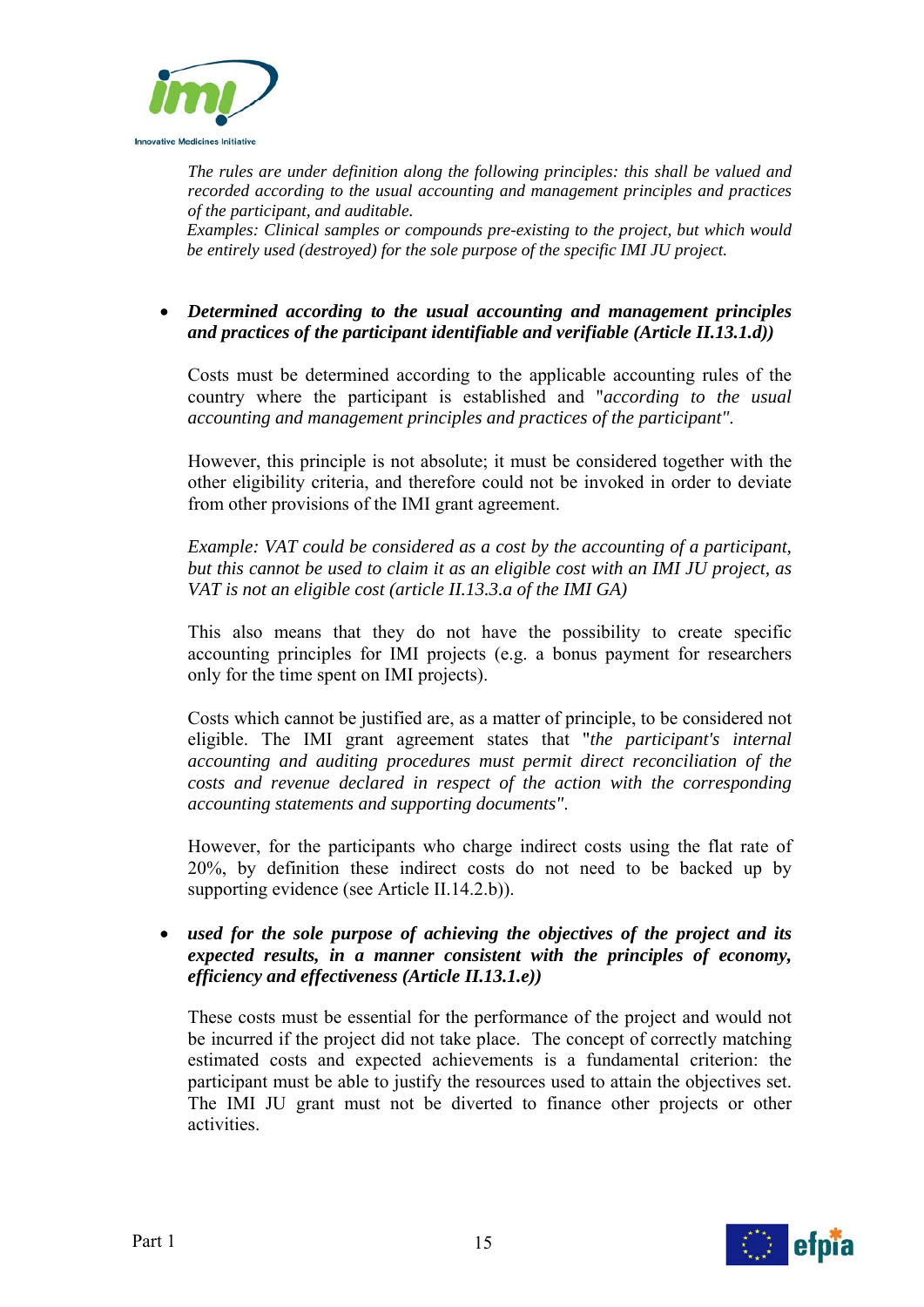*The rules are under definition along the following principles: this shall be valued and recorded according to the usual accounting and management principles and practices of the participant, and auditable.*
*Examples: Clinical samples or compounds pre-existing to the project, but which would be entirely used (destroyed) for the sole purpose of the specific IMI JU project.*

- ***Determined according to the usual accounting and management principles and practices of the participant identifiable and verifiable (Article II.13.1.d))***

  Costs must be determined according to the applicable accounting rules of the country where the participant is established and "*according to the usual accounting and management principles and practices of the participant"*.

  However, this principle is not absolute; it must be considered together with the other eligibility criteria, and therefore could not be invoked in order to deviate from other provisions of the IMI grant agreement.

  *Example: VAT could be considered as a cost by the accounting of a participant, but this cannot be used to claim it as an eligible cost with an IMI JU project, as VAT is not an eligible cost (article II.13.3.a of the IMI GA)*

  This also means that they do not have the possibility to create specific accounting principles for IMI projects (e.g. a bonus payment for researchers only for the time spent on IMI projects).

  Costs which cannot be justified are, as a matter of principle, to be considered not eligible. The IMI grant agreement states that "*the participant's internal accounting and auditing procedures must permit direct reconciliation of the costs and revenue declared in respect of the action with the corresponding accounting statements and supporting documents"*.

  However, for the participants who charge indirect costs using the flat rate of 20%, by definition these indirect costs do not need to be backed up by supporting evidence (see Article II.14.2.b)).

- ***used for the sole purpose of achieving the objectives of the project and its expected results, in a manner consistent with the principles of economy, efficiency and effectiveness (Article II.13.1.e))***

  These costs must be essential for the performance of the project and would not be incurred if the project did not take place. The concept of correctly matching estimated costs and expected achievements is a fundamental criterion: the participant must be able to justify the resources used to attain the objectives set. The IMI JU grant must not be diverted to finance other projects or other activities.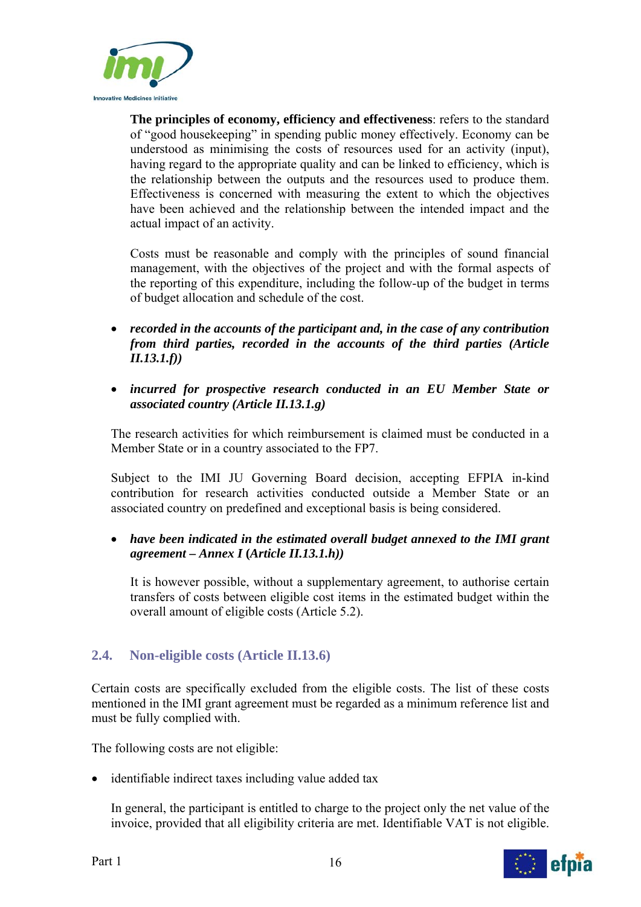**The principles of economy, efficiency and effectiveness**: refers to the standard of "good housekeeping" in spending public money effectively. Economy can be understood as minimising the costs of resources used for an activity (input), having regard to the appropriate quality and can be linked to efficiency, which is the relationship between the outputs and the resources used to produce them. Effectiveness is concerned with measuring the extent to which the objectives have been achieved and the relationship between the intended impact and the actual impact of an activity.

Costs must be reasonable and comply with the principles of sound financial management, with the objectives of the project and with the formal aspects of the reporting of this expenditure, including the follow-up of the budget in terms of budget allocation and schedule of the cost.

- ***recorded in the accounts of the participant and, in the case of any contribution from third parties, recorded in the accounts of the third parties (Article II.13.1.f))***

- ***incurred for prospective research conducted in an EU Member State or associated country (Article II.13.1.g)***

  The research activities for which reimbursement is claimed must be conducted in a Member State or in a country associated to the FP7.

  Subject to the IMI JU Governing Board decision, accepting EFPIA in-kind contribution for research activities conducted outside a Member State or an associated country on predefined and exceptional basis is being considered.

- ***have been indicated in the estimated overall budget annexed to the IMI grant agreement – Annex I (Article II.13.1.h))***

  It is however possible, without a supplementary agreement, to authorise certain transfers of costs between eligible cost items in the estimated budget within the overall amount of eligible costs (Article 5.2).

## 2.4. Non-eligible costs (Article II.13.6)

Certain costs are specifically excluded from the eligible costs. The list of these costs mentioned in the IMI grant agreement must be regarded as a minimum reference list and must be fully complied with.

The following costs are not eligible:

- identifiable indirect taxes including value added tax

  In general, the participant is entitled to charge to the project only the net value of the invoice, provided that all eligibility criteria are met. Identifiable VAT is not eligible.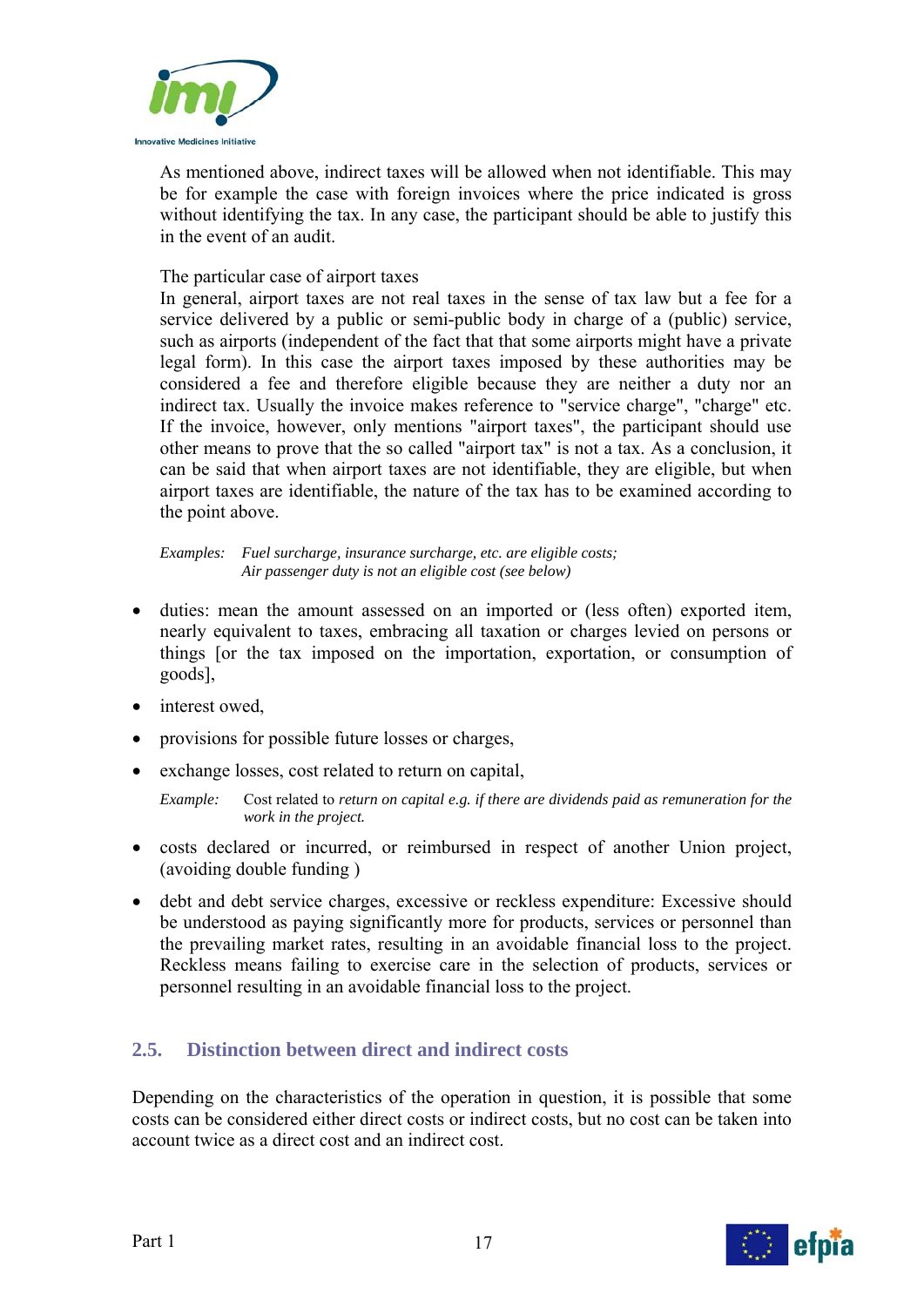As mentioned above, indirect taxes will be allowed when not identifiable. This may be for example the case with foreign invoices where the price indicated is gross without identifying the tax. In any case, the participant should be able to justify this in the event of an audit.

The particular case of airport taxes

In general, airport taxes are not real taxes in the sense of tax law but a fee for a service delivered by a public or semi-public body in charge of a (public) service, such as airports (independent of the fact that that some airports might have a private legal form). In this case the airport taxes imposed by these authorities may be considered a fee and therefore eligible because they are neither a duty nor an indirect tax. Usually the invoice makes reference to "service charge", "charge" etc. If the invoice, however, only mentions "airport taxes", the participant should use other means to prove that the so called "airport tax" is not a tax. As a conclusion, it can be said that when airport taxes are not identifiable, they are eligible, but when airport taxes are identifiable, the nature of the tax has to be examined according to the point above.

*Examples: Fuel surcharge, insurance surcharge, etc. are eligible costs;*
*Air passenger duty is not an eligible cost (see below)*

- duties: mean the amount assessed on an imported or (less often) exported item, nearly equivalent to taxes, embracing all taxation or charges levied on persons or things [or the tax imposed on the importation, exportation, or consumption of goods],
- interest owed,
- provisions for possible future losses or charges,
- exchange losses, cost related to return on capital,

  *Example:* Cost related to *return on capital e.g. if there are dividends paid as remuneration for the work in the project.*

- costs declared or incurred, or reimbursed in respect of another Union project, (avoiding double funding )
- debt and debt service charges, excessive or reckless expenditure: Excessive should be understood as paying significantly more for products, services or personnel than the prevailing market rates, resulting in an avoidable financial loss to the project. Reckless means failing to exercise care in the selection of products, services or personnel resulting in an avoidable financial loss to the project.

## 2.5. Distinction between direct and indirect costs

Depending on the characteristics of the operation in question, it is possible that some costs can be considered either direct costs or indirect costs, but no cost can be taken into account twice as a direct cost and an indirect cost.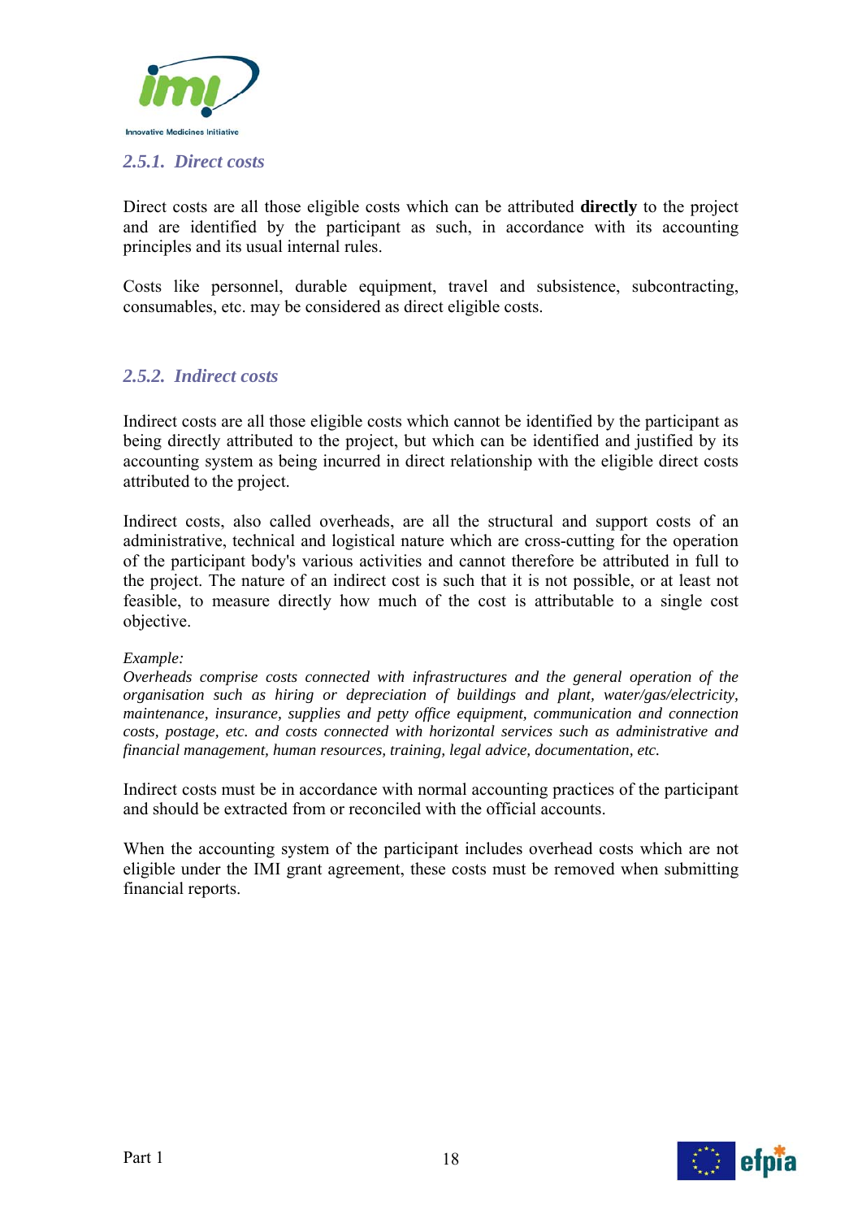### *2.5.1. Direct costs*

Direct costs are all those eligible costs which can be attributed **directly** to the project and are identified by the participant as such, in accordance with its accounting principles and its usual internal rules.

Costs like personnel, durable equipment, travel and subsistence, subcontracting, consumables, etc. may be considered as direct eligible costs.

### *2.5.2. Indirect costs*

Indirect costs are all those eligible costs which cannot be identified by the participant as being directly attributed to the project, but which can be identified and justified by its accounting system as being incurred in direct relationship with the eligible direct costs attributed to the project.

Indirect costs, also called overheads, are all the structural and support costs of an administrative, technical and logistical nature which are cross-cutting for the operation of the participant body's various activities and cannot therefore be attributed in full to the project. The nature of an indirect cost is such that it is not possible, or at least not feasible, to measure directly how much of the cost is attributable to a single cost objective.

*Example:*
*Overheads comprise costs connected with infrastructures and the general operation of the organisation such as hiring or depreciation of buildings and plant, water/gas/electricity, maintenance, insurance, supplies and petty office equipment, communication and connection costs, postage, etc. and costs connected with horizontal services such as administrative and financial management, human resources, training, legal advice, documentation, etc.*

Indirect costs must be in accordance with normal accounting practices of the participant and should be extracted from or reconciled with the official accounts.

When the accounting system of the participant includes overhead costs which are not eligible under the IMI grant agreement, these costs must be removed when submitting financial reports.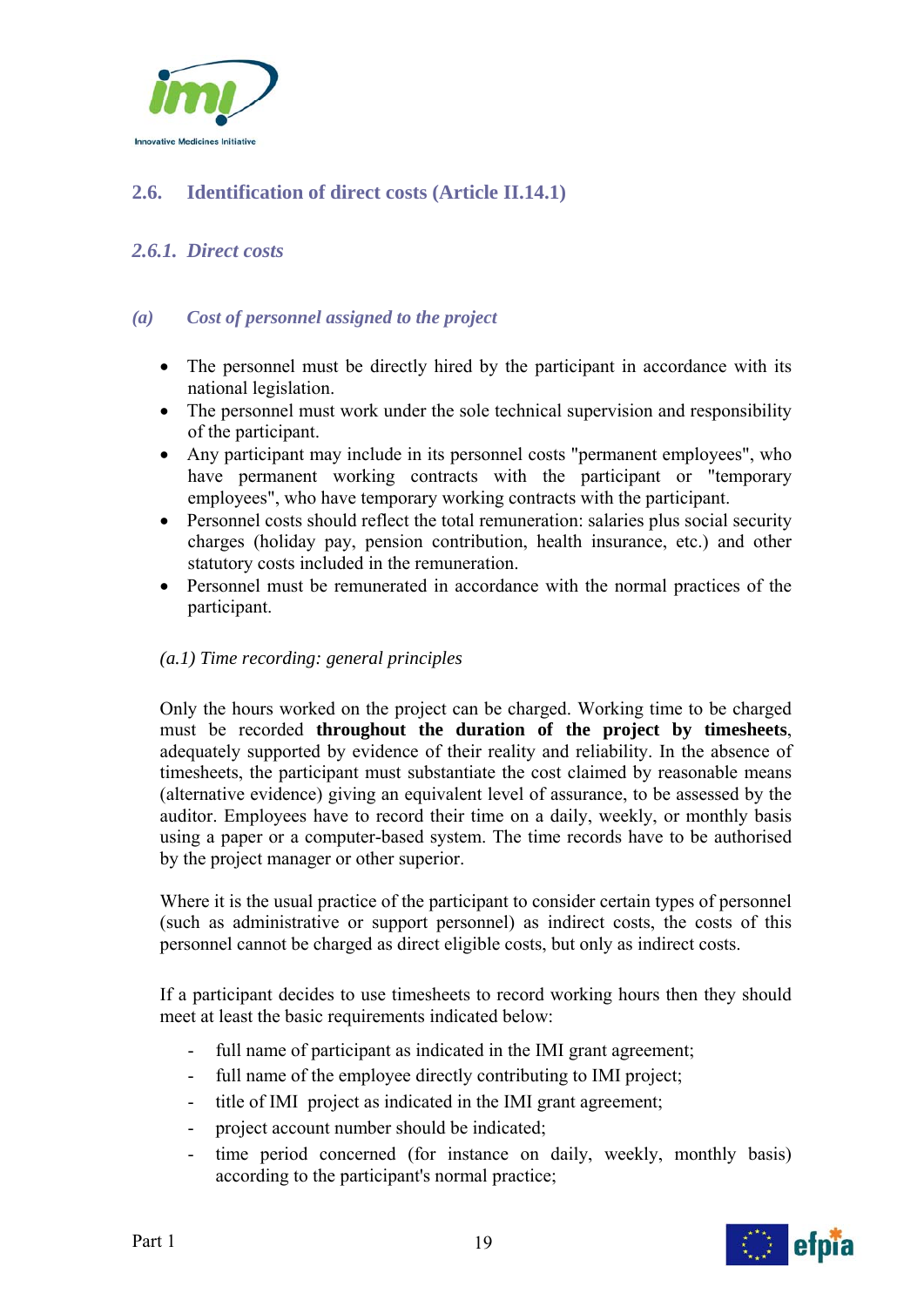## 2.6. Identification of direct costs (Article II.14.1)

### *2.6.1. Direct costs*

#### *(a) Cost of personnel assigned to the project*

- The personnel must be directly hired by the participant in accordance with its national legislation.
- The personnel must work under the sole technical supervision and responsibility of the participant.
- Any participant may include in its personnel costs "permanent employees", who have permanent working contracts with the participant or "temporary employees", who have temporary working contracts with the participant.
- Personnel costs should reflect the total remuneration: salaries plus social security charges (holiday pay, pension contribution, health insurance, etc.) and other statutory costs included in the remuneration.
- Personnel must be remunerated in accordance with the normal practices of the participant.

*(a.1) Time recording: general principles*

Only the hours worked on the project can be charged. Working time to be charged must be recorded **throughout the duration of the project by timesheets**, adequately supported by evidence of their reality and reliability. In the absence of timesheets, the participant must substantiate the cost claimed by reasonable means (alternative evidence) giving an equivalent level of assurance, to be assessed by the auditor. Employees have to record their time on a daily, weekly, or monthly basis using a paper or a computer-based system. The time records have to be authorised by the project manager or other superior.

Where it is the usual practice of the participant to consider certain types of personnel (such as administrative or support personnel) as indirect costs, the costs of this personnel cannot be charged as direct eligible costs, but only as indirect costs.

If a participant decides to use timesheets to record working hours then they should meet at least the basic requirements indicated below:

- full name of participant as indicated in the IMI grant agreement;
- full name of the employee directly contributing to IMI project;
- title of IMI project as indicated in the IMI grant agreement;
- project account number should be indicated;
- time period concerned (for instance on daily, weekly, monthly basis) according to the participant's normal practice;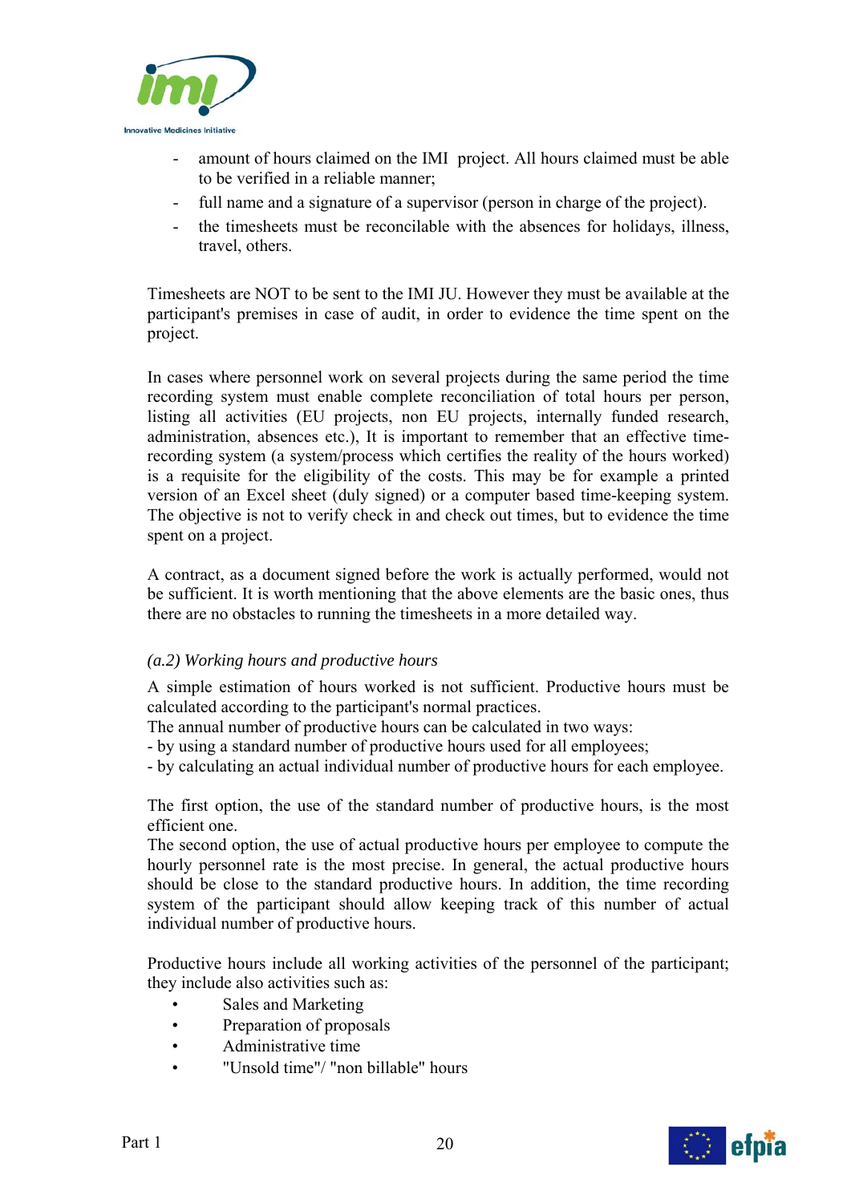- amount of hours claimed on the IMI project. All hours claimed must be able to be verified in a reliable manner;
- full name and a signature of a supervisor (person in charge of the project).
- the timesheets must be reconcilable with the absences for holidays, illness, travel, others.

Timesheets are NOT to be sent to the IMI JU. However they must be available at the participant's premises in case of audit, in order to evidence the time spent on the project.

In cases where personnel work on several projects during the same period the time recording system must enable complete reconciliation of total hours per person, listing all activities (EU projects, non EU projects, internally funded research, administration, absences etc.), It is important to remember that an effective time-recording system (a system/process which certifies the reality of the hours worked) is a requisite for the eligibility of the costs. This may be for example a printed version of an Excel sheet (duly signed) or a computer based time-keeping system. The objective is not to verify check in and check out times, but to evidence the time spent on a project.

A contract, as a document signed before the work is actually performed, would not be sufficient. It is worth mentioning that the above elements are the basic ones, thus there are no obstacles to running the timesheets in a more detailed way.

*(a.2) Working hours and productive hours*

A simple estimation of hours worked is not sufficient. Productive hours must be calculated according to the participant's normal practices.
The annual number of productive hours can be calculated in two ways:
- by using a standard number of productive hours used for all employees;
- by calculating an actual individual number of productive hours for each employee.

The first option, the use of the standard number of productive hours, is the most efficient one.
The second option, the use of actual productive hours per employee to compute the hourly personnel rate is the most precise. In general, the actual productive hours should be close to the standard productive hours. In addition, the time recording system of the participant should allow keeping track of this number of actual individual number of productive hours.

Productive hours include all working activities of the personnel of the participant; they include also activities such as:

- Sales and Marketing
- Preparation of proposals
- Administrative time
- "Unsold time"/ "non billable" hours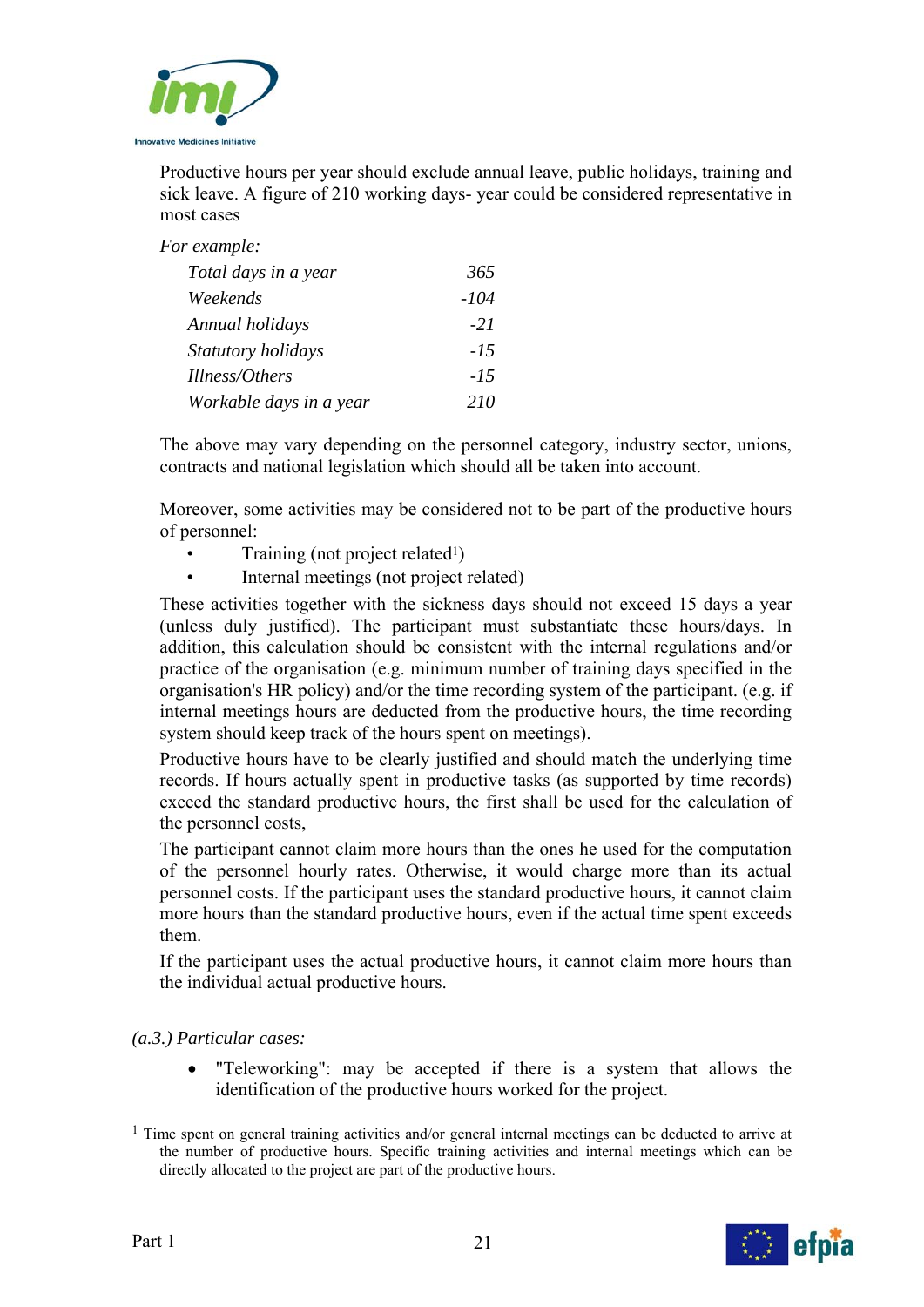Productive hours per year should exclude annual leave, public holidays, training and sick leave. A figure of 210 working days- year could be considered representative in most cases

*For example:*

| | |
|---|---|
| *Total days in a year* | *365* |
| *Weekends* | *-104* |
| *Annual holidays* | *-21* |
| *Statutory holidays* | *-15* |
| *Illness/Others* | *-15* |
| *Workable days in a year* | *210* |

The above may vary depending on the personnel category, industry sector, unions, contracts and national legislation which should all be taken into account.

Moreover, some activities may be considered not to be part of the productive hours of personnel:

- Training (not project related[1])
- Internal meetings (not project related)

These activities together with the sickness days should not exceed 15 days a year (unless duly justified). The participant must substantiate these hours/days. In addition, this calculation should be consistent with the internal regulations and/or practice of the organisation (e.g. minimum number of training days specified in the organisation's HR policy) and/or the time recording system of the participant. (e.g. if internal meetings hours are deducted from the productive hours, the time recording system should keep track of the hours spent on meetings).

Productive hours have to be clearly justified and should match the underlying time records. If hours actually spent in productive tasks (as supported by time records) exceed the standard productive hours, the first shall be used for the calculation of the personnel costs,

The participant cannot claim more hours than the ones he used for the computation of the personnel hourly rates. Otherwise, it would charge more than its actual personnel costs. If the participant uses the standard productive hours, it cannot claim more hours than the standard productive hours, even if the actual time spent exceeds them.

If the participant uses the actual productive hours, it cannot claim more hours than the individual actual productive hours.

*(a.3.) Particular cases:*

- "Teleworking": may be accepted if there is a system that allows the identification of the productive hours worked for the project.

---

[1] Time spent on general training activities and/or general internal meetings can be deducted to arrive at the number of productive hours. Specific training activities and internal meetings which can be directly allocated to the project are part of the productive hours.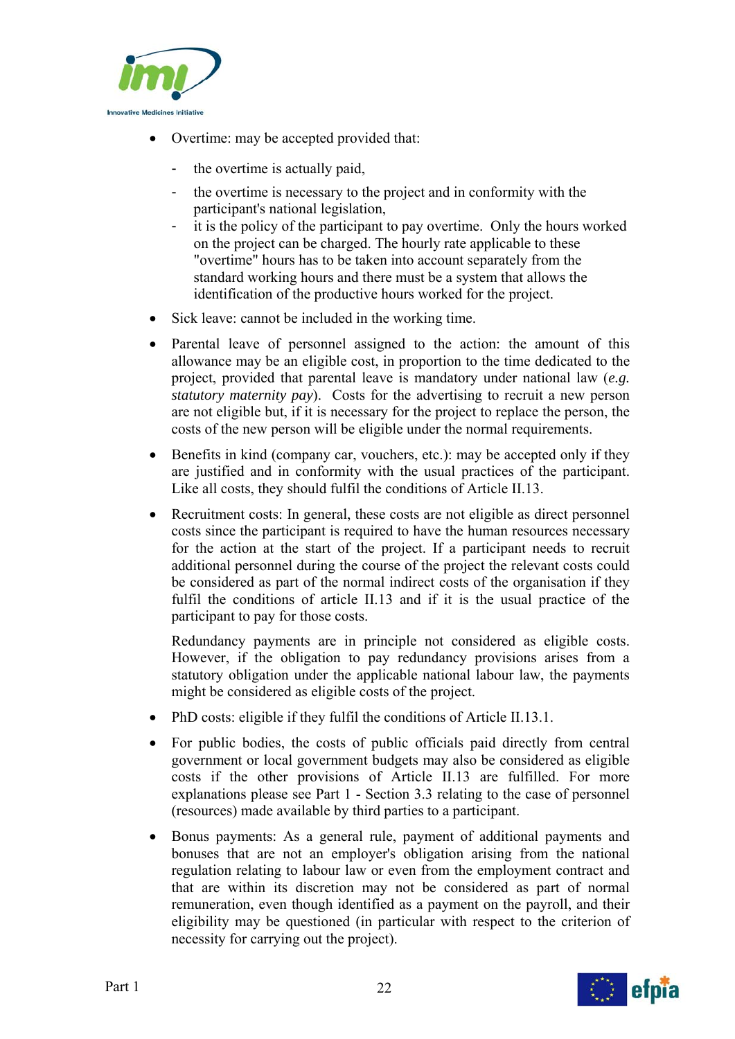- Overtime: may be accepted provided that:
  - the overtime is actually paid,
  - the overtime is necessary to the project and in conformity with the participant's national legislation,
  - it is the policy of the participant to pay overtime. Only the hours worked on the project can be charged. The hourly rate applicable to these "overtime" hours has to be taken into account separately from the standard working hours and there must be a system that allows the identification of the productive hours worked for the project.
- Sick leave: cannot be included in the working time.
- Parental leave of personnel assigned to the action: the amount of this allowance may be an eligible cost, in proportion to the time dedicated to the project, provided that parental leave is mandatory under national law (*e.g. statutory maternity pay*). Costs for the advertising to recruit a new person are not eligible but, if it is necessary for the project to replace the person, the costs of the new person will be eligible under the normal requirements.
- Benefits in kind (company car, vouchers, etc.): may be accepted only if they are justified and in conformity with the usual practices of the participant. Like all costs, they should fulfil the conditions of Article II.13.
- Recruitment costs: In general, these costs are not eligible as direct personnel costs since the participant is required to have the human resources necessary for the action at the start of the project. If a participant needs to recruit additional personnel during the course of the project the relevant costs could be considered as part of the normal indirect costs of the organisation if they fulfil the conditions of article II.13 and if it is the usual practice of the participant to pay for those costs.

  Redundancy payments are in principle not considered as eligible costs. However, if the obligation to pay redundancy provisions arises from a statutory obligation under the applicable national labour law, the payments might be considered as eligible costs of the project.
- PhD costs: eligible if they fulfil the conditions of Article II.13.1.
- For public bodies, the costs of public officials paid directly from central government or local government budgets may also be considered as eligible costs if the other provisions of Article II.13 are fulfilled. For more explanations please see Part 1 - Section 3.3 relating to the case of personnel (resources) made available by third parties to a participant.
- Bonus payments: As a general rule, payment of additional payments and bonuses that are not an employer's obligation arising from the national regulation relating to labour law or even from the employment contract and that are within its discretion may not be considered as part of normal remuneration, even though identified as a payment on the payroll, and their eligibility may be questioned (in particular with respect to the criterion of necessity for carrying out the project).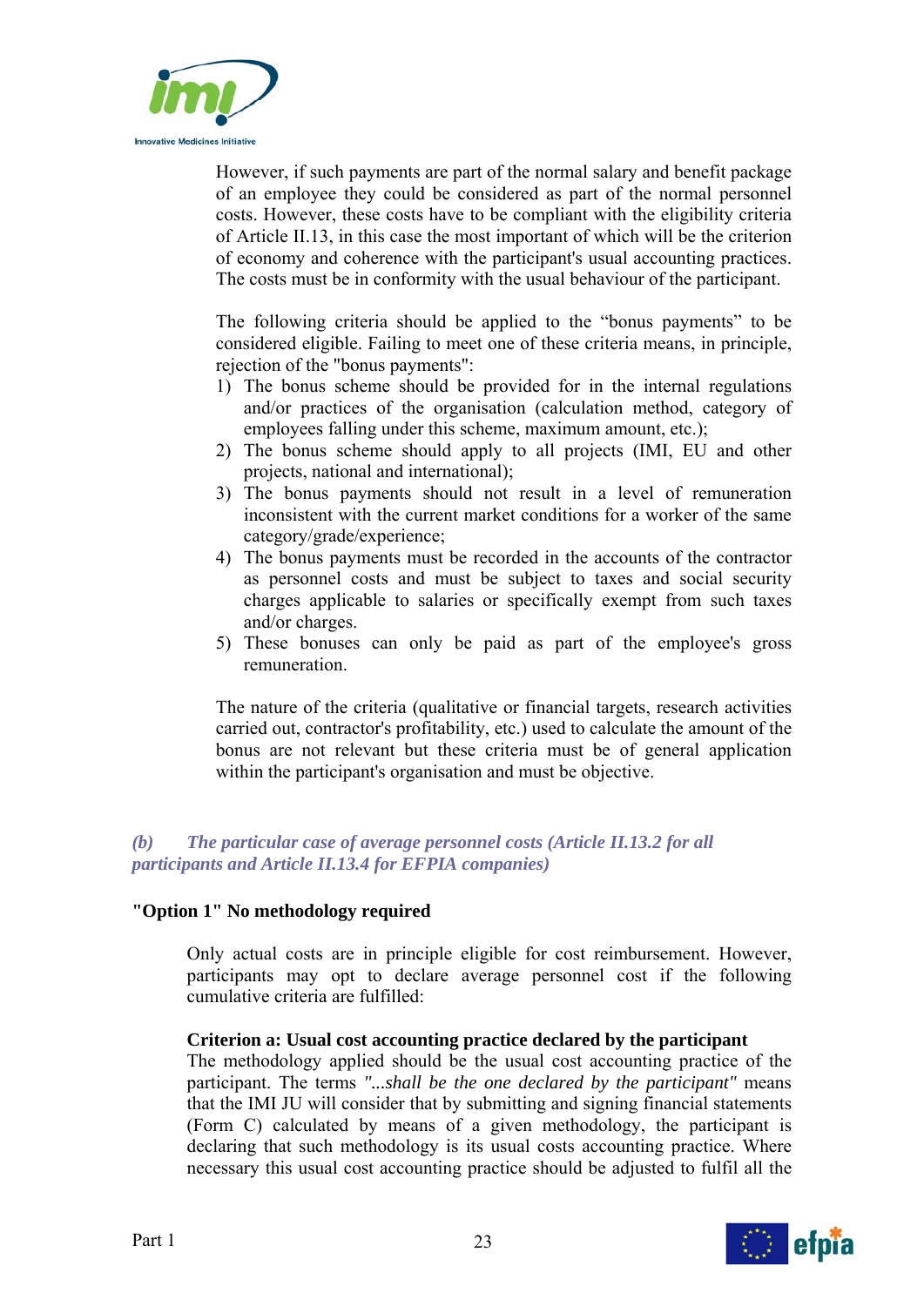However, if such payments are part of the normal salary and benefit package of an employee they could be considered as part of the normal personnel costs. However, these costs have to be compliant with the eligibility criteria of Article II.13, in this case the most important of which will be the criterion of economy and coherence with the participant's usual accounting practices. The costs must be in conformity with the usual behaviour of the participant.

The following criteria should be applied to the "bonus payments" to be considered eligible. Failing to meet one of these criteria means, in principle, rejection of the "bonus payments":

1) The bonus scheme should be provided for in the internal regulations and/or practices of the organisation (calculation method, category of employees falling under this scheme, maximum amount, etc.);
2) The bonus scheme should apply to all projects (IMI, EU and other projects, national and international);
3) The bonus payments should not result in a level of remuneration inconsistent with the current market conditions for a worker of the same category/grade/experience;
4) The bonus payments must be recorded in the accounts of the contractor as personnel costs and must be subject to taxes and social security charges applicable to salaries or specifically exempt from such taxes and/or charges.
5) These bonuses can only be paid as part of the employee's gross remuneration.

The nature of the criteria (qualitative or financial targets, research activities carried out, contractor's profitability, etc.) used to calculate the amount of the bonus are not relevant but these criteria must be of general application within the participant's organisation and must be objective.

### *(b) The particular case of average personnel costs (Article II.13.2 for all participants and Article II.13.4 for EFPIA companies)*

**"Option 1" No methodology required**

Only actual costs are in principle eligible for cost reimbursement. However, participants may opt to declare average personnel cost if the following cumulative criteria are fulfilled:

**Criterion a: Usual cost accounting practice declared by the participant**

The methodology applied should be the usual cost accounting practice of the participant. The terms *"...shall be the one declared by the participant"* means that the IMI JU will consider that by submitting and signing financial statements (Form C) calculated by means of a given methodology, the participant is declaring that such methodology is its usual costs accounting practice. Where necessary this usual cost accounting practice should be adjusted to fulfil all the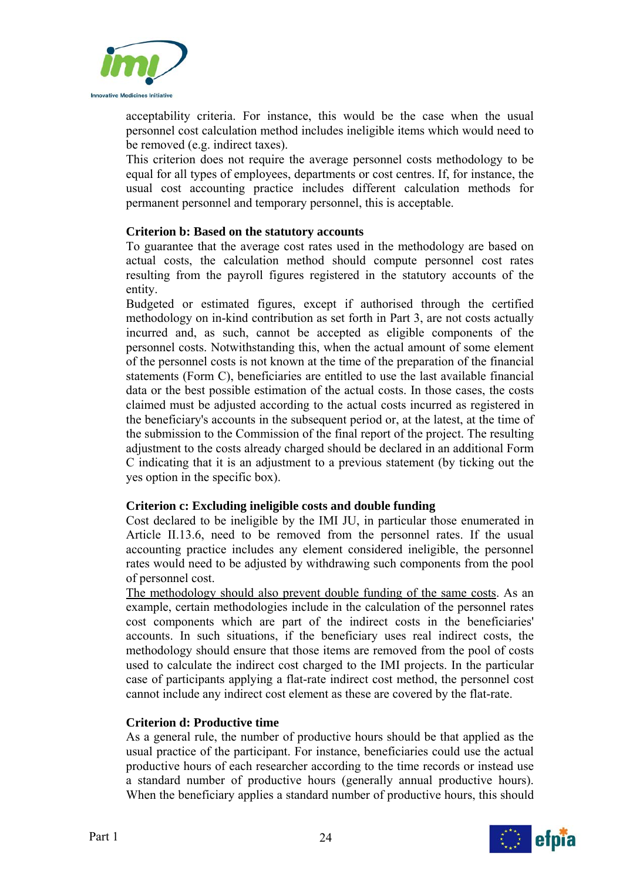acceptability criteria. For instance, this would be the case when the usual personnel cost calculation method includes ineligible items which would need to be removed (e.g. indirect taxes).

This criterion does not require the average personnel costs methodology to be equal for all types of employees, departments or cost centres. If, for instance, the usual cost accounting practice includes different calculation methods for permanent personnel and temporary personnel, this is acceptable.

**Criterion b: Based on the statutory accounts**

To guarantee that the average cost rates used in the methodology are based on actual costs, the calculation method should compute personnel cost rates resulting from the payroll figures registered in the statutory accounts of the entity.

Budgeted or estimated figures, except if authorised through the certified methodology on in-kind contribution as set forth in Part 3, are not costs actually incurred and, as such, cannot be accepted as eligible components of the personnel costs. Notwithstanding this, when the actual amount of some element of the personnel costs is not known at the time of the preparation of the financial statements (Form C), beneficiaries are entitled to use the last available financial data or the best possible estimation of the actual costs. In those cases, the costs claimed must be adjusted according to the actual costs incurred as registered in the beneficiary's accounts in the subsequent period or, at the latest, at the time of the submission to the Commission of the final report of the project. The resulting adjustment to the costs already charged should be declared in an additional Form C indicating that it is an adjustment to a previous statement (by ticking out the yes option in the specific box).

**Criterion c: Excluding ineligible costs and double funding**

Cost declared to be ineligible by the IMI JU, in particular those enumerated in Article II.13.6, need to be removed from the personnel rates. If the usual accounting practice includes any element considered ineligible, the personnel rates would need to be adjusted by withdrawing such components from the pool of personnel cost.

<u>The methodology should also prevent double funding of the same costs</u>. As an example, certain methodologies include in the calculation of the personnel rates cost components which are part of the indirect costs in the beneficiaries' accounts. In such situations, if the beneficiary uses real indirect costs, the methodology should ensure that those items are removed from the pool of costs used to calculate the indirect cost charged to the IMI projects. In the particular case of participants applying a flat-rate indirect cost method, the personnel cost cannot include any indirect cost element as these are covered by the flat-rate.

**Criterion d: Productive time**

As a general rule, the number of productive hours should be that applied as the usual practice of the participant. For instance, beneficiaries could use the actual productive hours of each researcher according to the time records or instead use a standard number of productive hours (generally annual productive hours). When the beneficiary applies a standard number of productive hours, this should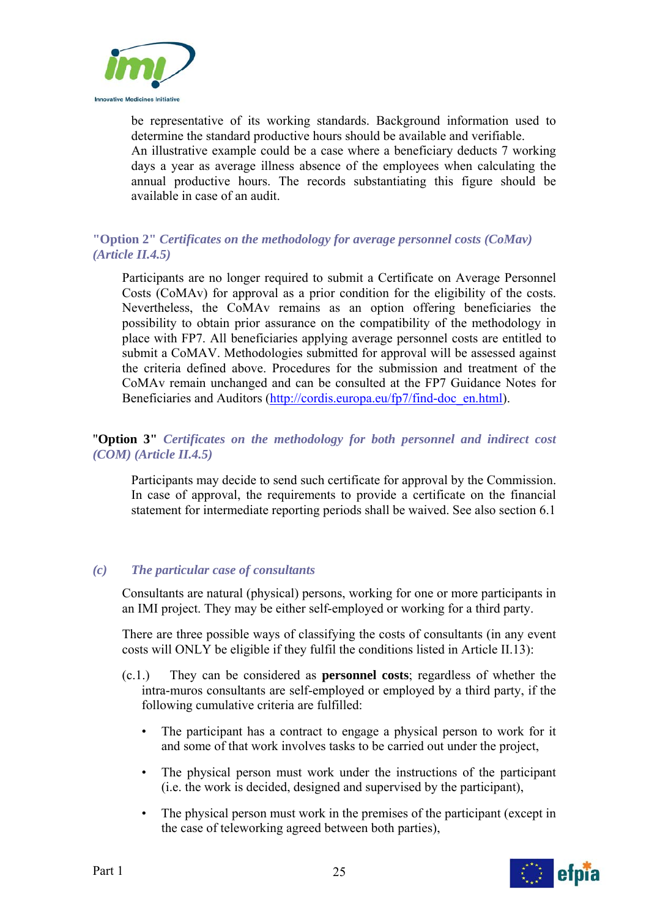be representative of its working standards. Background information used to determine the standard productive hours should be available and verifiable.
An illustrative example could be a case where a beneficiary deducts 7 working days a year as average illness absence of the employees when calculating the annual productive hours. The records substantiating this figure should be available in case of an audit.

**"Option 2"** ***Certificates on the methodology for average personnel costs (CoMav) (Article II.4.5)***

Participants are no longer required to submit a Certificate on Average Personnel Costs (CoMAv) for approval as a prior condition for the eligibility of the costs. Nevertheless, the CoMAv remains as an option offering beneficiaries the possibility to obtain prior assurance on the compatibility of the methodology in place with FP7. All beneficiaries applying average personnel costs are entitled to submit a CoMAV. Methodologies submitted for approval will be assessed against the criteria defined above. Procedures for the submission and treatment of the CoMAv remain unchanged and can be consulted at the FP7 Guidance Notes for Beneficiaries and Auditors (http://cordis.europa.eu/fp7/find-doc_en.html).

**"Option 3"** ***Certificates on the methodology for both personnel and indirect cost (COM) (Article II.4.5)***

Participants may decide to send such certificate for approval by the Commission. In case of approval, the requirements to provide a certificate on the financial statement for intermediate reporting periods shall be waived. See also section 6.1

### *(c) The particular case of consultants*

Consultants are natural (physical) persons, working for one or more participants in an IMI project. They may be either self-employed or working for a third party.

There are three possible ways of classifying the costs of consultants (in any event costs will ONLY be eligible if they fulfil the conditions listed in Article II.13):

(c.1.) They can be considered as **personnel costs**; regardless of whether the intra-muros consultants are self-employed or employed by a third party, if the following cumulative criteria are fulfilled:

- The participant has a contract to engage a physical person to work for it and some of that work involves tasks to be carried out under the project,
- The physical person must work under the instructions of the participant (i.e. the work is decided, designed and supervised by the participant),
- The physical person must work in the premises of the participant (except in the case of teleworking agreed between both parties),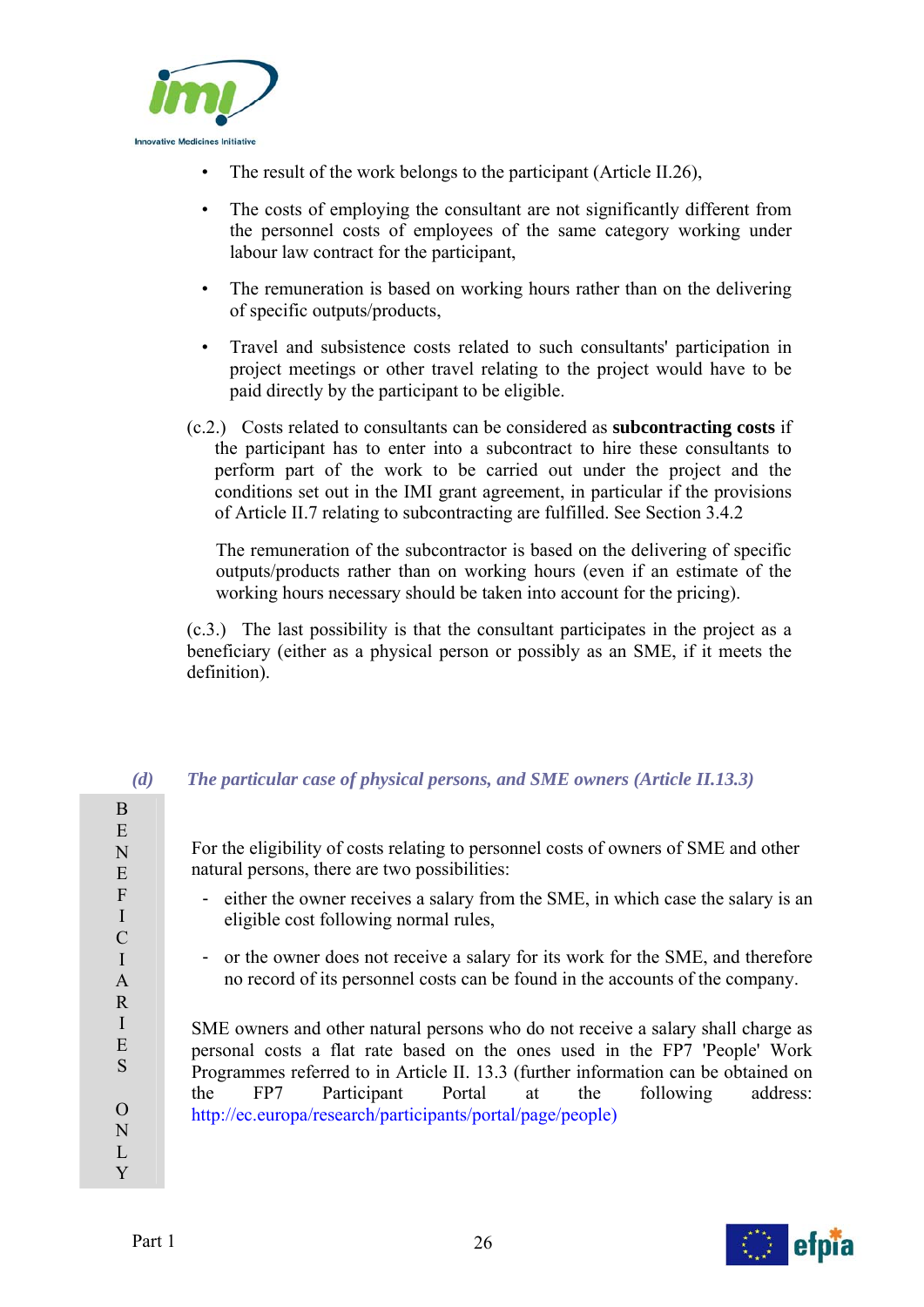- The result of the work belongs to the participant (Article II.26),
- The costs of employing the consultant are not significantly different from the personnel costs of employees of the same category working under labour law contract for the participant,
- The remuneration is based on working hours rather than on the delivering of specific outputs/products,
- Travel and subsistence costs related to such consultants' participation in project meetings or other travel relating to the project would have to be paid directly by the participant to be eligible.

(c.2.) Costs related to consultants can be considered as **subcontracting costs** if the participant has to enter into a subcontract to hire these consultants to perform part of the work to be carried out under the project and the conditions set out in the IMI grant agreement, in particular if the provisions of Article II.7 relating to subcontracting are fulfilled. See Section 3.4.2

The remuneration of the subcontractor is based on the delivering of specific outputs/products rather than on working hours (even if an estimate of the working hours necessary should be taken into account for the pricing).

(c.3.) The last possibility is that the consultant participates in the project as a beneficiary (either as a physical person or possibly as an SME, if it meets the definition).

### *(d) The particular case of physical persons, and SME owners (Article II.13.3)*

BENEFICIARIES ONLY

For the eligibility of costs relating to personnel costs of owners of SME and other natural persons, there are two possibilities:

- either the owner receives a salary from the SME, in which case the salary is an eligible cost following normal rules,
- or the owner does not receive a salary for its work for the SME, and therefore no record of its personnel costs can be found in the accounts of the company.

SME owners and other natural persons who do not receive a salary shall charge as personal costs a flat rate based on the ones used in the FP7 'People' Work Programmes referred to in Article II. 13.3 (further information can be obtained on the FP7 Participant Portal at the following address: http://ec.europa/research/participants/portal/page/people)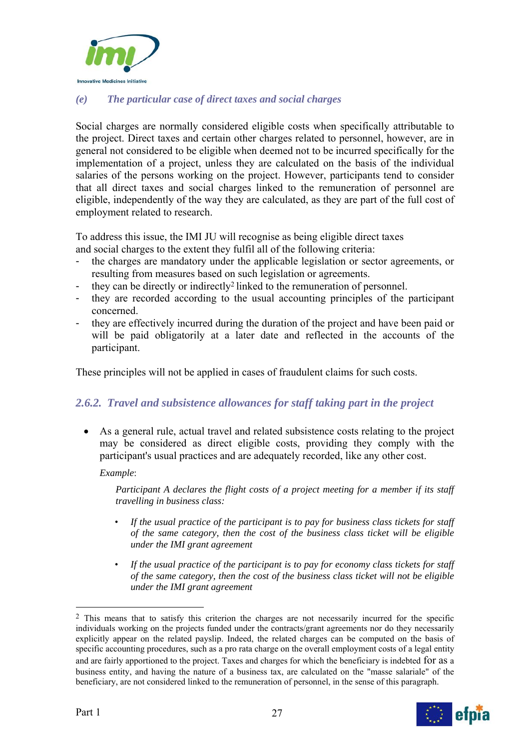### *(e) The particular case of direct taxes and social charges*

Social charges are normally considered eligible costs when specifically attributable to the project. Direct taxes and certain other charges related to personnel, however, are in general not considered to be eligible when deemed not to be incurred specifically for the implementation of a project, unless they are calculated on the basis of the individual salaries of the persons working on the project. However, participants tend to consider that all direct taxes and social charges linked to the remuneration of personnel are eligible, independently of the way they are calculated, as they are part of the full cost of employment related to research.

To address this issue, the IMI JU will recognise as being eligible direct taxes and social charges to the extent they fulfil all of the following criteria:

- the charges are mandatory under the applicable legislation or sector agreements, or resulting from measures based on such legislation or agreements.
- they can be directly or indirectly[2] linked to the remuneration of personnel.
- they are recorded according to the usual accounting principles of the participant concerned.
- they are effectively incurred during the duration of the project and have been paid or will be paid obligatorily at a later date and reflected in the accounts of the participant.

These principles will not be applied in cases of fraudulent claims for such costs.

## *2.6.2. Travel and subsistence allowances for staff taking part in the project*

- As a general rule, actual travel and related subsistence costs relating to the project may be considered as direct eligible costs, providing they comply with the participant's usual practices and are adequately recorded, like any other cost.

  *Example*:

  *Participant A declares the flight costs of a project meeting for a member if its staff travelling in business class:*

  - *If the usual practice of the participant is to pay for business class tickets for staff of the same category, then the cost of the business class ticket will be eligible under the IMI grant agreement*
  - *If the usual practice of the participant is to pay for economy class tickets for staff of the same category, then the cost of the business class ticket will not be eligible under the IMI grant agreement*

---

[2] This means that to satisfy this criterion the charges are not necessarily incurred for the specific individuals working on the projects funded under the contracts/grant agreements nor do they necessarily explicitly appear on the related payslip. Indeed, the related charges can be computed on the basis of specific accounting procedures, such as a pro rata charge on the overall employment costs of a legal entity and are fairly apportioned to the project. Taxes and charges for which the beneficiary is indebted for as a business entity, and having the nature of a business tax, are calculated on the "masse salariale" of the beneficiary, are not considered linked to the remuneration of personnel, in the sense of this paragraph.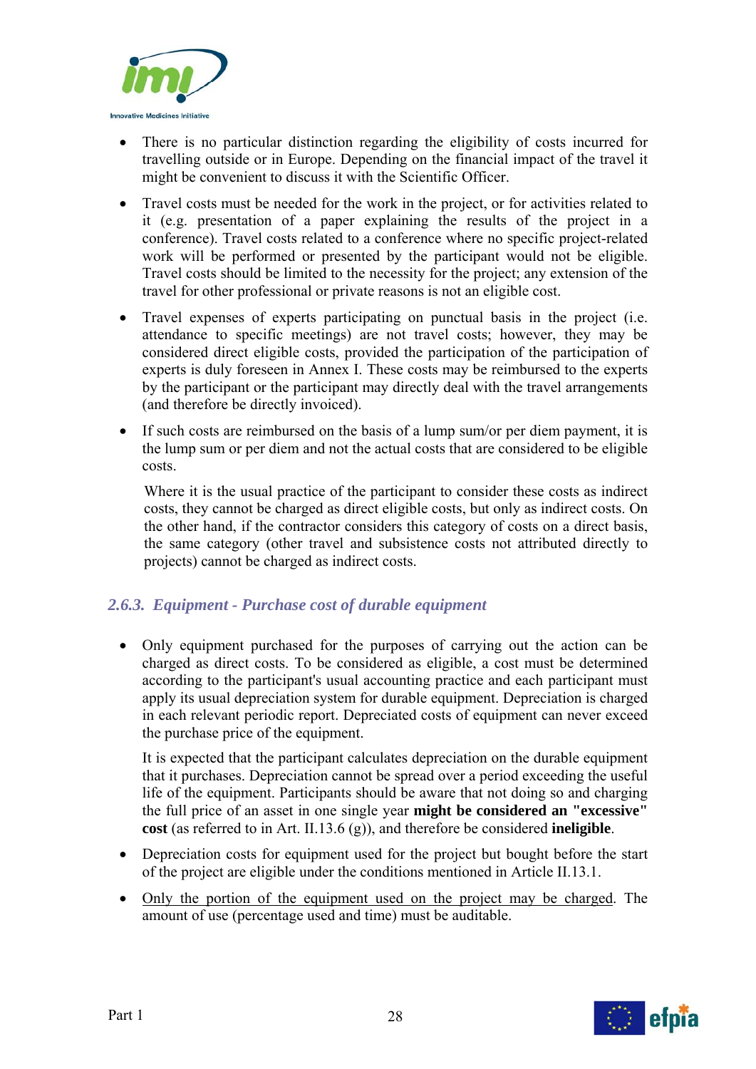- There is no particular distinction regarding the eligibility of costs incurred for travelling outside or in Europe. Depending on the financial impact of the travel it might be convenient to discuss it with the Scientific Officer.

- Travel costs must be needed for the work in the project, or for activities related to it (e.g. presentation of a paper explaining the results of the project in a conference). Travel costs related to a conference where no specific project-related work will be performed or presented by the participant would not be eligible. Travel costs should be limited to the necessity for the project; any extension of the travel for other professional or private reasons is not an eligible cost.

- Travel expenses of experts participating on punctual basis in the project (i.e. attendance to specific meetings) are not travel costs; however, they may be considered direct eligible costs, provided the participation of the participation of experts is duly foreseen in Annex I. These costs may be reimbursed to the experts by the participant or the participant may directly deal with the travel arrangements (and therefore be directly invoiced).

- If such costs are reimbursed on the basis of a lump sum/or per diem payment, it is the lump sum or per diem and not the actual costs that are considered to be eligible costs.

  Where it is the usual practice of the participant to consider these costs as indirect costs, they cannot be charged as direct eligible costs, but only as indirect costs. On the other hand, if the contractor considers this category of costs on a direct basis, the same category (other travel and subsistence costs not attributed directly to projects) cannot be charged as indirect costs.

### *2.6.3. Equipment - Purchase cost of durable equipment*

- Only equipment purchased for the purposes of carrying out the action can be charged as direct costs. To be considered as eligible, a cost must be determined according to the participant's usual accounting practice and each participant must apply its usual depreciation system for durable equipment. Depreciation is charged in each relevant periodic report. Depreciated costs of equipment can never exceed the purchase price of the equipment.

  It is expected that the participant calculates depreciation on the durable equipment that it purchases. Depreciation cannot be spread over a period exceeding the useful life of the equipment. Participants should be aware that not doing so and charging the full price of an asset in one single year **might be considered an "excessive" cost** (as referred to in Art. II.13.6 (g)), and therefore be considered **ineligible**.

- Depreciation costs for equipment used for the project but bought before the start of the project are eligible under the conditions mentioned in Article II.13.1.

- <u>Only the portion of the equipment used on the project may be charged</u>. The amount of use (percentage used and time) must be auditable.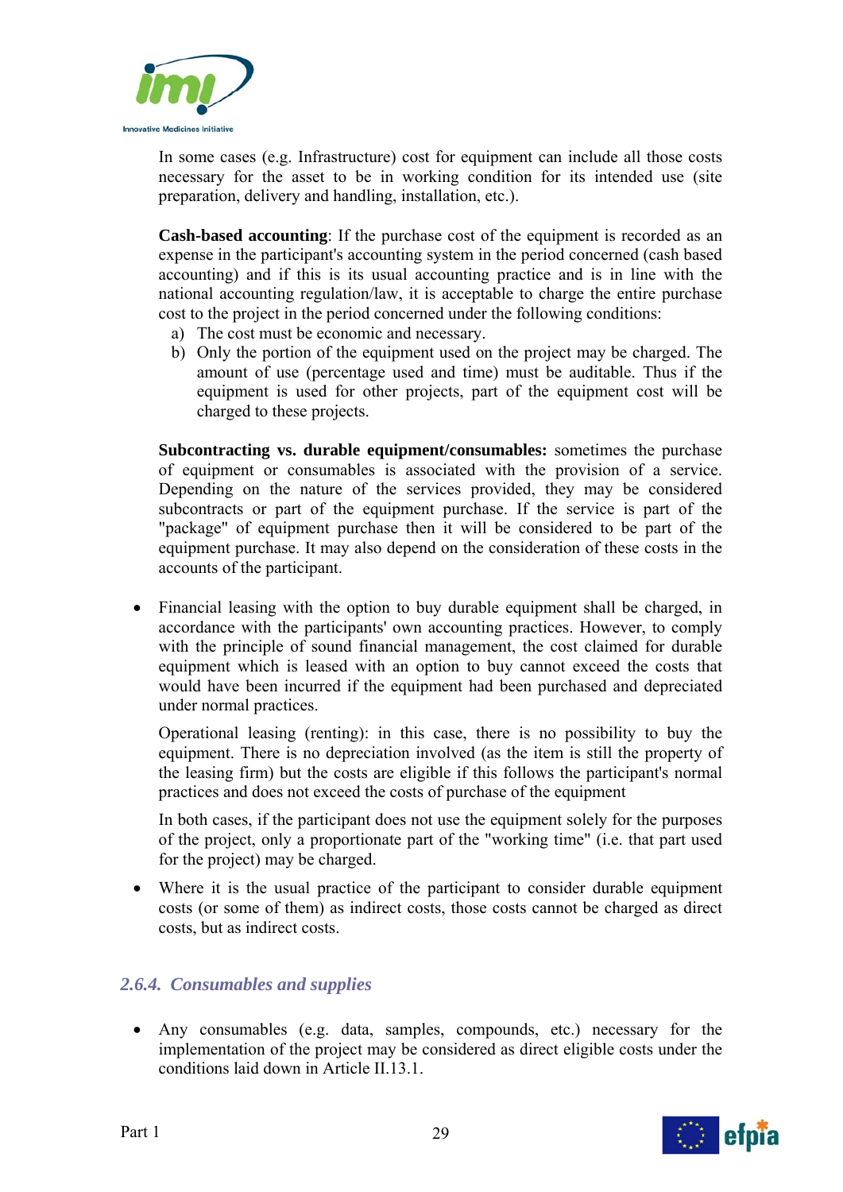In some cases (e.g. Infrastructure) cost for equipment can include all those costs necessary for the asset to be in working condition for its intended use (site preparation, delivery and handling, installation, etc.).

**Cash-based accounting**: If the purchase cost of the equipment is recorded as an expense in the participant's accounting system in the period concerned (cash based accounting) and if this is its usual accounting practice and is in line with the national accounting regulation/law, it is acceptable to charge the entire purchase cost to the project in the period concerned under the following conditions:

a) The cost must be economic and necessary.
b) Only the portion of the equipment used on the project may be charged. The amount of use (percentage used and time) must be auditable. Thus if the equipment is used for other projects, part of the equipment cost will be charged to these projects.

**Subcontracting vs. durable equipment/consumables:** sometimes the purchase of equipment or consumables is associated with the provision of a service. Depending on the nature of the services provided, they may be considered subcontracts or part of the equipment purchase. If the service is part of the "package" of equipment purchase then it will be considered to be part of the equipment purchase. It may also depend on the consideration of these costs in the accounts of the participant.

- Financial leasing with the option to buy durable equipment shall be charged, in accordance with the participants' own accounting practices. However, to comply with the principle of sound financial management, the cost claimed for durable equipment which is leased with an option to buy cannot exceed the costs that would have been incurred if the equipment had been purchased and depreciated under normal practices.

  Operational leasing (renting): in this case, there is no possibility to buy the equipment. There is no depreciation involved (as the item is still the property of the leasing firm) but the costs are eligible if this follows the participant's normal practices and does not exceed the costs of purchase of the equipment

  In both cases, if the participant does not use the equipment solely for the purposes of the project, only a proportionate part of the "working time" (i.e. that part used for the project) may be charged.

- Where it is the usual practice of the participant to consider durable equipment costs (or some of them) as indirect costs, those costs cannot be charged as direct costs, but as indirect costs.

### *2.6.4. Consumables and supplies*

- Any consumables (e.g. data, samples, compounds, etc.) necessary for the implementation of the project may be considered as direct eligible costs under the conditions laid down in Article II.13.1.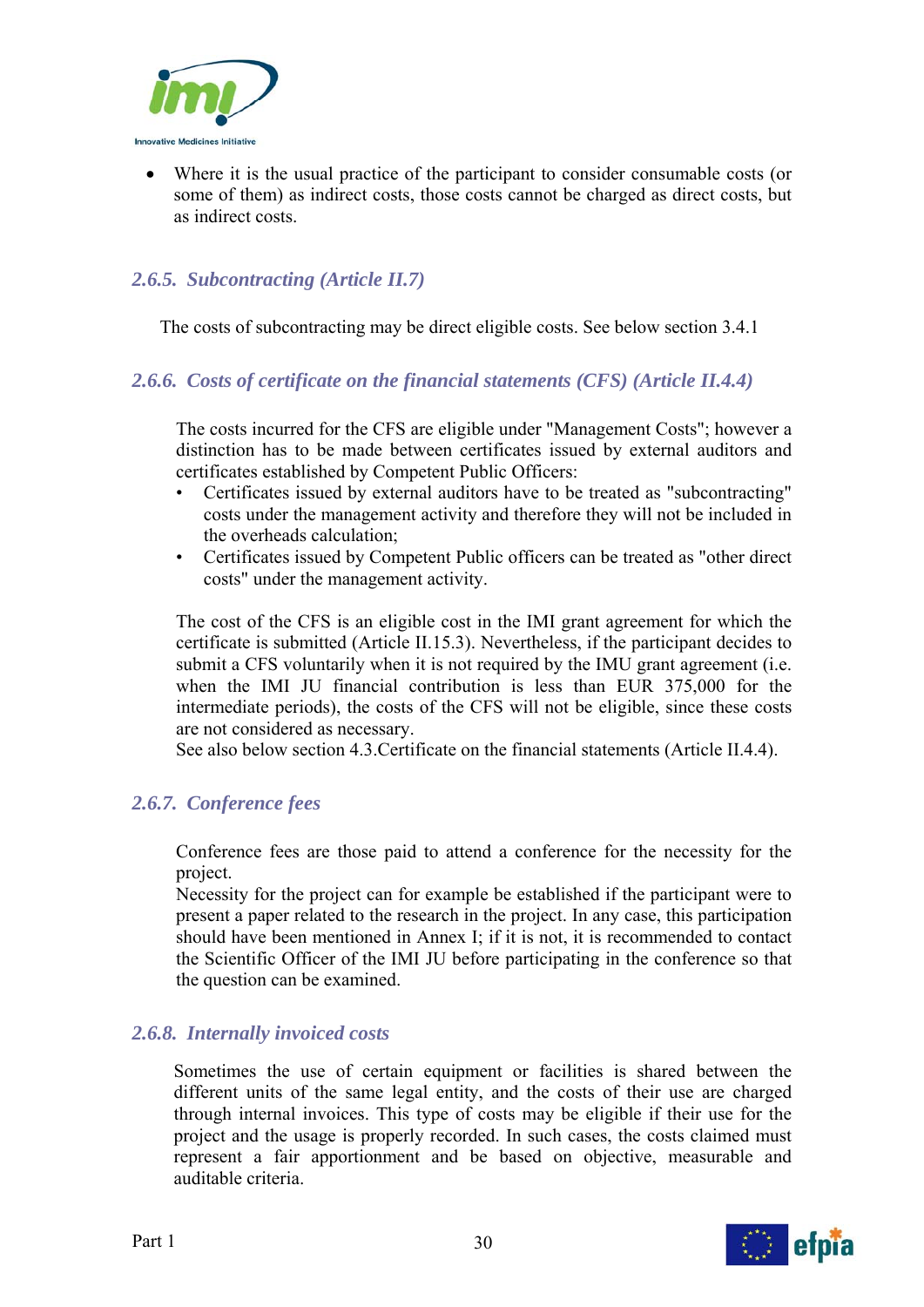- Where it is the usual practice of the participant to consider consumable costs (or some of them) as indirect costs, those costs cannot be charged as direct costs, but as indirect costs.

### *2.6.5. Subcontracting (Article II.7)*

The costs of subcontracting may be direct eligible costs. See below section 3.4.1

### *2.6.6. Costs of certificate on the financial statements (CFS) (Article II.4.4)*

The costs incurred for the CFS are eligible under "Management Costs"; however a distinction has to be made between certificates issued by external auditors and certificates established by Competent Public Officers:

- Certificates issued by external auditors have to be treated as "subcontracting" costs under the management activity and therefore they will not be included in the overheads calculation;
- Certificates issued by Competent Public officers can be treated as "other direct costs" under the management activity.

The cost of the CFS is an eligible cost in the IMI grant agreement for which the certificate is submitted (Article II.15.3). Nevertheless, if the participant decides to submit a CFS voluntarily when it is not required by the IMU grant agreement (i.e. when the IMI JU financial contribution is less than EUR 375,000 for the intermediate periods), the costs of the CFS will not be eligible, since these costs are not considered as necessary.
See also below section 4.3.Certificate on the financial statements (Article II.4.4).

### *2.6.7. Conference fees*

Conference fees are those paid to attend a conference for the necessity for the project.
Necessity for the project can for example be established if the participant were to present a paper related to the research in the project. In any case, this participation should have been mentioned in Annex I; if it is not, it is recommended to contact the Scientific Officer of the IMI JU before participating in the conference so that the question can be examined.

### *2.6.8. Internally invoiced costs*

Sometimes the use of certain equipment or facilities is shared between the different units of the same legal entity, and the costs of their use are charged through internal invoices. This type of costs may be eligible if their use for the project and the usage is properly recorded. In such cases, the costs claimed must represent a fair apportionment and be based on objective, measurable and auditable criteria.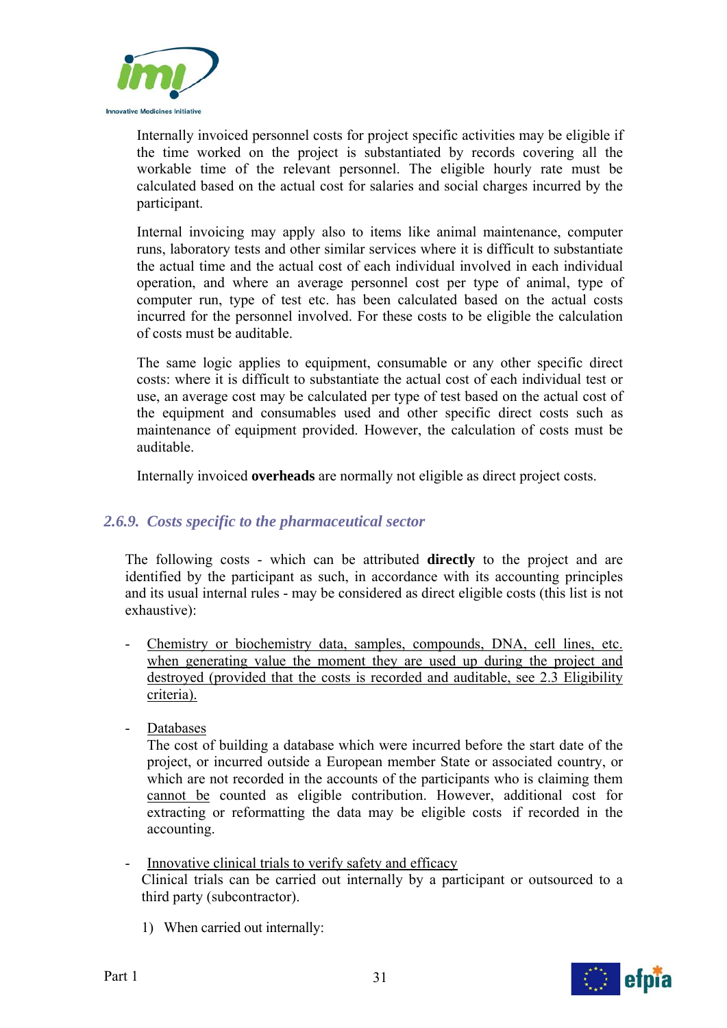Internally invoiced personnel costs for project specific activities may be eligible if the time worked on the project is substantiated by records covering all the workable time of the relevant personnel. The eligible hourly rate must be calculated based on the actual cost for salaries and social charges incurred by the participant.

Internal invoicing may apply also to items like animal maintenance, computer runs, laboratory tests and other similar services where it is difficult to substantiate the actual time and the actual cost of each individual involved in each individual operation, and where an average personnel cost per type of animal, type of computer run, type of test etc. has been calculated based on the actual costs incurred for the personnel involved. For these costs to be eligible the calculation of costs must be auditable.

The same logic applies to equipment, consumable or any other specific direct costs: where it is difficult to substantiate the actual cost of each individual test or use, an average cost may be calculated per type of test based on the actual cost of the equipment and consumables used and other specific direct costs such as maintenance of equipment provided. However, the calculation of costs must be auditable.

Internally invoiced **overheads** are normally not eligible as direct project costs.

### *2.6.9. Costs specific to the pharmaceutical sector*

The following costs - which can be attributed **directly** to the project and are identified by the participant as such, in accordance with its accounting principles and its usual internal rules - may be considered as direct eligible costs (this list is not exhaustive):

- Chemistry or biochemistry data, samples, compounds, DNA, cell lines, etc. when generating value the moment they are used up during the project and destroyed (provided that the costs is recorded and auditable, see 2.3 Eligibility criteria).

- Databases
  The cost of building a database which were incurred before the start date of the project, or incurred outside a European member State or associated country, or which are not recorded in the accounts of the participants who is claiming them cannot be counted as eligible contribution. However, additional cost for extracting or reformatting the data may be eligible costs if recorded in the accounting.

- Innovative clinical trials to verify safety and efficacy
  Clinical trials can be carried out internally by a participant or outsourced to a third party (subcontractor).

  1) When carried out internally: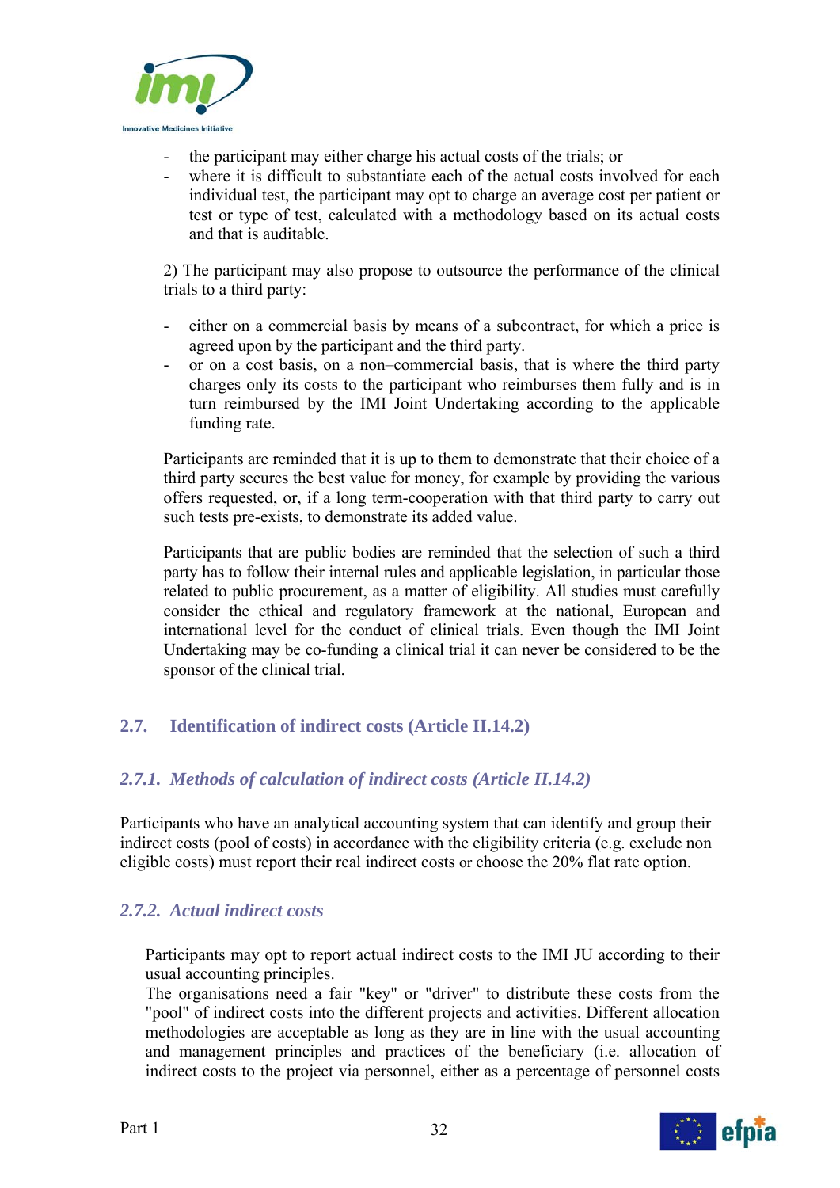- the participant may either charge his actual costs of the trials; or
- where it is difficult to substantiate each of the actual costs involved for each individual test, the participant may opt to charge an average cost per patient or test or type of test, calculated with a methodology based on its actual costs and that is auditable.

2) The participant may also propose to outsource the performance of the clinical trials to a third party:

- either on a commercial basis by means of a subcontract, for which a price is agreed upon by the participant and the third party.
- or on a cost basis, on a non–commercial basis, that is where the third party charges only its costs to the participant who reimburses them fully and is in turn reimbursed by the IMI Joint Undertaking according to the applicable funding rate.

Participants are reminded that it is up to them to demonstrate that their choice of a third party secures the best value for money, for example by providing the various offers requested, or, if a long term-cooperation with that third party to carry out such tests pre-exists, to demonstrate its added value.

Participants that are public bodies are reminded that the selection of such a third party has to follow their internal rules and applicable legislation, in particular those related to public procurement, as a matter of eligibility. All studies must carefully consider the ethical and regulatory framework at the national, European and international level for the conduct of clinical trials. Even though the IMI Joint Undertaking may be co-funding a clinical trial it can never be considered to be the sponsor of the clinical trial.

## 2.7. Identification of indirect costs (Article II.14.2)

### *2.7.1. Methods of calculation of indirect costs (Article II.14.2)*

Participants who have an analytical accounting system that can identify and group their indirect costs (pool of costs) in accordance with the eligibility criteria (e.g. exclude non eligible costs) must report their real indirect costs or choose the 20% flat rate option.

### *2.7.2. Actual indirect costs*

Participants may opt to report actual indirect costs to the IMI JU according to their usual accounting principles.

The organisations need a fair "key" or "driver" to distribute these costs from the "pool" of indirect costs into the different projects and activities. Different allocation methodologies are acceptable as long as they are in line with the usual accounting and management principles and practices of the beneficiary (i.e. allocation of indirect costs to the project via personnel, either as a percentage of personnel costs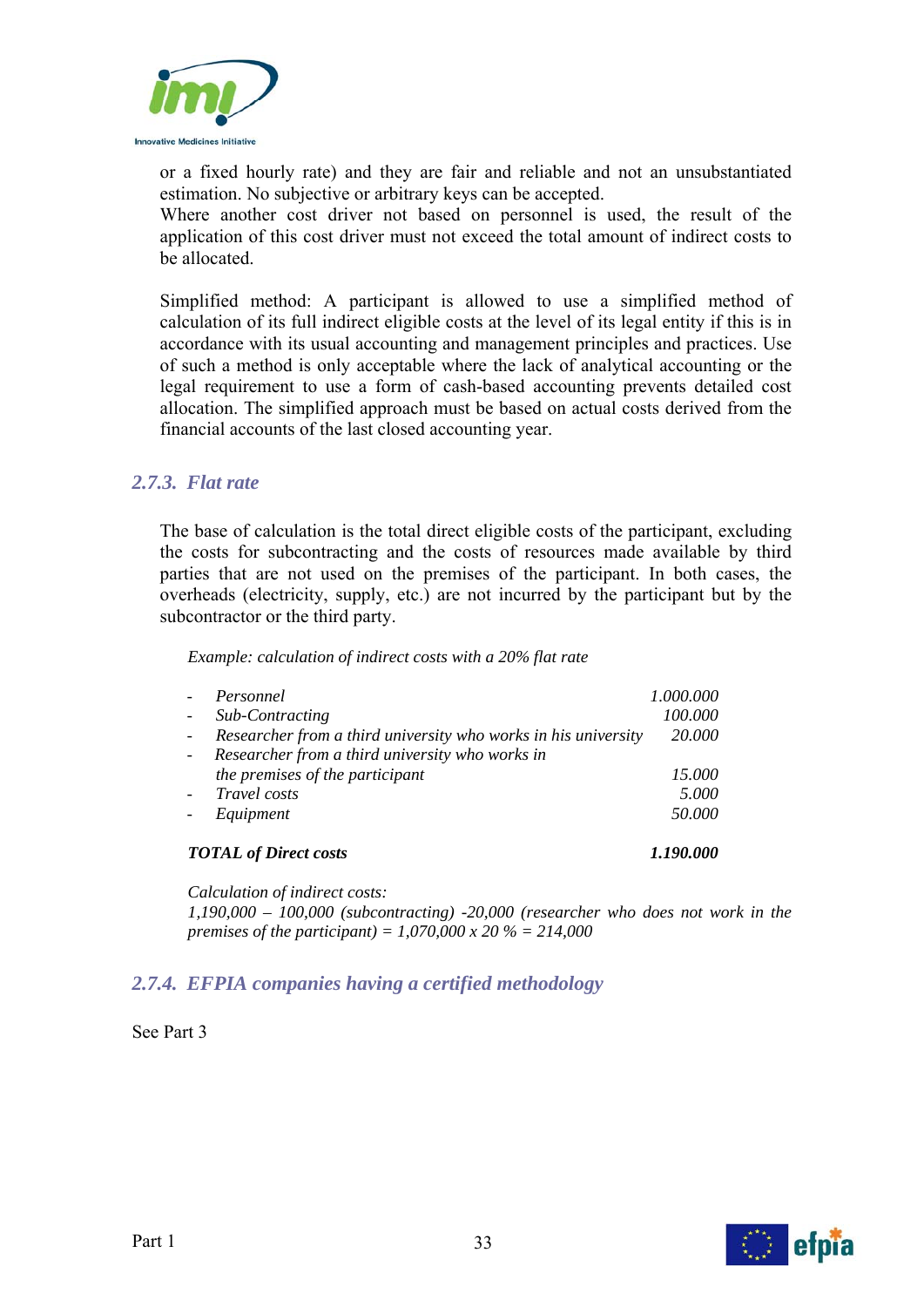or a fixed hourly rate) and they are fair and reliable and not an unsubstantiated estimation. No subjective or arbitrary keys can be accepted.
Where another cost driver not based on personnel is used, the result of the application of this cost driver must not exceed the total amount of indirect costs to be allocated.

Simplified method: A participant is allowed to use a simplified method of calculation of its full indirect eligible costs at the level of its legal entity if this is in accordance with its usual accounting and management principles and practices. Use of such a method is only acceptable where the lack of analytical accounting or the legal requirement to use a form of cash-based accounting prevents detailed cost allocation. The simplified approach must be based on actual costs derived from the financial accounts of the last closed accounting year.

### 2.7.3. Flat rate

The base of calculation is the total direct eligible costs of the participant, excluding the costs for subcontracting and the costs of resources made available by third parties that are not used on the premises of the participant. In both cases, the overheads (electricity, supply, etc.) are not incurred by the participant but by the subcontractor or the third party.

*Example: calculation of indirect costs with a 20% flat rate*

| | |
|---|---|
| - *Personnel* | *1.000.000* |
| - *Sub-Contracting* | *100.000* |
| - *Researcher from a third university who works in his university* | *20.000* |
| - *Researcher from a third university who works in the premises of the participant* | *15.000* |
| - *Travel costs* | *5.000* |
| - *Equipment* | *50.000* |
| ***TOTAL of Direct costs*** | ***1.190.000*** |

*Calculation of indirect costs:*
*1,190,000 – 100,000 (subcontracting) -20,000 (researcher who does not work in the premises of the participant) = 1,070,000 x 20 % = 214,000*

### 2.7.4. EFPIA companies having a certified methodology

See Part 3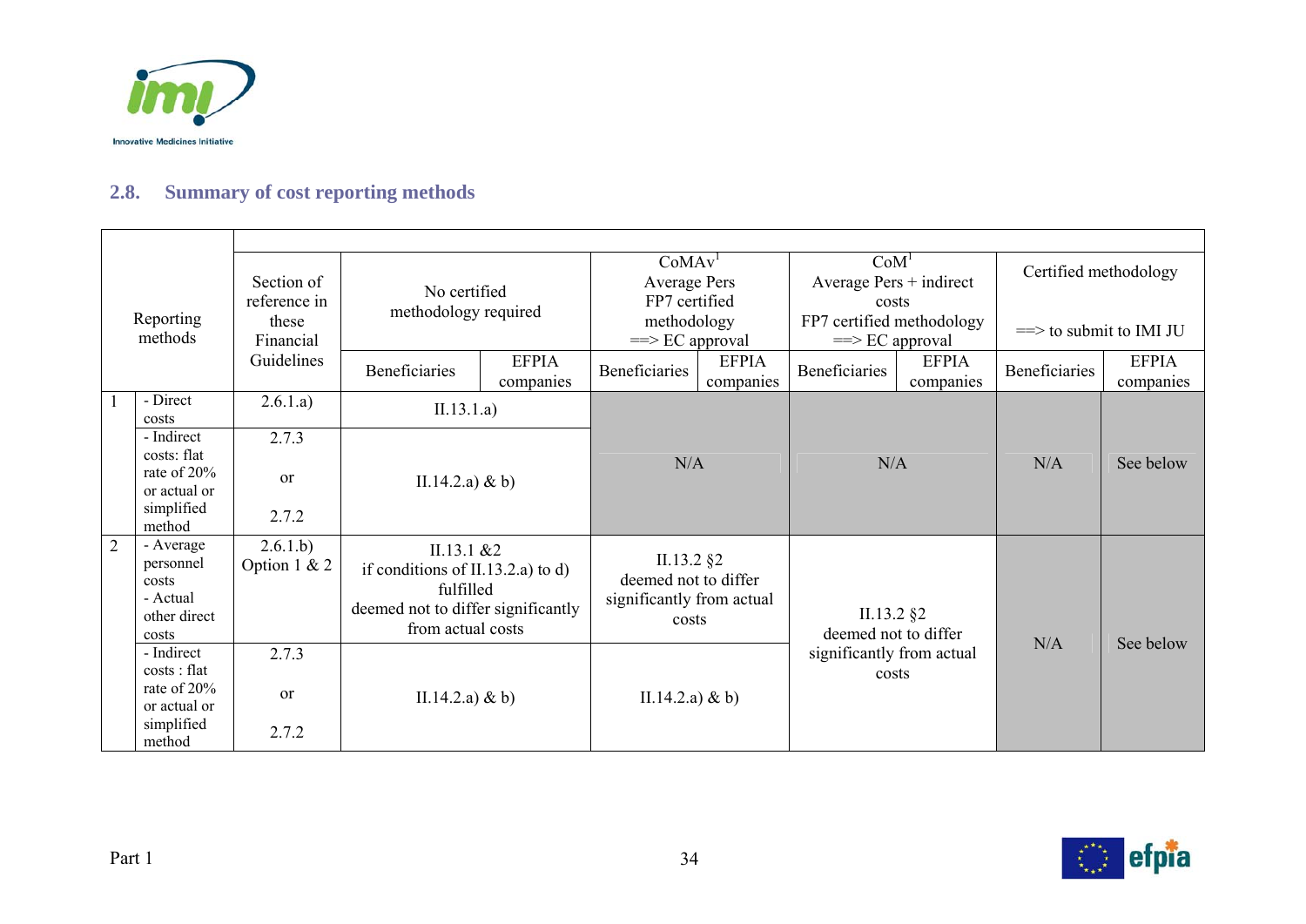## 2.8. Summary of cost reporting methods

| | Reporting methods | Section of reference in these Financial Guidelines | No certified methodology required | | CoMAv[1] Average Pers FP7 certified methodology ==> EC approval | | CoM[1] Average Pers + indirect costs FP7 certified methodology ==> EC approval | | Certified methodology ==> to submit to IMI JU | |
|---|---|---|---|---|---|---|---|---|---|---|
| | | | Beneficiaries | EFPIA companies | Beneficiaries | EFPIA companies | Beneficiaries | EFPIA companies | Beneficiaries | EFPIA companies |
| 1 | - Direct costs | 2.6.1.a) | II.13.1.a) | | N/A | | N/A | | N/A | See below |
| | - Indirect costs: flat rate of 20% or actual or simplified method | 2.7.3 or 2.7.2 | II.14.2.a) & b) | | | | | | | |
| 2 | - Average personnel costs - Actual other direct costs | 2.6.1.b) Option 1 & 2 | II.13.1 &2 if conditions of II.13.2.a) to d) fulfilled deemed not to differ significantly from actual costs | | II.13.2 §2 deemed not to differ significantly from actual costs | | II.13.2 §2 deemed not to differ significantly from actual costs | | N/A | See below |
| | - Indirect costs : flat rate of 20% or actual or simplified method | 2.7.3 or 2.7.2 | II.14.2.a) & b) | | II.14.2.a) & b) | | | | | |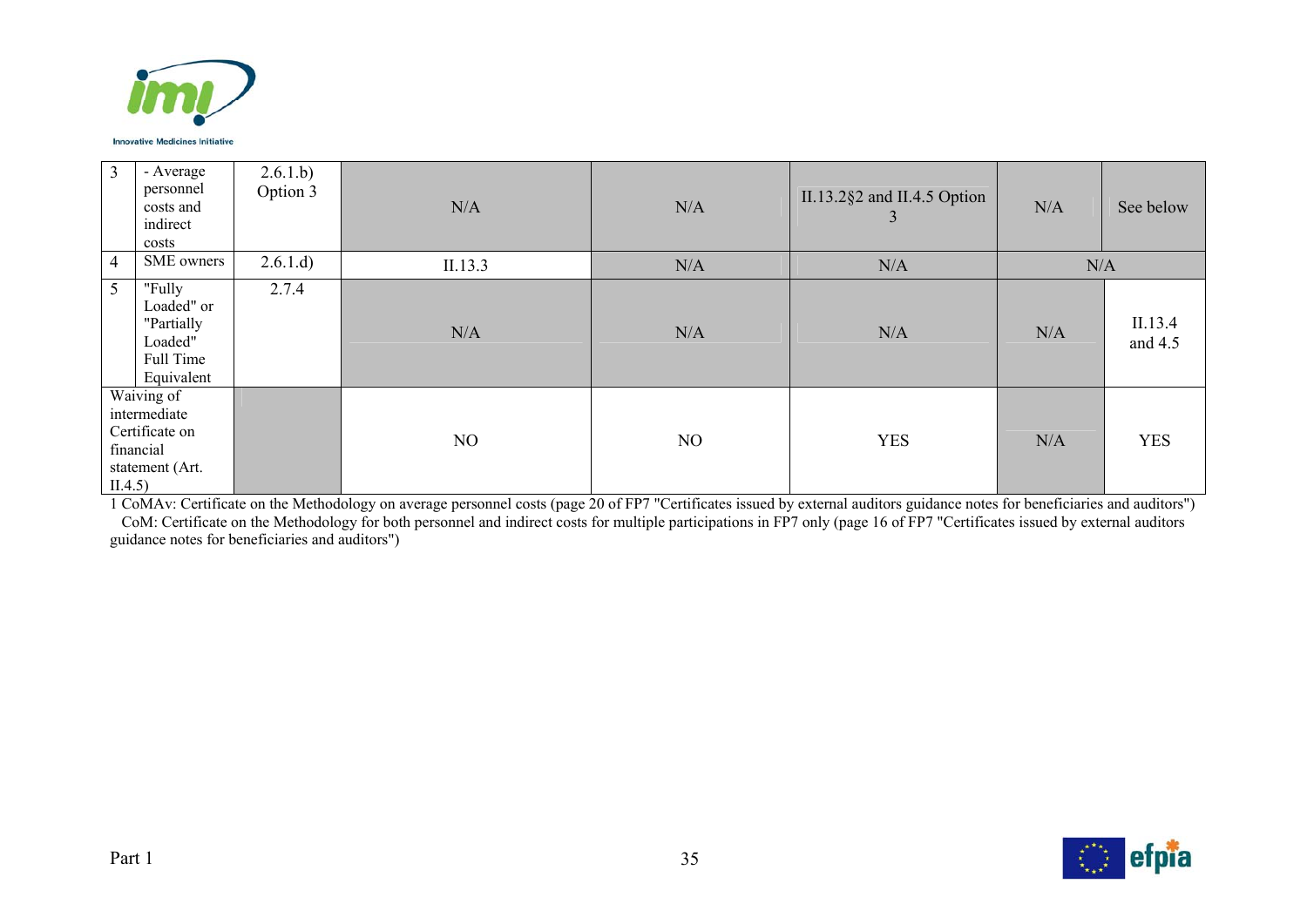| 3 | - Average personnel costs and indirect costs | 2.6.1.b) Option 3 | N/A | N/A | II.13.2§2 and II.4.5 Option 3 | N/A | See below |
|---|---|---|---|---|---|---|---|
| 4 | SME owners | 2.6.1.d) | II.13.3 | N/A | N/A | N/A | |
| 5 | "Fully Loaded" or "Partially Loaded" Full Time Equivalent | 2.7.4 | N/A | N/A | N/A | N/A | II.13.4 and 4.5 |
| Waiving of intermediate Certificate on financial statement (Art. II.4.5) | | | NO | NO | YES | N/A | YES |

1 CoMAv: Certificate on the Methodology on average personnel costs (page 20 of FP7 "Certificates issued by external auditors guidance notes for beneficiaries and auditors")
CoM: Certificate on the Methodology for both personnel and indirect costs for multiple participations in FP7 only (page 16 of FP7 "Certificates issued by external auditors guidance notes for beneficiaries and auditors")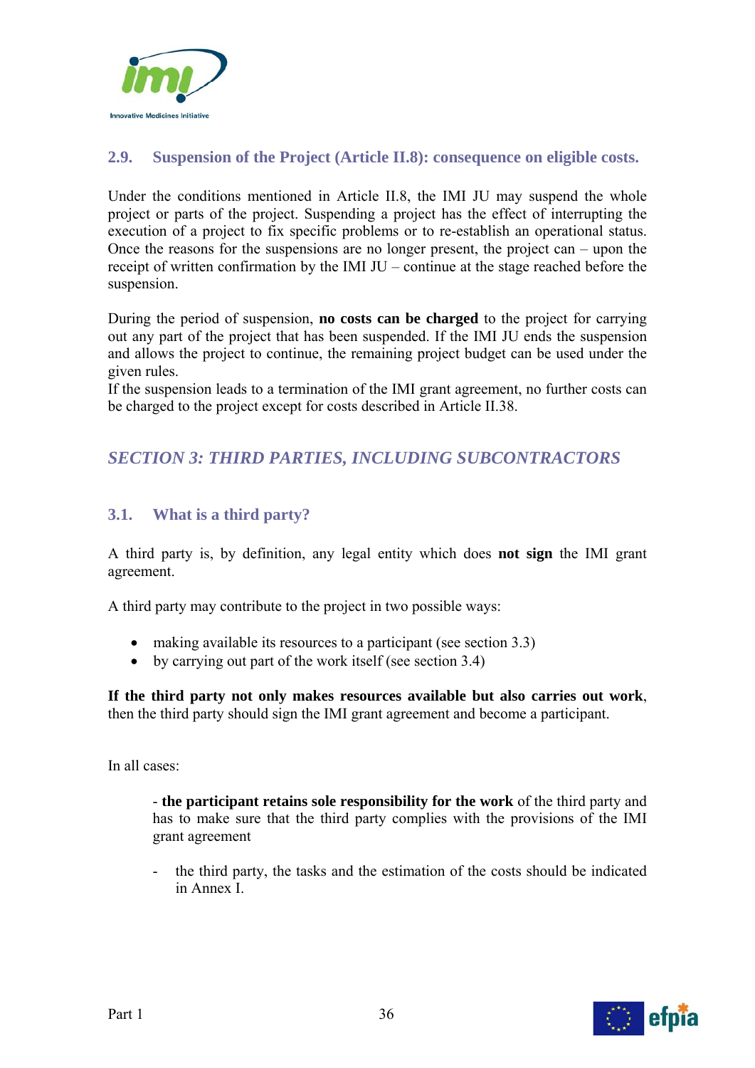### 2.9. Suspension of the Project (Article II.8): consequence on eligible costs.

Under the conditions mentioned in Article II.8, the IMI JU may suspend the whole project or parts of the project. Suspending a project has the effect of interrupting the execution of a project to fix specific problems or to re-establish an operational status. Once the reasons for the suspensions are no longer present, the project can – upon the receipt of written confirmation by the IMI JU – continue at the stage reached before the suspension.

During the period of suspension, **no costs can be charged** to the project for carrying out any part of the project that has been suspended. If the IMI JU ends the suspension and allows the project to continue, the remaining project budget can be used under the given rules.
If the suspension leads to a termination of the IMI grant agreement, no further costs can be charged to the project except for costs described in Article II.38.

## *SECTION 3: THIRD PARTIES, INCLUDING SUBCONTRACTORS*

### 3.1. What is a third party?

A third party is, by definition, any legal entity which does **not sign** the IMI grant agreement.

A third party may contribute to the project in two possible ways:

- making available its resources to a participant (see section 3.3)
- by carrying out part of the work itself (see section 3.4)

**If the third party not only makes resources available but also carries out work**, then the third party should sign the IMI grant agreement and become a participant.

In all cases:

- **the participant retains sole responsibility for the work** of the third party and has to make sure that the third party complies with the provisions of the IMI grant agreement

- the third party, the tasks and the estimation of the costs should be indicated in Annex I.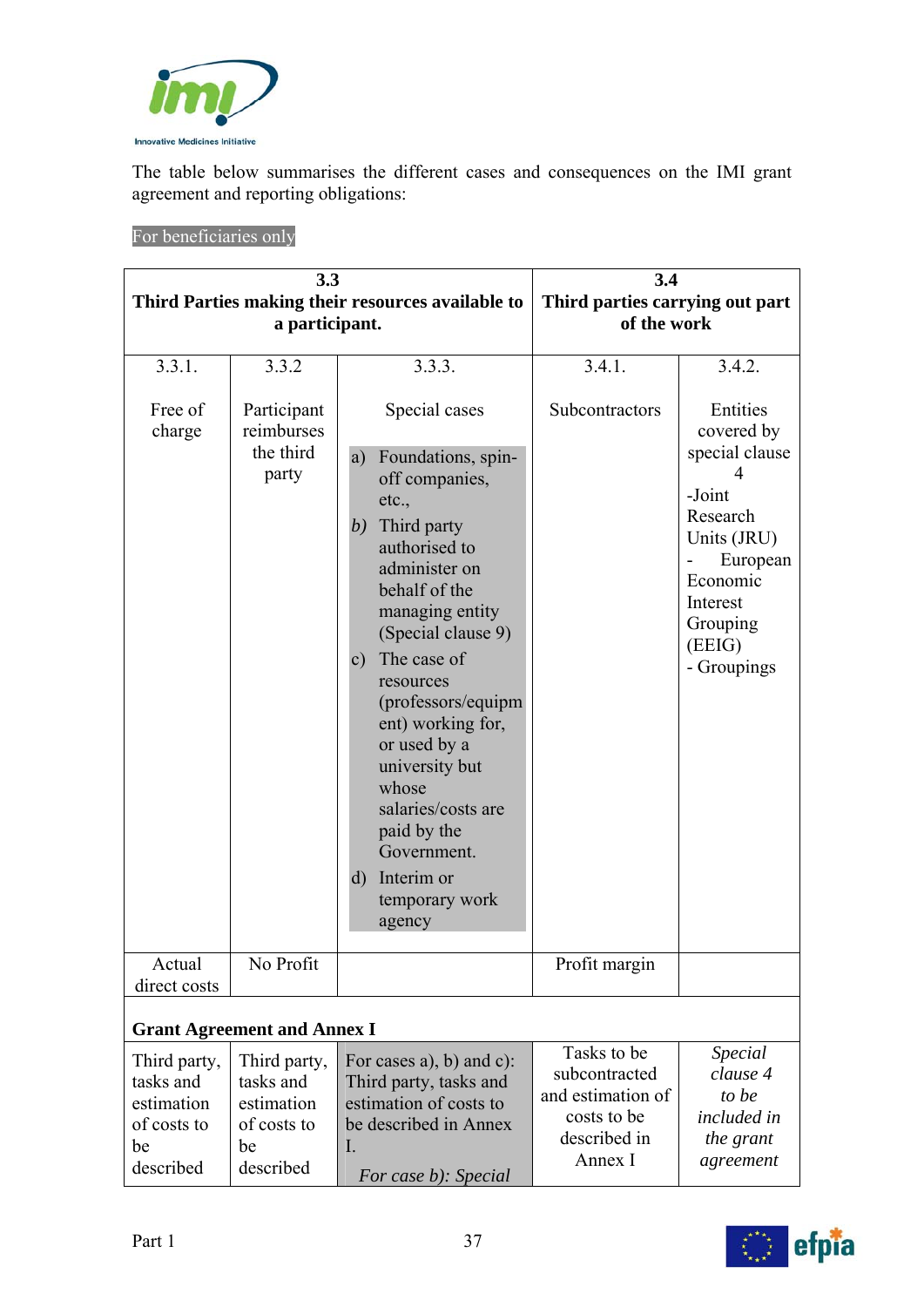The table below summarises the different cases and consequences on the IMI grant agreement and reporting obligations:

For beneficiaries only

| **3.3 Third Parties making their resources available to a participant.** | | | **3.4 Third parties carrying out part of the work** | |
|---|---|---|---|---|
| 3.3.1. Free of charge | 3.3.2 Participant reimburses the third party | 3.3.3. Special cases<br>a) Foundations, spin-off companies, etc.,<br>*b)* Third party authorised to administer on behalf of the managing entity (Special clause 9)<br>c) The case of resources (professors/equipment) working for, or used by a university but whose salaries/costs are paid by the Government.<br>d) Interim or temporary work agency | 3.4.1. Subcontractors | 3.4.2. Entities covered by special clause 4<br>-Joint Research Units (JRU)<br>- European Economic Interest Grouping (EEIG)<br>- Groupings |
| Actual direct costs | No Profit | | Profit margin | |
| **Grant Agreement and Annex I** | | | | |
| Third party, tasks and estimation of costs to be described | Third party, tasks and estimation of costs to be described | For cases a), b) and c): Third party, tasks and estimation of costs to be described in Annex I.<br>*For case b): Special* | Tasks to be subcontracted and estimation of costs to be described in Annex I | *Special clause 4 to be included in the grant agreement* |

Part 1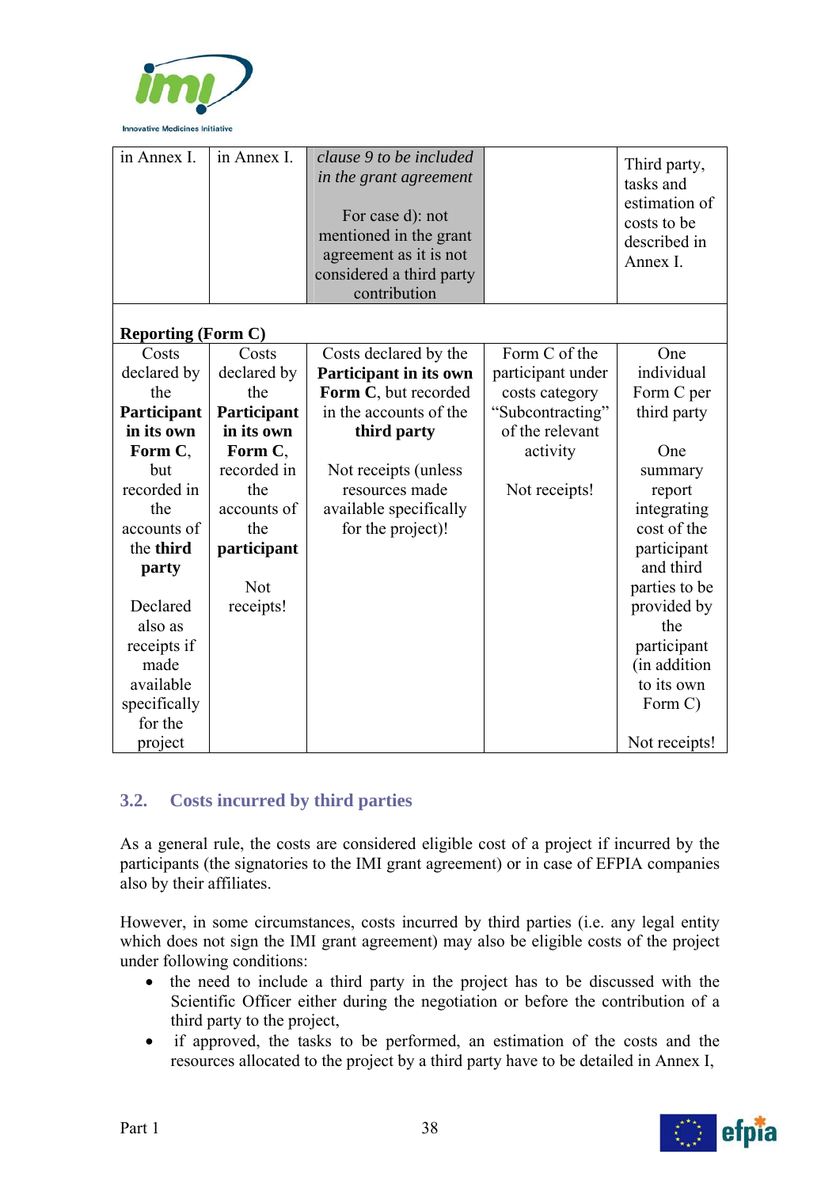| | | | | |
|---|---|---|---|---|
| in Annex I. | in Annex I. | *clause 9 to be included in the grant agreement*<br><br>For case d): not mentioned in the grant agreement as it is not considered a third party contribution | | Third party, tasks and estimation of costs to be described in Annex I. |
| **Reporting (Form C)** | | | | |
| Costs declared by the **Participant in its own Form C**, but recorded in the accounts of the **third party**<br><br>Declared also as receipts if made available specifically for the project | Costs declared by the **Participant in its own Form C**, recorded in the accounts of the **participant**<br><br>Not receipts! | Costs declared by the **Participant in its own Form C**, but recorded in the accounts of the **third party**<br><br>Not receipts (unless resources made available specifically for the project)! | Form C of the participant under costs category "Subcontracting" of the relevant activity<br><br>Not receipts! | One individual Form C per third party<br><br>One summary report integrating cost of the participant and third parties to be provided by the participant (in addition to its own Form C)<br><br>Not receipts! |

## 3.2. Costs incurred by third parties

As a general rule, the costs are considered eligible cost of a project if incurred by the participants (the signatories to the IMI grant agreement) or in case of EFPIA companies also by their affiliates.

However, in some circumstances, costs incurred by third parties (i.e. any legal entity which does not sign the IMI grant agreement) may also be eligible costs of the project under following conditions:

- the need to include a third party in the project has to be discussed with the Scientific Officer either during the negotiation or before the contribution of a third party to the project,
- if approved, the tasks to be performed, an estimation of the costs and the resources allocated to the project by a third party have to be detailed in Annex I,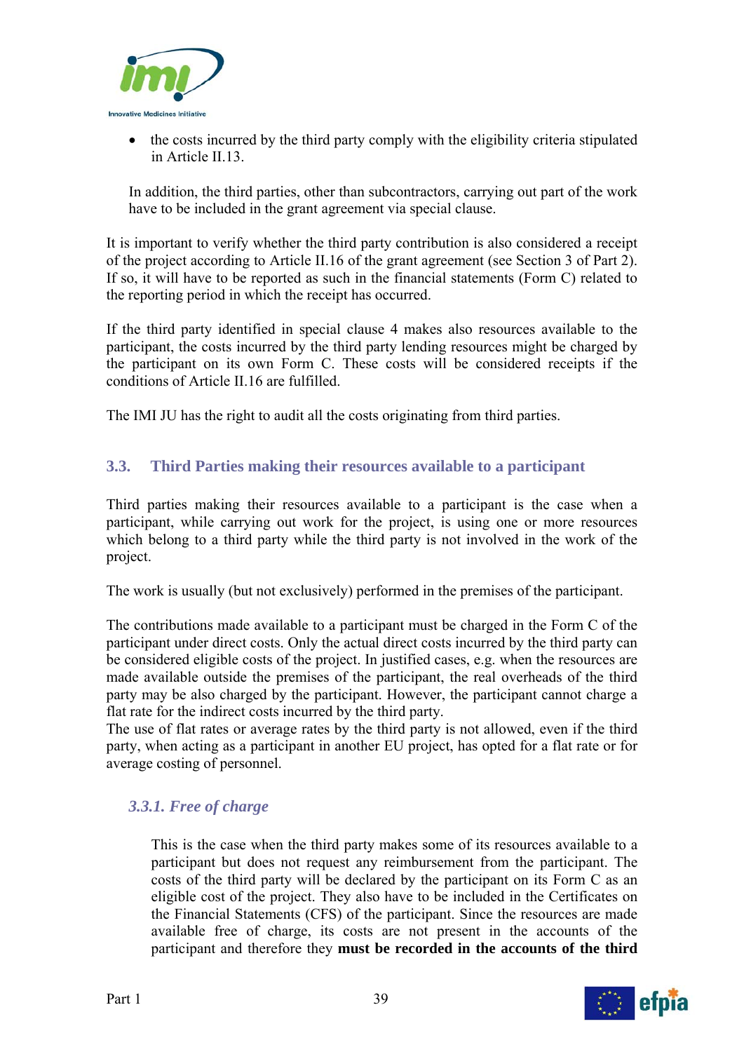- the costs incurred by the third party comply with the eligibility criteria stipulated in Article II.13.

In addition, the third parties, other than subcontractors, carrying out part of the work have to be included in the grant agreement via special clause.

It is important to verify whether the third party contribution is also considered a receipt of the project according to Article II.16 of the grant agreement (see Section 3 of Part 2). If so, it will have to be reported as such in the financial statements (Form C) related to the reporting period in which the receipt has occurred.

If the third party identified in special clause 4 makes also resources available to the participant, the costs incurred by the third party lending resources might be charged by the participant on its own Form C. These costs will be considered receipts if the conditions of Article II.16 are fulfilled.

The IMI JU has the right to audit all the costs originating from third parties.

## 3.3. Third Parties making their resources available to a participant

Third parties making their resources available to a participant is the case when a participant, while carrying out work for the project, is using one or more resources which belong to a third party while the third party is not involved in the work of the project.

The work is usually (but not exclusively) performed in the premises of the participant.

The contributions made available to a participant must be charged in the Form C of the participant under direct costs. Only the actual direct costs incurred by the third party can be considered eligible costs of the project. In justified cases, e.g. when the resources are made available outside the premises of the participant, the real overheads of the third party may be also charged by the participant. However, the participant cannot charge a flat rate for the indirect costs incurred by the third party.
The use of flat rates or average rates by the third party is not allowed, even if the third party, when acting as a participant in another EU project, has opted for a flat rate or for average costing of personnel.

### *3.3.1. Free of charge*

This is the case when the third party makes some of its resources available to a participant but does not request any reimbursement from the participant. The costs of the third party will be declared by the participant on its Form C as an eligible cost of the project. They also have to be included in the Certificates on the Financial Statements (CFS) of the participant. Since the resources are made available free of charge, its costs are not present in the accounts of the participant and therefore they **must be recorded in the accounts of the third**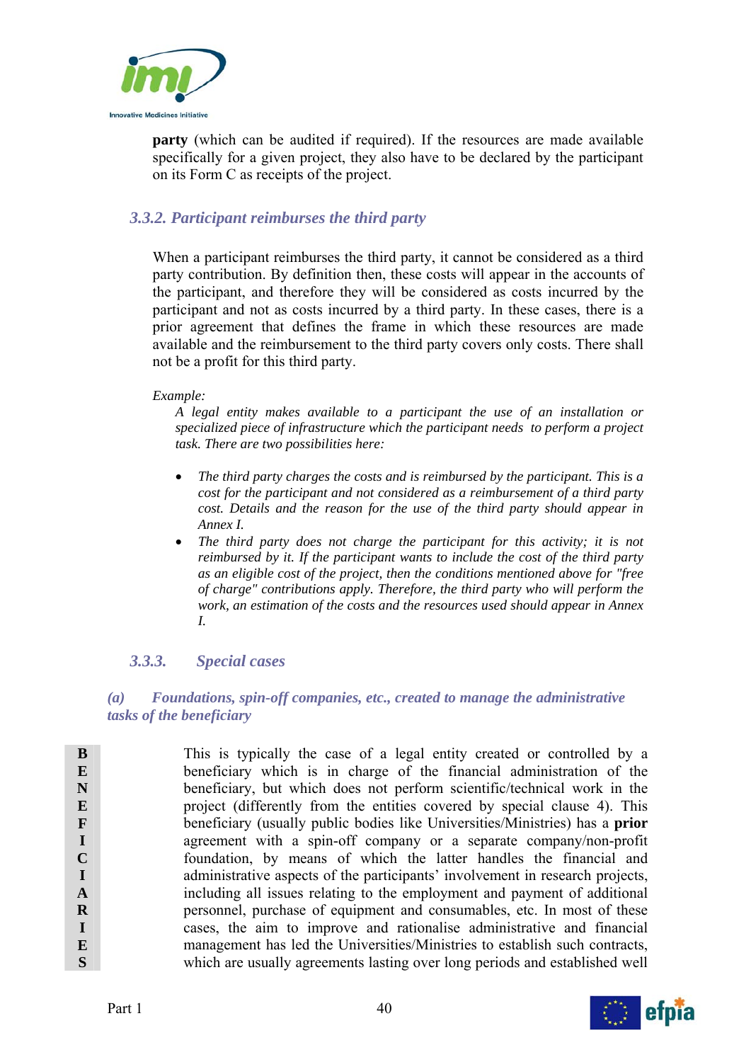**party** (which can be audited if required). If the resources are made available specifically for a given project, they also have to be declared by the participant on its Form C as receipts of the project.

### *3.3.2. Participant reimburses the third party*

When a participant reimburses the third party, it cannot be considered as a third party contribution. By definition then, these costs will appear in the accounts of the participant, and therefore they will be considered as costs incurred by the participant and not as costs incurred by a third party. In these cases, there is a prior agreement that defines the frame in which these resources are made available and the reimbursement to the third party covers only costs. There shall not be a profit for this third party.

*Example:*

*A legal entity makes available to a participant the use of an installation or specialized piece of infrastructure which the participant needs to perform a project task. There are two possibilities here:*

- *The third party charges the costs and is reimbursed by the participant. This is a cost for the participant and not considered as a reimbursement of a third party cost. Details and the reason for the use of the third party should appear in Annex I.*
- *The third party does not charge the participant for this activity; it is not reimbursed by it. If the participant wants to include the cost of the third party as an eligible cost of the project, then the conditions mentioned above for "free of charge" contributions apply. Therefore, the third party who will perform the work, an estimation of the costs and the resources used should appear in Annex I.*

### *3.3.3. Special cases*

#### *(a) Foundations, spin-off companies, etc., created to manage the administrative tasks of the beneficiary*

BENEFICIARIES

This is typically the case of a legal entity created or controlled by a beneficiary which is in charge of the financial administration of the beneficiary, but which does not perform scientific/technical work in the project (differently from the entities covered by special clause 4). This beneficiary (usually public bodies like Universities/Ministries) has a **prior** agreement with a spin-off company or a separate company/non-profit foundation, by means of which the latter handles the financial and administrative aspects of the participants' involvement in research projects, including all issues relating to the employment and payment of additional personnel, purchase of equipment and consumables, etc. In most of these cases, the aim to improve and rationalise administrative and financial management has led the Universities/Ministries to establish such contracts, which are usually agreements lasting over long periods and established well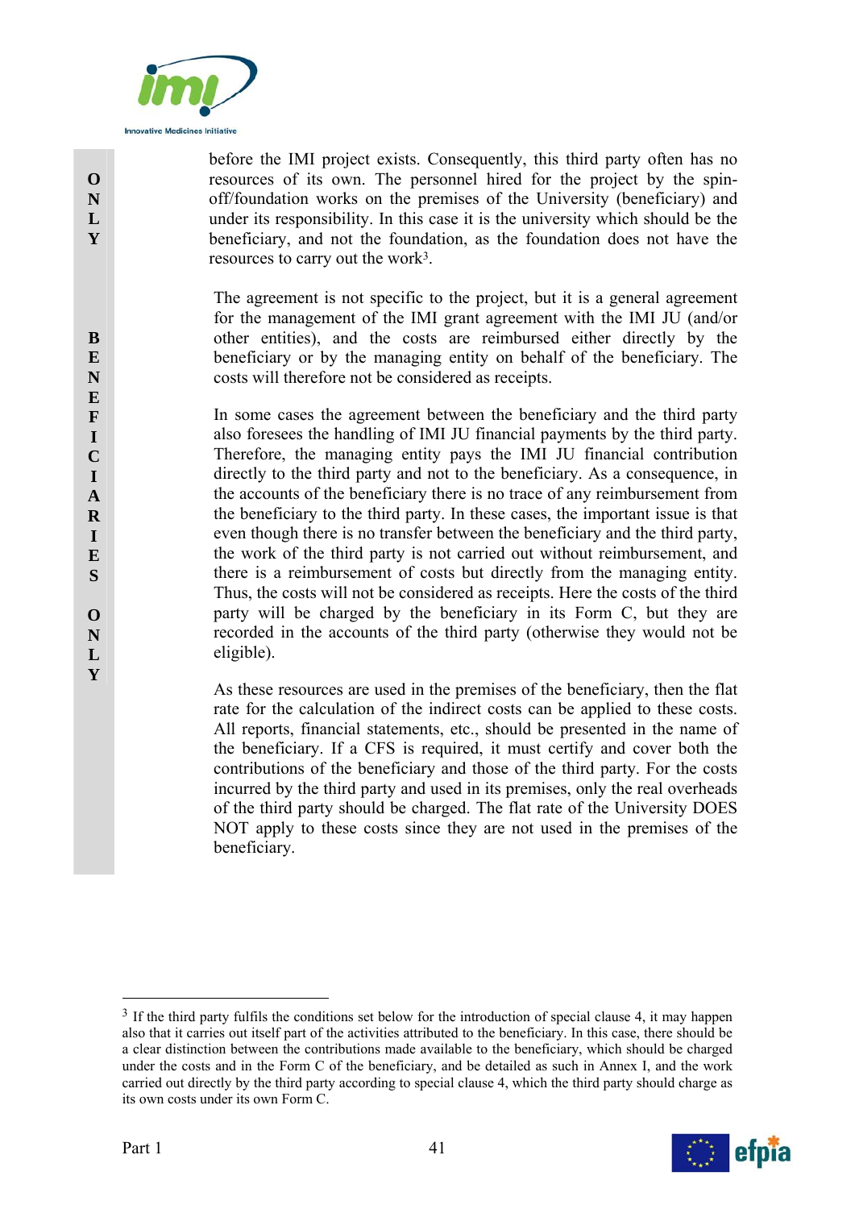before the IMI project exists. Consequently, this third party often has no resources of its own. The personnel hired for the project by the spin-off/foundation works on the premises of the University (beneficiary) and under its responsibility. In this case it is the university which should be the beneficiary, and not the foundation, as the foundation does not have the resources to carry out the work[3].

The agreement is not specific to the project, but it is a general agreement for the management of the IMI grant agreement with the IMI JU (and/or other entities), and the costs are reimbursed either directly by the beneficiary or by the managing entity on behalf of the beneficiary. The costs will therefore not be considered as receipts.

In some cases the agreement between the beneficiary and the third party also foresees the handling of IMI JU financial payments by the third party. Therefore, the managing entity pays the IMI JU financial contribution directly to the third party and not to the beneficiary. As a consequence, in the accounts of the beneficiary there is no trace of any reimbursement from the beneficiary to the third party. In these cases, the important issue is that even though there is no transfer between the beneficiary and the third party, the work of the third party is not carried out without reimbursement, and there is a reimbursement of costs but directly from the managing entity. Thus, the costs will not be considered as receipts. Here the costs of the third party will be charged by the beneficiary in its Form C, but they are recorded in the accounts of the third party (otherwise they would not be eligible).

As these resources are used in the premises of the beneficiary, then the flat rate for the calculation of the indirect costs can be applied to these costs. All reports, financial statements, etc., should be presented in the name of the beneficiary. If a CFS is required, it must certify and cover both the contributions of the beneficiary and those of the third party. For the costs incurred by the third party and used in its premises, only the real overheads of the third party should be charged. The flat rate of the University DOES NOT apply to these costs since they are not used in the premises of the beneficiary.

---

[3] If the third party fulfils the conditions set below for the introduction of special clause 4, it may happen also that it carries out itself part of the activities attributed to the beneficiary. In this case, there should be a clear distinction between the contributions made available to the beneficiary, which should be charged under the costs and in the Form C of the beneficiary, and be detailed as such in Annex I, and the work carried out directly by the third party according to special clause 4, which the third party should charge as its own costs under its own Form C.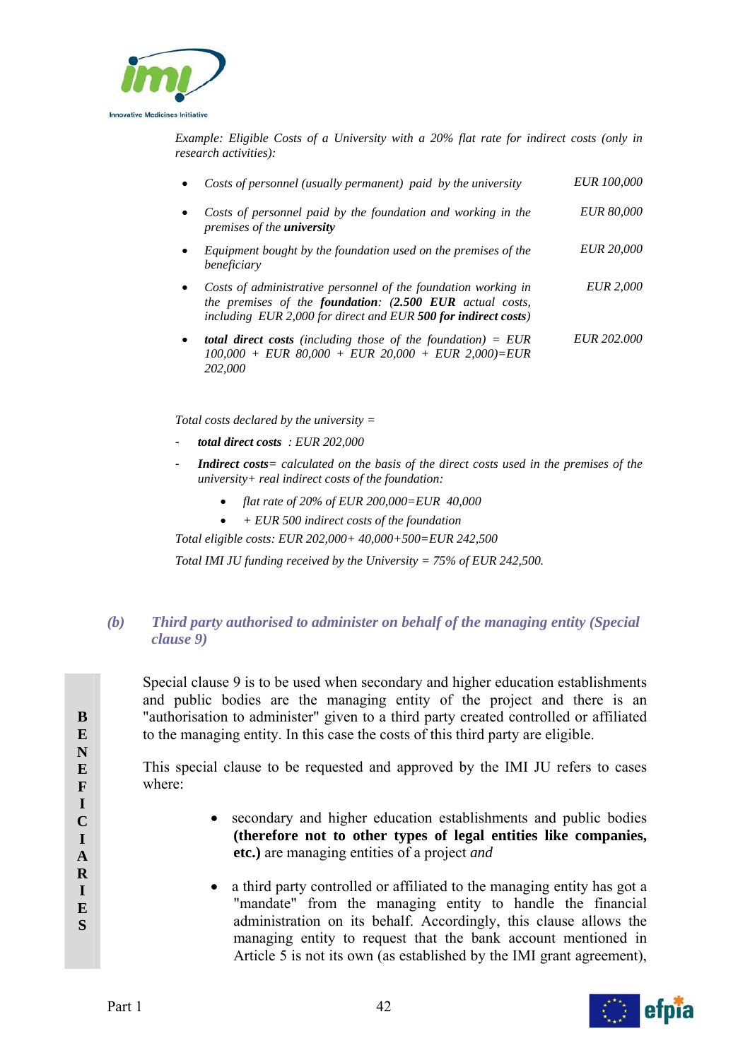*Example: Eligible Costs of a University with a 20% flat rate for indirect costs (only in research activities):*

- *Costs of personnel (usually permanent) paid by the university* — *EUR 100,000*
- *Costs of personnel paid by the foundation and working in the premises of the* ***university*** — *EUR 80,000*
- *Equipment bought by the foundation used on the premises of the beneficiary* — *EUR 20,000*
- *Costs of administrative personnel of the foundation working in the premises of the* ***foundation****: (****2.500 EUR*** *actual costs, including EUR 2,000 for direct and EUR* ***500 for indirect costs****)* — *EUR 2,000*
- ***total direct costs*** *(including those of the foundation) = EUR 100,000 + EUR 80,000 + EUR 20,000 + EUR 2,000)=EUR 202,000* — *EUR 202.000*

*Total costs declared by the university =*

- ***total direct costs*** *: EUR 202,000*
- ***Indirect costs****= calculated on the basis of the direct costs used in the premises of the university+ real indirect costs of the foundation:*
    - *flat rate of 20% of EUR 200,000=EUR 40,000*
    - *+ EUR 500 indirect costs of the foundation*

*Total eligible costs: EUR 202,000+ 40,000+500=EUR 242,500*

*Total IMI JU funding received by the University = 75% of EUR 242,500.*

### *(b) Third party authorised to administer on behalf of the managing entity (Special clause 9)*

Special clause 9 is to be used when secondary and higher education establishments and public bodies are the managing entity of the project and there is an "authorisation to administer" given to a third party created controlled or affiliated to the managing entity. In this case the costs of this third party are eligible.

This special clause to be requested and approved by the IMI JU refers to cases where:

- secondary and higher education establishments and public bodies **(therefore not to other types of legal entities like companies, etc.)** are managing entities of a project *and*
- a third party controlled or affiliated to the managing entity has got a "mandate" from the managing entity to handle the financial administration on its behalf. Accordingly, this clause allows the managing entity to request that the bank account mentioned in Article 5 is not its own (as established by the IMI grant agreement),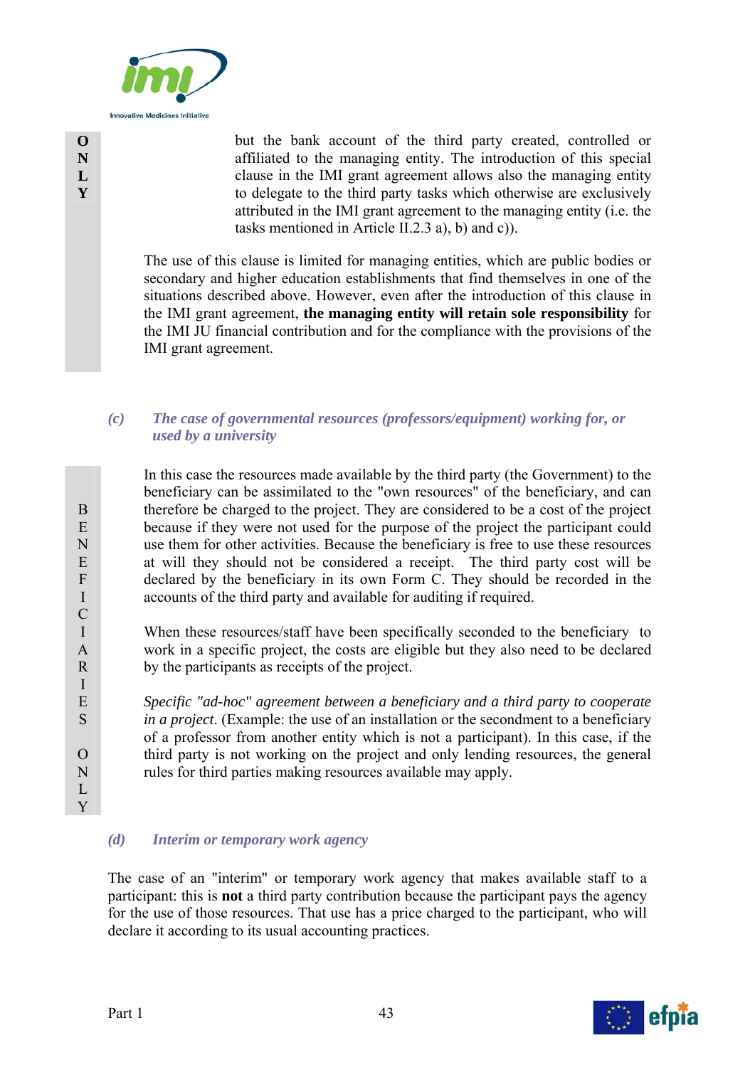but the bank account of the third party created, controlled or affiliated to the managing entity. The introduction of this special clause in the IMI grant agreement allows also the managing entity to delegate to the third party tasks which otherwise are exclusively attributed in the IMI grant agreement to the managing entity (i.e. the tasks mentioned in Article II.2.3 a), b) and c)).

The use of this clause is limited for managing entities, which are public bodies or secondary and higher education establishments that find themselves in one of the situations described above. However, even after the introduction of this clause in the IMI grant agreement, **the managing entity will retain sole responsibility** for the IMI JU financial contribution and for the compliance with the provisions of the IMI grant agreement.

### *(c) The case of governmental resources (professors/equipment) working for, or used by a university*

In this case the resources made available by the third party (the Government) to the beneficiary can be assimilated to the "own resources" of the beneficiary, and can therefore be charged to the project. They are considered to be a cost of the project because if they were not used for the purpose of the project the participant could use them for other activities. Because the beneficiary is free to use these resources at will they should not be considered a receipt. The third party cost will be declared by the beneficiary in its own Form C. They should be recorded in the accounts of the third party and available for auditing if required.

When these resources/staff have been specifically seconded to the beneficiary to work in a specific project, the costs are eligible but they also need to be declared by the participants as receipts of the project.

*Specific "ad-hoc" agreement between a beneficiary and a third party to cooperate in a project*. (Example: the use of an installation or the secondment to a beneficiary of a professor from another entity which is not a participant). In this case, if the third party is not working on the project and only lending resources, the general rules for third parties making resources available may apply.

### *(d) Interim or temporary work agency*

The case of an "interim" or temporary work agency that makes available staff to a participant: this is **not** a third party contribution because the participant pays the agency for the use of those resources. That use has a price charged to the participant, who will declare it according to its usual accounting practices.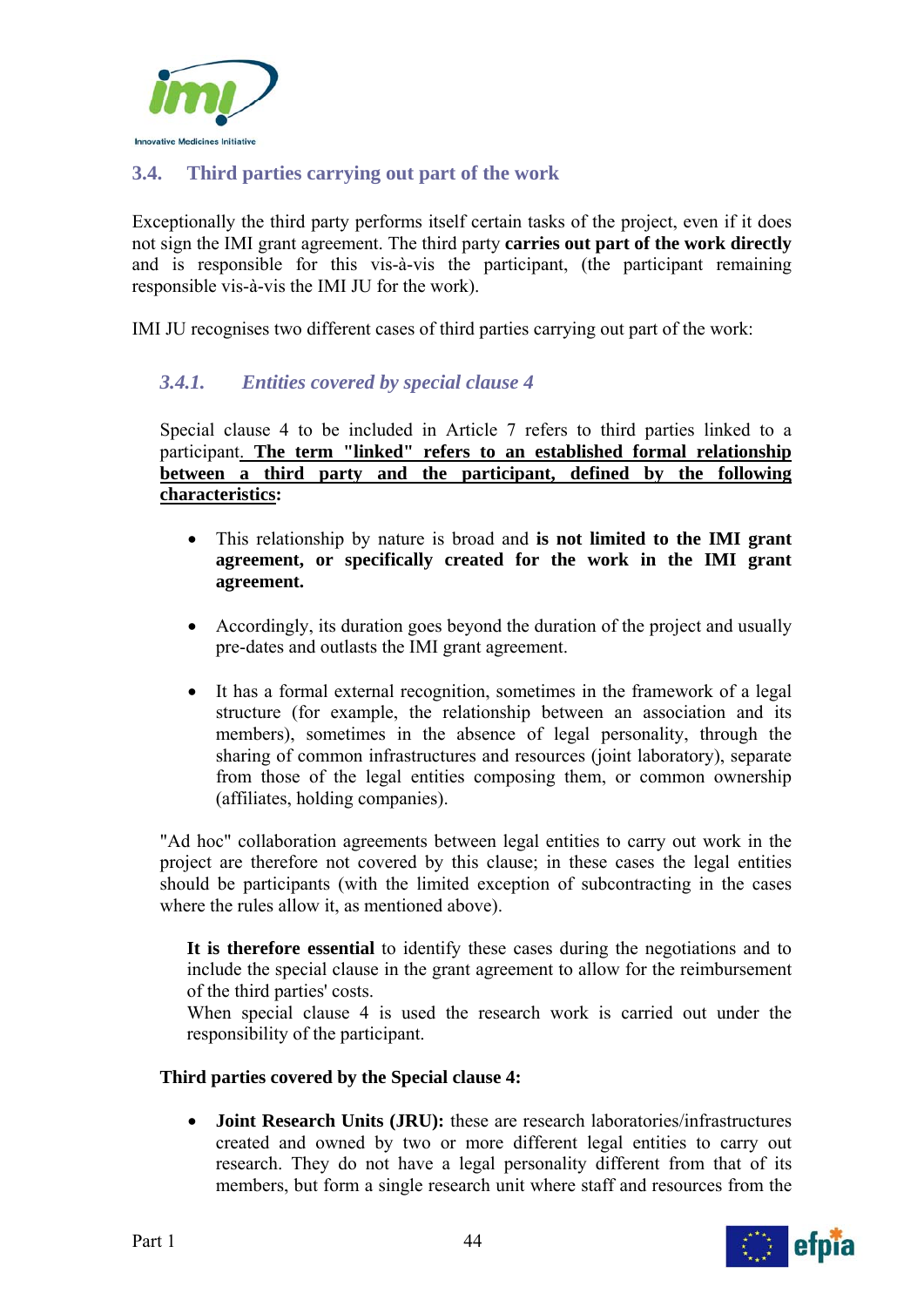## 3.4. Third parties carrying out part of the work

Exceptionally the third party performs itself certain tasks of the project, even if it does not sign the IMI grant agreement. The third party **carries out part of the work directly** and is responsible for this vis-à-vis the participant, (the participant remaining responsible vis-à-vis the IMI JU for the work).

IMI JU recognises two different cases of third parties carrying out part of the work:

### *3.4.1. Entities covered by special clause 4*

Special clause 4 to be included in Article 7 refers to third parties linked to a participant. **The term "linked" refers to an established formal relationship between a third party and the participant, defined by the following characteristics:**

- This relationship by nature is broad and **is not limited to the IMI grant agreement, or specifically created for the work in the IMI grant agreement.**
- Accordingly, its duration goes beyond the duration of the project and usually pre-dates and outlasts the IMI grant agreement.
- It has a formal external recognition, sometimes in the framework of a legal structure (for example, the relationship between an association and its members), sometimes in the absence of legal personality, through the sharing of common infrastructures and resources (joint laboratory), separate from those of the legal entities composing them, or common ownership (affiliates, holding companies).

"Ad hoc" collaboration agreements between legal entities to carry out work in the project are therefore not covered by this clause; in these cases the legal entities should be participants (with the limited exception of subcontracting in the cases where the rules allow it, as mentioned above).

**It is therefore essential** to identify these cases during the negotiations and to include the special clause in the grant agreement to allow for the reimbursement of the third parties' costs.
When special clause 4 is used the research work is carried out under the responsibility of the participant.

**Third parties covered by the Special clause 4:**

- **Joint Research Units (JRU):** these are research laboratories/infrastructures created and owned by two or more different legal entities to carry out research. They do not have a legal personality different from that of its members, but form a single research unit where staff and resources from the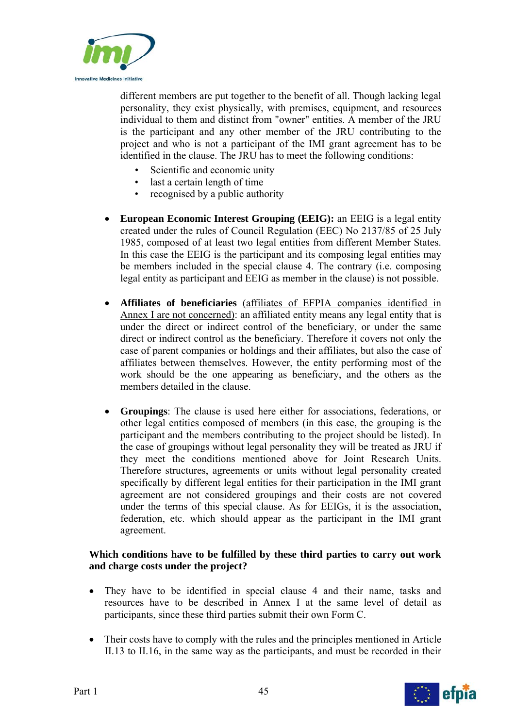different members are put together to the benefit of all. Though lacking legal personality, they exist physically, with premises, equipment, and resources individual to them and distinct from "owner" entities. A member of the JRU is the participant and any other member of the JRU contributing to the project and who is not a participant of the IMI grant agreement has to be identified in the clause. The JRU has to meet the following conditions:

- Scientific and economic unity
- last a certain length of time
- recognised by a public authority

- **European Economic Interest Grouping (EEIG):** an EEIG is a legal entity created under the rules of Council Regulation (EEC) No 2137/85 of 25 July 1985, composed of at least two legal entities from different Member States. In this case the EEIG is the participant and its composing legal entities may be members included in the special clause 4. The contrary (i.e. composing legal entity as participant and EEIG as member in the clause) is not possible.

- **Affiliates of beneficiaries** (affiliates of EFPIA companies identified in Annex I are not concerned): an affiliated entity means any legal entity that is under the direct or indirect control of the beneficiary, or under the same direct or indirect control as the beneficiary. Therefore it covers not only the case of parent companies or holdings and their affiliates, but also the case of affiliates between themselves. However, the entity performing most of the work should be the one appearing as beneficiary, and the others as the members detailed in the clause.

- **Groupings**: The clause is used here either for associations, federations, or other legal entities composed of members (in this case, the grouping is the participant and the members contributing to the project should be listed). In the case of groupings without legal personality they will be treated as JRU if they meet the conditions mentioned above for Joint Research Units. Therefore structures, agreements or units without legal personality created specifically by different legal entities for their participation in the IMI grant agreement are not considered groupings and their costs are not covered under the terms of this special clause. As for EEIGs, it is the association, federation, etc. which should appear as the participant in the IMI grant agreement.

**Which conditions have to be fulfilled by these third parties to carry out work and charge costs under the project?**

- They have to be identified in special clause 4 and their name, tasks and resources have to be described in Annex I at the same level of detail as participants, since these third parties submit their own Form C.

- Their costs have to comply with the rules and the principles mentioned in Article II.13 to II.16, in the same way as the participants, and must be recorded in their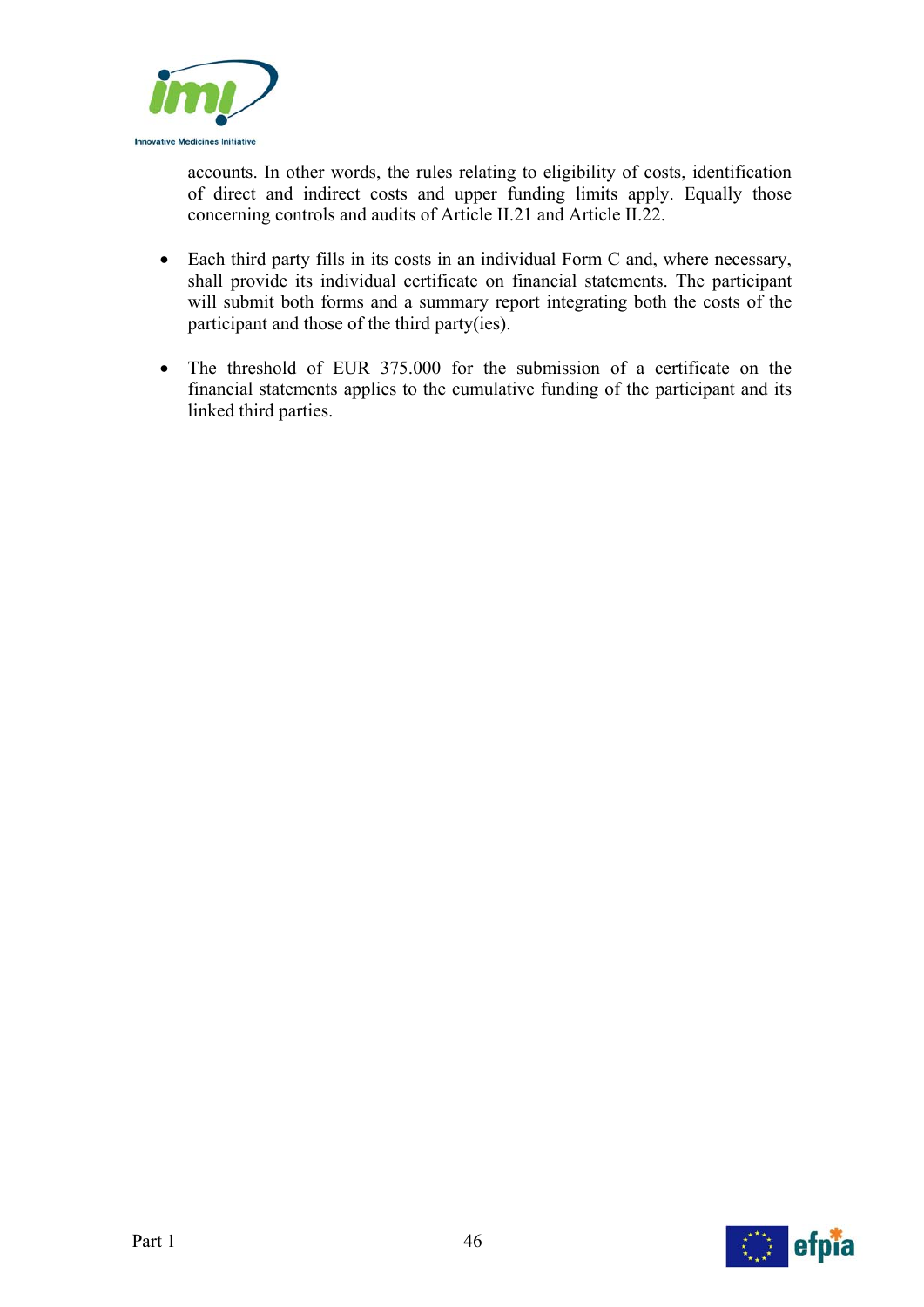accounts. In other words, the rules relating to eligibility of costs, identification of direct and indirect costs and upper funding limits apply. Equally those concerning controls and audits of Article II.21 and Article II.22.

- Each third party fills in its costs in an individual Form C and, where necessary, shall provide its individual certificate on financial statements. The participant will submit both forms and a summary report integrating both the costs of the participant and those of the third party(ies).

- The threshold of EUR 375.000 for the submission of a certificate on the financial statements applies to the cumulative funding of the participant and its linked third parties.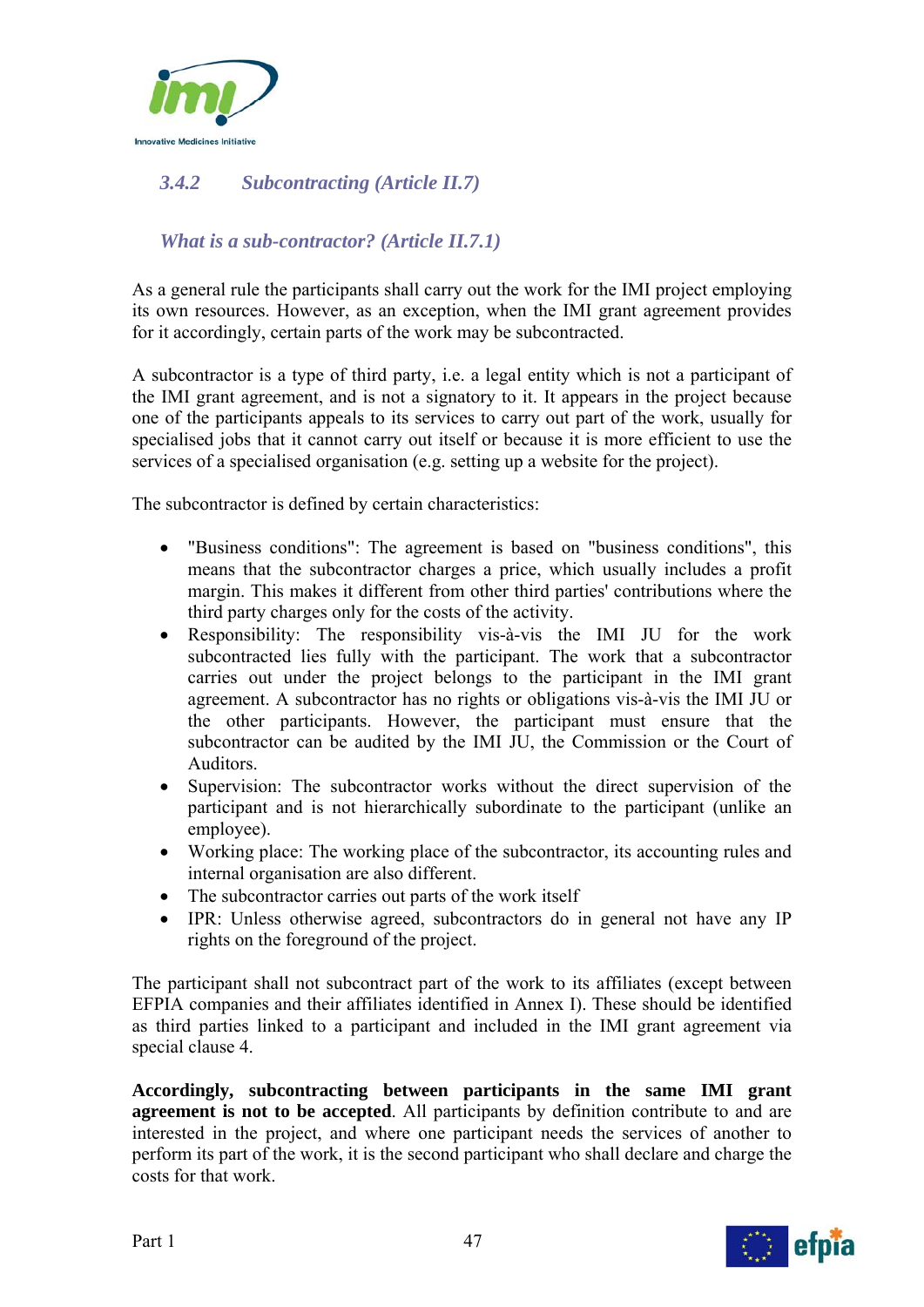### 3.4.2 *Subcontracting (Article II.7)*

*What is a sub-contractor? (Article II.7.1)*

As a general rule the participants shall carry out the work for the IMI project employing its own resources. However, as an exception, when the IMI grant agreement provides for it accordingly, certain parts of the work may be subcontracted.

A subcontractor is a type of third party, i.e. a legal entity which is not a participant of the IMI grant agreement, and is not a signatory to it. It appears in the project because one of the participants appeals to its services to carry out part of the work, usually for specialised jobs that it cannot carry out itself or because it is more efficient to use the services of a specialised organisation (e.g. setting up a website for the project).

The subcontractor is defined by certain characteristics:

- "Business conditions": The agreement is based on "business conditions", this means that the subcontractor charges a price, which usually includes a profit margin. This makes it different from other third parties' contributions where the third party charges only for the costs of the activity.
- Responsibility: The responsibility vis-à-vis the IMI JU for the work subcontracted lies fully with the participant. The work that a subcontractor carries out under the project belongs to the participant in the IMI grant agreement. A subcontractor has no rights or obligations vis-à-vis the IMI JU or the other participants. However, the participant must ensure that the subcontractor can be audited by the IMI JU, the Commission or the Court of Auditors.
- Supervision: The subcontractor works without the direct supervision of the participant and is not hierarchically subordinate to the participant (unlike an employee).
- Working place: The working place of the subcontractor, its accounting rules and internal organisation are also different.
- The subcontractor carries out parts of the work itself
- IPR: Unless otherwise agreed, subcontractors do in general not have any IP rights on the foreground of the project.

The participant shall not subcontract part of the work to its affiliates (except between EFPIA companies and their affiliates identified in Annex I). These should be identified as third parties linked to a participant and included in the IMI grant agreement via special clause 4.

**Accordingly, subcontracting between participants in the same IMI grant agreement is not to be accepted**. All participants by definition contribute to and are interested in the project, and where one participant needs the services of another to perform its part of the work, it is the second participant who shall declare and charge the costs for that work.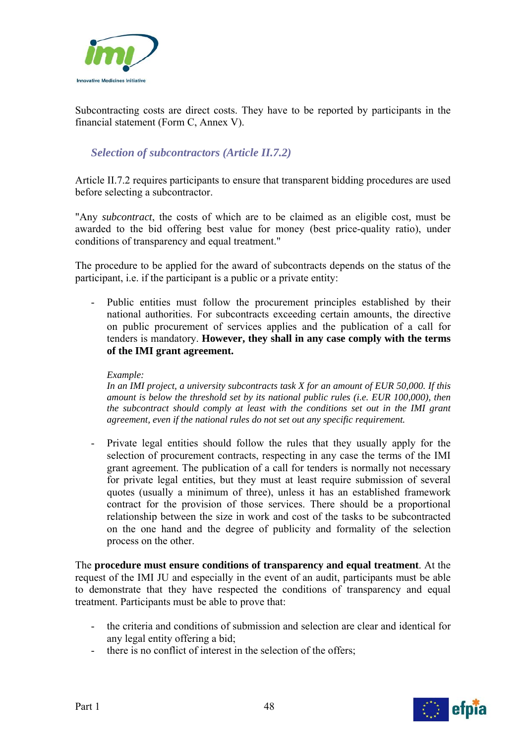Subcontracting costs are direct costs. They have to be reported by participants in the financial statement (Form C, Annex V).

### *Selection of subcontractors (Article II.7.2)*

Article II.7.2 requires participants to ensure that transparent bidding procedures are used before selecting a subcontractor.

"Any *subcontract*, the costs of which are to be claimed as an eligible cost, must be awarded to the bid offering best value for money (best price-quality ratio), under conditions of transparency and equal treatment."

The procedure to be applied for the award of subcontracts depends on the status of the participant, i.e. if the participant is a public or a private entity:

- Public entities must follow the procurement principles established by their national authorities. For subcontracts exceeding certain amounts, the directive on public procurement of services applies and the publication of a call for tenders is mandatory. **However, they shall in any case comply with the terms of the IMI grant agreement.**

  *Example:*
  *In an IMI project, a university subcontracts task X for an amount of EUR 50,000. If this amount is below the threshold set by its national public rules (i.e. EUR 100,000), then the subcontract should comply at least with the conditions set out in the IMI grant agreement, even if the national rules do not set out any specific requirement.*

- Private legal entities should follow the rules that they usually apply for the selection of procurement contracts, respecting in any case the terms of the IMI grant agreement. The publication of a call for tenders is normally not necessary for private legal entities, but they must at least require submission of several quotes (usually a minimum of three), unless it has an established framework contract for the provision of those services. There should be a proportional relationship between the size in work and cost of the tasks to be subcontracted on the one hand and the degree of publicity and formality of the selection process on the other.

The **procedure must ensure conditions of transparency and equal treatment**. At the request of the IMI JU and especially in the event of an audit, participants must be able to demonstrate that they have respected the conditions of transparency and equal treatment. Participants must be able to prove that:

- the criteria and conditions of submission and selection are clear and identical for any legal entity offering a bid;
- there is no conflict of interest in the selection of the offers;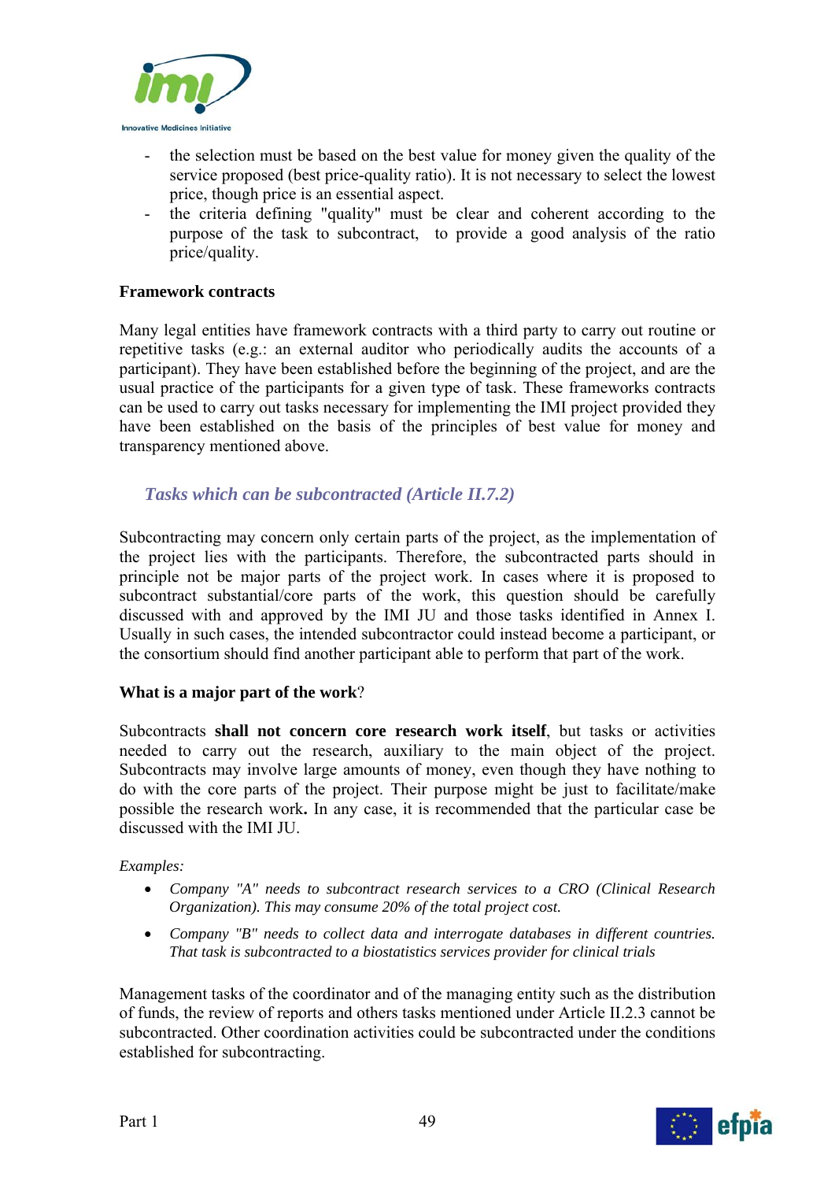- the selection must be based on the best value for money given the quality of the service proposed (best price-quality ratio). It is not necessary to select the lowest price, though price is an essential aspect.
- the criteria defining "quality" must be clear and coherent according to the purpose of the task to subcontract, to provide a good analysis of the ratio price/quality.

**Framework contracts**

Many legal entities have framework contracts with a third party to carry out routine or repetitive tasks (e.g.: an external auditor who periodically audits the accounts of a participant). They have been established before the beginning of the project, and are the usual practice of the participants for a given type of task. These frameworks contracts can be used to carry out tasks necessary for implementing the IMI project provided they have been established on the basis of the principles of best value for money and transparency mentioned above.

### *Tasks which can be subcontracted (Article II.7.2)*

Subcontracting may concern only certain parts of the project, as the implementation of the project lies with the participants. Therefore, the subcontracted parts should in principle not be major parts of the project work. In cases where it is proposed to subcontract substantial/core parts of the work, this question should be carefully discussed with and approved by the IMI JU and those tasks identified in Annex I. Usually in such cases, the intended subcontractor could instead become a participant, or the consortium should find another participant able to perform that part of the work.

**What is a major part of the work**?

Subcontracts **shall not concern core research work itself**, but tasks or activities needed to carry out the research, auxiliary to the main object of the project. Subcontracts may involve large amounts of money, even though they have nothing to do with the core parts of the project. Their purpose might be just to facilitate/make possible the research work**.** In any case, it is recommended that the particular case be discussed with the IMI JU.

*Examples:*

- *Company "A" needs to subcontract research services to a CRO (Clinical Research Organization). This may consume 20% of the total project cost.*
- *Company "B" needs to collect data and interrogate databases in different countries. That task is subcontracted to a biostatistics services provider for clinical trials*

Management tasks of the coordinator and of the managing entity such as the distribution of funds, the review of reports and others tasks mentioned under Article II.2.3 cannot be subcontracted. Other coordination activities could be subcontracted under the conditions established for subcontracting.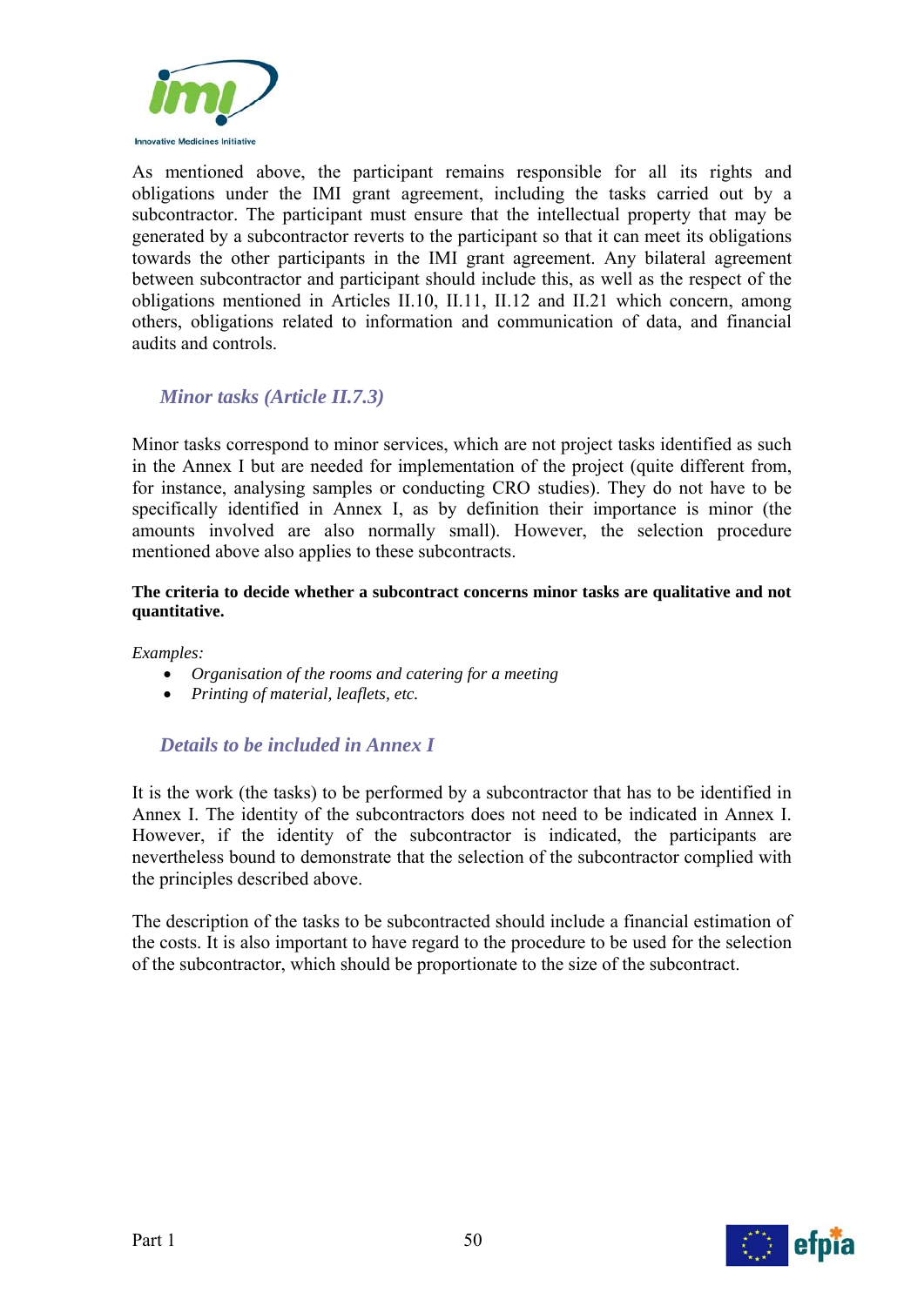As mentioned above, the participant remains responsible for all its rights and obligations under the IMI grant agreement, including the tasks carried out by a subcontractor. The participant must ensure that the intellectual property that may be generated by a subcontractor reverts to the participant so that it can meet its obligations towards the other participants in the IMI grant agreement. Any bilateral agreement between subcontractor and participant should include this, as well as the respect of the obligations mentioned in Articles II.10, II.11, II.12 and II.21 which concern, among others, obligations related to information and communication of data, and financial audits and controls.

### *Minor tasks (Article II.7.3)*

Minor tasks correspond to minor services, which are not project tasks identified as such in the Annex I but are needed for implementation of the project (quite different from, for instance, analysing samples or conducting CRO studies). They do not have to be specifically identified in Annex I, as by definition their importance is minor (the amounts involved are also normally small). However, the selection procedure mentioned above also applies to these subcontracts.

**The criteria to decide whether a subcontract concerns minor tasks are qualitative and not quantitative.**

*Examples:*

- *Organisation of the rooms and catering for a meeting*
- *Printing of material, leaflets, etc.*

### *Details to be included in Annex I*

It is the work (the tasks) to be performed by a subcontractor that has to be identified in Annex I. The identity of the subcontractors does not need to be indicated in Annex I. However, if the identity of the subcontractor is indicated, the participants are nevertheless bound to demonstrate that the selection of the subcontractor complied with the principles described above.

The description of the tasks to be subcontracted should include a financial estimation of the costs. It is also important to have regard to the procedure to be used for the selection of the subcontractor, which should be proportionate to the size of the subcontract.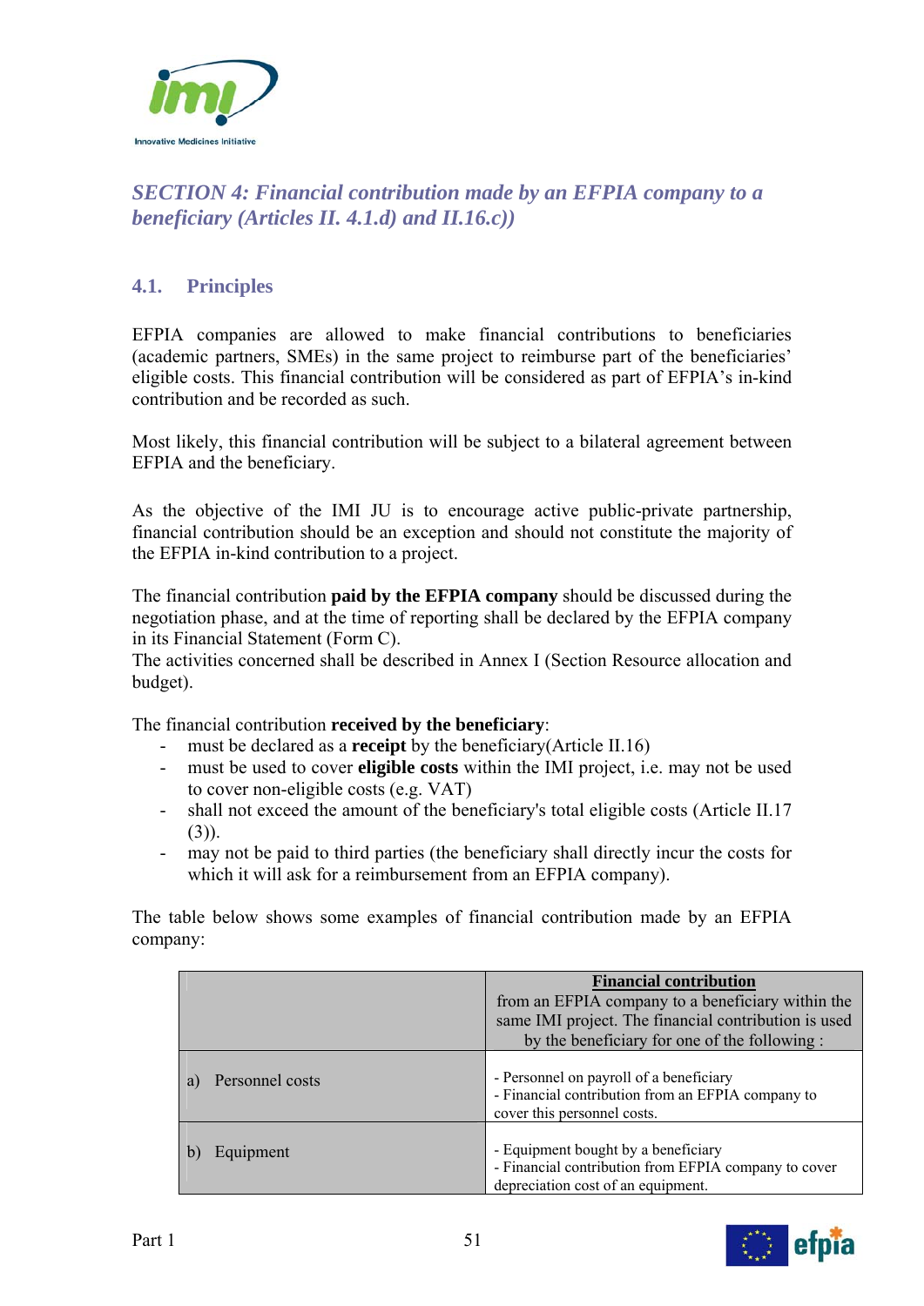## *SECTION 4: Financial contribution made by an EFPIA company to a beneficiary (Articles II. 4.1.d) and II.16.c))*

### 4.1. Principles

EFPIA companies are allowed to make financial contributions to beneficiaries (academic partners, SMEs) in the same project to reimburse part of the beneficiaries' eligible costs. This financial contribution will be considered as part of EFPIA's in-kind contribution and be recorded as such.

Most likely, this financial contribution will be subject to a bilateral agreement between EFPIA and the beneficiary.

As the objective of the IMI JU is to encourage active public-private partnership, financial contribution should be an exception and should not constitute the majority of the EFPIA in-kind contribution to a project.

The financial contribution **paid by the EFPIA company** should be discussed during the negotiation phase, and at the time of reporting shall be declared by the EFPIA company in its Financial Statement (Form C).
The activities concerned shall be described in Annex I (Section Resource allocation and budget).

The financial contribution **received by the beneficiary**:

- must be declared as a **receipt** by the beneficiary(Article II.16)
- must be used to cover **eligible costs** within the IMI project, i.e. may not be used to cover non-eligible costs (e.g. VAT)
- shall not exceed the amount of the beneficiary's total eligible costs (Article II.17 (3)).
- may not be paid to third parties (the beneficiary shall directly incur the costs for which it will ask for a reimbursement from an EFPIA company).

The table below shows some examples of financial contribution made by an EFPIA company:

| | **Financial contribution** from an EFPIA company to a beneficiary within the same IMI project. The financial contribution is used by the beneficiary for one of the following : |
|---|---|
| a) Personnel costs | - Personnel on payroll of a beneficiary<br>- Financial contribution from an EFPIA company to cover this personnel costs. |
| b) Equipment | - Equipment bought by a beneficiary<br>- Financial contribution from EFPIA company to cover depreciation cost of an equipment. |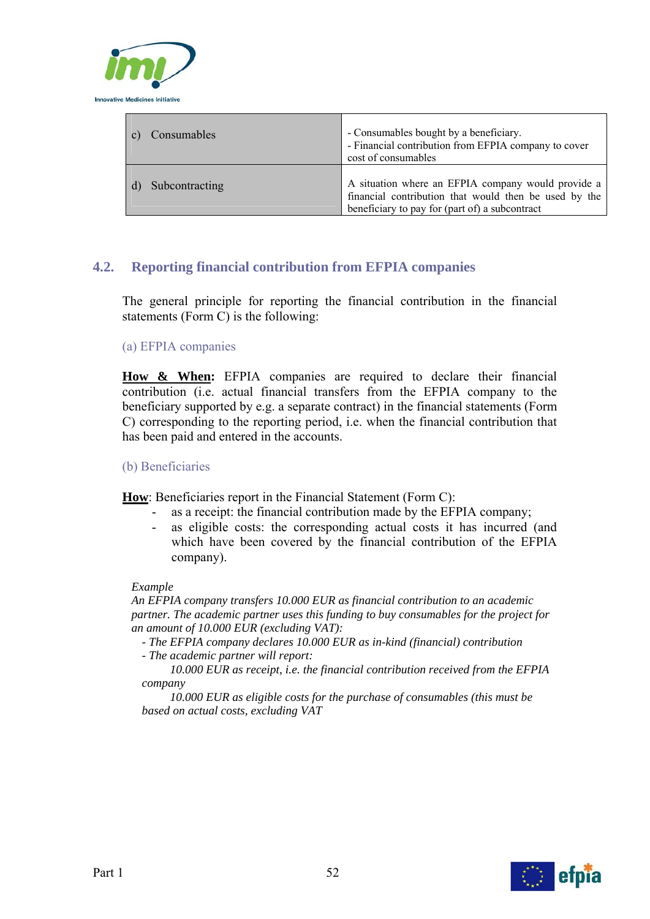| | |
|---|---|
| c) Consumables | - Consumables bought by a beneficiary.<br>- Financial contribution from EFPIA company to cover cost of consumables |
| d) Subcontracting | A situation where an EFPIA company would provide a financial contribution that would then be used by the beneficiary to pay for (part of) a subcontract |

## 4.2. Reporting financial contribution from EFPIA companies

The general principle for reporting the financial contribution in the financial statements (Form C) is the following:

### (a) EFPIA companies

**How & When:** EFPIA companies are required to declare their financial contribution (i.e. actual financial transfers from the EFPIA company to the beneficiary supported by e.g. a separate contract) in the financial statements (Form C) corresponding to the reporting period, i.e. when the financial contribution that has been paid and entered in the accounts.

### (b) Beneficiaries

**How**: Beneficiaries report in the Financial Statement (Form C):

- as a receipt: the financial contribution made by the EFPIA company;
- as eligible costs: the corresponding actual costs it has incurred (and which have been covered by the financial contribution of the EFPIA company).

*Example*
*An EFPIA company transfers 10.000 EUR as financial contribution to an academic partner. The academic partner uses this funding to buy consumables for the project for an amount of 10.000 EUR (excluding VAT):*
*- The EFPIA company declares 10.000 EUR as in-kind (financial) contribution*
*- The academic partner will report:*
*10.000 EUR as receipt, i.e. the financial contribution received from the EFPIA company*
*10.000 EUR as eligible costs for the purchase of consumables (this must be based on actual costs, excluding VAT*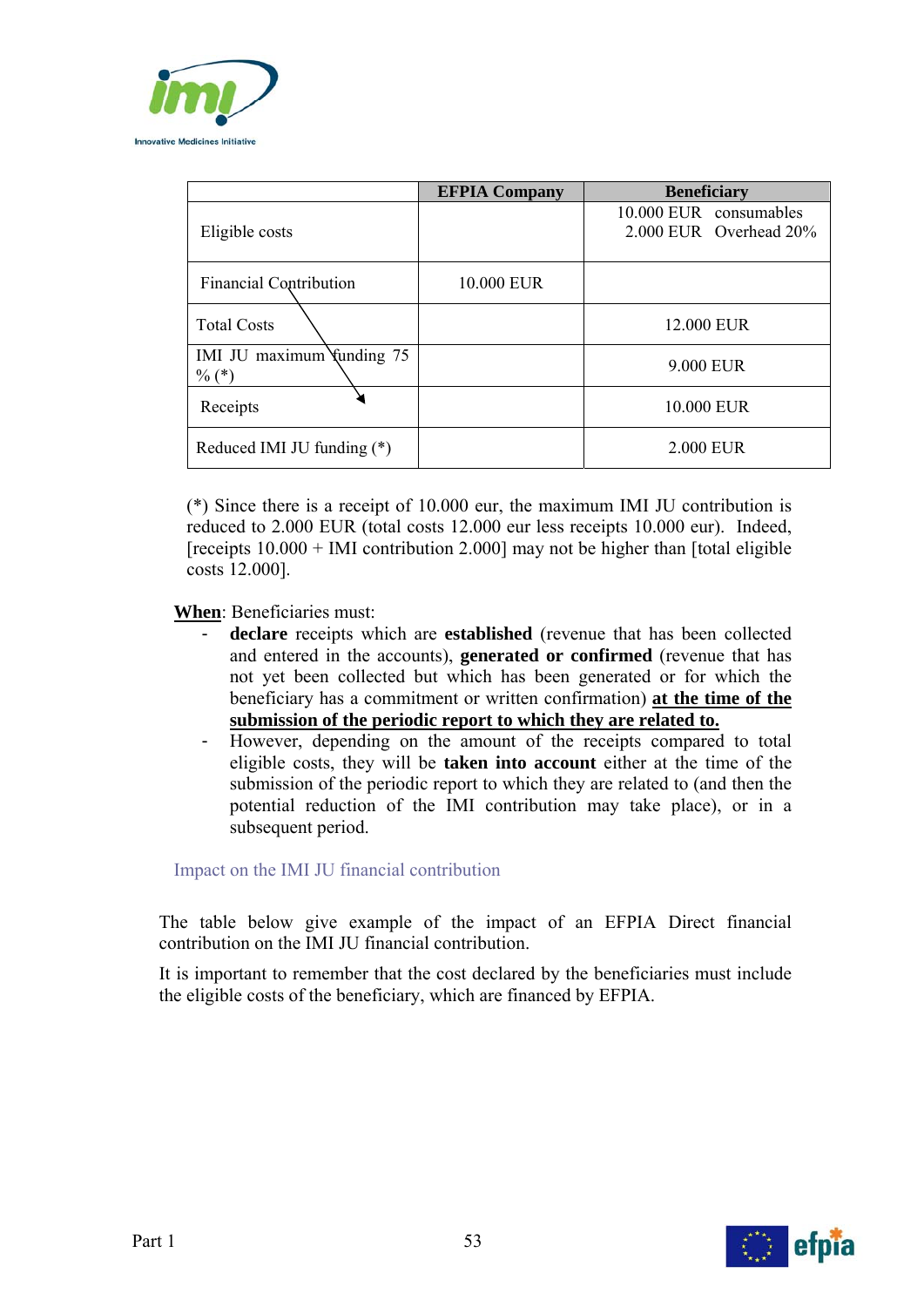|  | EFPIA Company | Beneficiary |
|---|---|---|
| Eligible costs |  | 10.000 EUR consumables<br>2.000 EUR Overhead 20% |
| Financial Contribution | 10.000 EUR |  |
| Total Costs |  | 12.000 EUR |
| IMI JU maximum funding 75 % (*) |  | 9.000 EUR |
| Receipts |  | 10.000 EUR |
| Reduced IMI JU funding (*) |  | 2.000 EUR |

(*) Since there is a receipt of 10.000 eur, the maximum IMI JU contribution is reduced to 2.000 EUR (total costs 12.000 eur less receipts 10.000 eur). Indeed, [receipts 10.000 + IMI contribution 2.000] may not be higher than [total eligible costs 12.000].

**When**: Beneficiaries must:

- **declare** receipts which are **established** (revenue that has been collected and entered in the accounts), **generated or confirmed** (revenue that has not yet been collected but which has been generated or for which the beneficiary has a commitment or written confirmation) **at the time of the submission of the periodic report to which they are related to.**
- However, depending on the amount of the receipts compared to total eligible costs, they will be **taken into account** either at the time of the submission of the periodic report to which they are related to (and then the potential reduction of the IMI contribution may take place), or in a subsequent period.

### Impact on the IMI JU financial contribution

The table below give example of the impact of an EFPIA Direct financial contribution on the IMI JU financial contribution.

It is important to remember that the cost declared by the beneficiaries must include the eligible costs of the beneficiary, which are financed by EFPIA.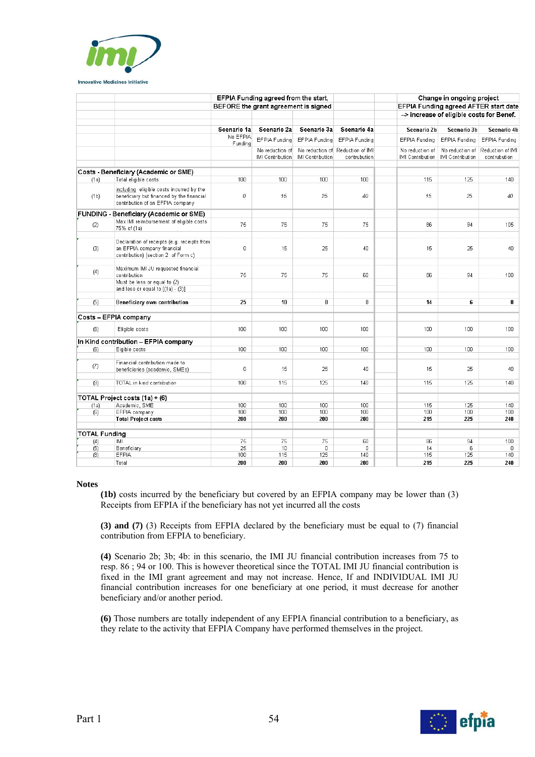| | | EFPIA Funding agreed from the start, BEFORE the grant agreement is signed | | | | | Change in ongoing project EFPIA Funding agreed AFTER start date --> increase of eligible costs for Benef. | | |
|---|---|---|---|---|---|---|---|---|---|
| | | Scenario 1a | Scenario 2a | Scenario 3a | Scenario 4a | | Scenario 2b | Scenario 3b | Scenario 4b |
| | | No EFPIA Funding | EFPIA Funding | EFPIA Funding | EFPIA Funding | | EFPIA Funding | EFPIA Funding | EFPIA Funding |
| | | | No reduction of IMI Contribution | No reduction of IMI Contribution | Reduction of IMI contribution | | No reduction of IMI Contribution | No reduction of IMI Contribution | Reduction of IMI contribution |
| **Costs - Beneficiary (Academic or SME)** | | | | | | | | | |
| (1a) | Total eligible costs | 100 | 100 | 100 | 100 | | 115 | 125 | 140 |
| (1b) | including eligible costs incurred by the beneficiary but financed by the financial contribution of an EFPIA company | *0* | *15* | *25* | *40* | | *15* | *25* | *40* |
| **FUNDING - Beneficiary (Academic or SME)** | | | | | | | | | |
| (2) | Max IMI reimbursement of eligible costs 75% of (1a) | 75 | 75 | 75 | 75 | | 86 | 94 | 105 |
| (3) | Declaration of receipts (e.g. receipts from an EFPIA company financial contribution) (section 2 of Form c) | 0 | 15 | 25 | 40 | | 15 | 25 | 40 |
| (4) | Maximum IMI JU requested financial contribution Must be less or equal to (2) and less or equal to [(1a) - (3)] | 75 | 75 | 75 | 60 | | 86 | 94 | 100 |
| (5) | **Beneficiary own contribution** | **25** | **10** | **0** | **0** | | **14** | **6** | **0** |
| **Costs – EFPIA company** | | | | | | | | | |
| (6) | Eligible costs | 100 | 100 | 100 | 100 | | 100 | 100 | 100 |
| **In Kind contribution – EFPIA company** | | | | | | | | | |
| (6) | Eligible costs | 100 | 100 | 100 | 100 | | 100 | 100 | 100 |
| (7) | Financial contribution made to beneficiaries (academic, SMEs) | 0 | 15 | 25 | 40 | | 15 | 25 | 40 |
| (8) | TOTAL in kind contribution | 100 | 115 | 125 | 140 | | 115 | 125 | 140 |
| **TOTAL Project costs (1a) + (6)** | | | | | | | | | |
| (1a) | Academic, SME | 100 | 100 | 100 | 100 | | 115 | 125 | 140 |
| (6) | EFPIA company | 100 | 100 | 100 | 100 | | 100 | 100 | 100 |
| | **Total Project costs** | **200** | **200** | **200** | **200** | | **215** | **225** | **240** |
| **TOTAL Funding** | | | | | | | | | |
| (4) | IMI | 75 | 75 | 75 | 60 | | 86 | 94 | 100 |
| (5) | Beneficiary | 25 | 10 | 0 | 0 | | 14 | 6 | 0 |
| (8) | EFPIA | 100 | 115 | 125 | 140 | | 115 | 125 | 140 |
| | Total | **200** | **200** | **200** | **200** | | **215** | **225** | **240** |

**Notes**

**(1b)** costs incurred by the beneficiary but covered by an EFPIA company may be lower than (3) Receipts from EFPIA if the beneficiary has not yet incurred all the costs

**(3) and (7)** (3) Receipts from EFPIA declared by the beneficiary must be equal to (7) financial contribution from EFPIA to beneficiary.

**(4)** Scenario 2b; 3b; 4b: in this scenario, the IMI JU financial contribution increases from 75 to resp. 86 ; 94 or 100. This is however theoretical since the TOTAL IMI JU financial contribution is fixed in the IMI grant agreement and may not increase. Hence, If and INDIVIDUAL IMI JU financial contribution increases for one beneficiary at one period, it must decrease for another beneficiary and/or another period.

**(6)** Those numbers are totally independent of any EFPIA financial contribution to a beneficiary, as they relate to the activity that EFPIA Company have performed themselves in the project.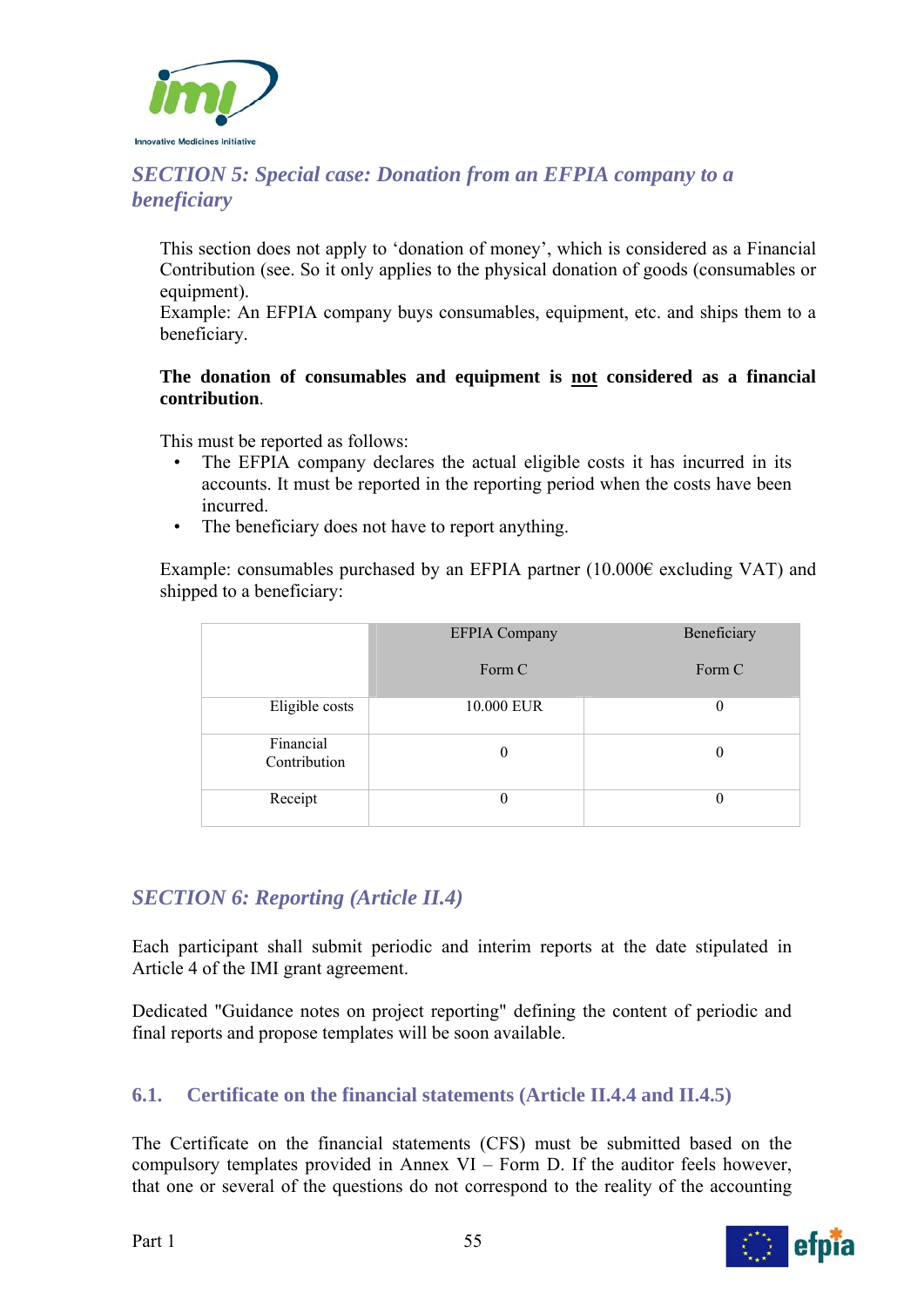## *SECTION 5: Special case: Donation from an EFPIA company to a beneficiary*

This section does not apply to 'donation of money', which is considered as a Financial Contribution (see. So it only applies to the physical donation of goods (consumables or equipment).
Example: An EFPIA company buys consumables, equipment, etc. and ships them to a beneficiary.

**The donation of consumables and equipment is <u>not</u> considered as a financial contribution**.

This must be reported as follows:

- The EFPIA company declares the actual eligible costs it has incurred in its accounts. It must be reported in the reporting period when the costs have been incurred.
- The beneficiary does not have to report anything.

Example: consumables purchased by an EFPIA partner (10.000€ excluding VAT) and shipped to a beneficiary:

| | EFPIA Company<br><br>Form C | Beneficiary<br><br>Form C |
|---|---|---|
| Eligible costs | 10.000 EUR | 0 |
| Financial Contribution | 0 | 0 |
| Receipt | 0 | 0 |

## *SECTION 6: Reporting (Article II.4)*

Each participant shall submit periodic and interim reports at the date stipulated in Article 4 of the IMI grant agreement.

Dedicated "Guidance notes on project reporting" defining the content of periodic and final reports and propose templates will be soon available.

### 6.1. Certificate on the financial statements (Article II.4.4 and II.4.5)

The Certificate on the financial statements (CFS) must be submitted based on the compulsory templates provided in Annex VI – Form D. If the auditor feels however, that one or several of the questions do not correspond to the reality of the accounting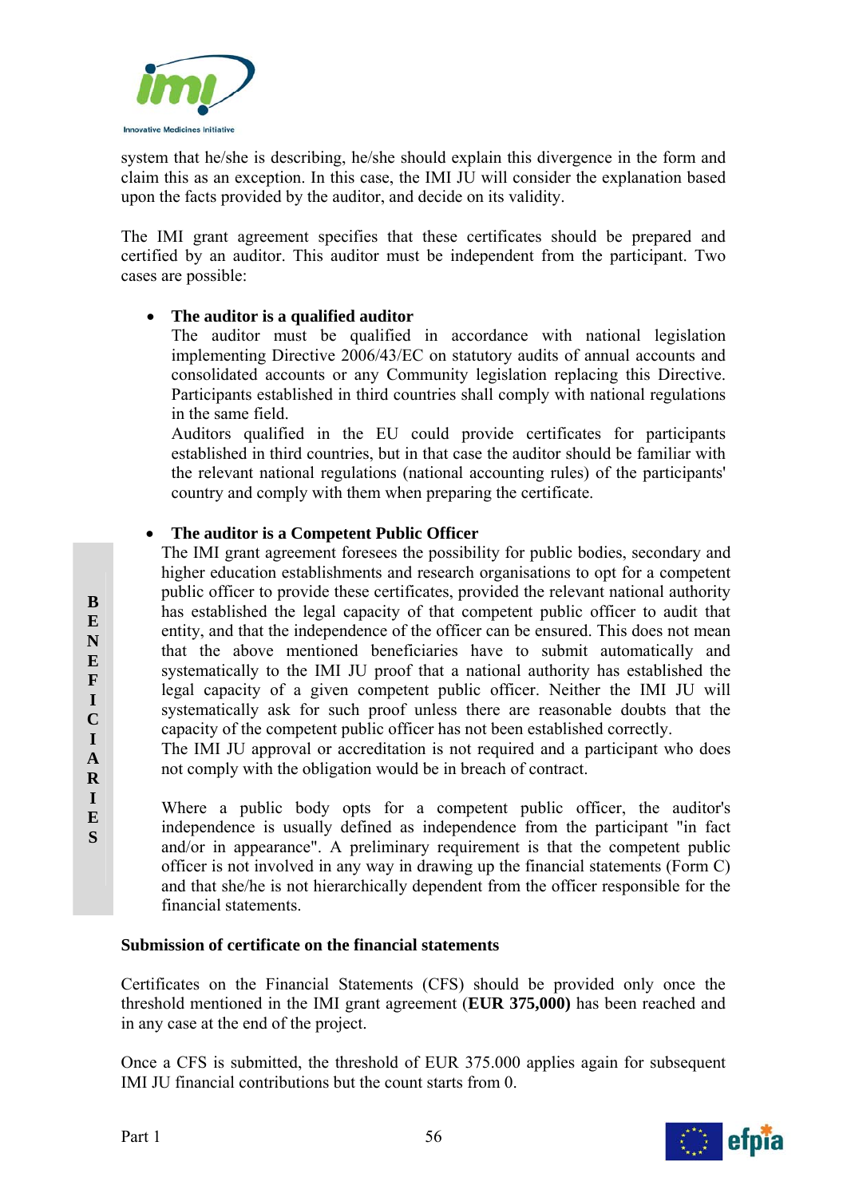system that he/she is describing, he/she should explain this divergence in the form and claim this as an exception. In this case, the IMI JU will consider the explanation based upon the facts provided by the auditor, and decide on its validity.

The IMI grant agreement specifies that these certificates should be prepared and certified by an auditor. This auditor must be independent from the participant. Two cases are possible:

- **The auditor is a qualified auditor**
  The auditor must be qualified in accordance with national legislation implementing Directive 2006/43/EC on statutory audits of annual accounts and consolidated accounts or any Community legislation replacing this Directive. Participants established in third countries shall comply with national regulations in the same field.
  Auditors qualified in the EU could provide certificates for participants established in third countries, but in that case the auditor should be familiar with the relevant national regulations (national accounting rules) of the participants' country and comply with them when preparing the certificate.

- **The auditor is a Competent Public Officer**
  The IMI grant agreement foresees the possibility for public bodies, secondary and higher education establishments and research organisations to opt for a competent public officer to provide these certificates, provided the relevant national authority has established the legal capacity of that competent public officer to audit that entity, and that the independence of the officer can be ensured. This does not mean that the above mentioned beneficiaries have to submit automatically and systematically to the IMI JU proof that a national authority has established the legal capacity of a given competent public officer. Neither the IMI JU will systematically ask for such proof unless there are reasonable doubts that the capacity of the competent public officer has not been established correctly.
  The IMI JU approval or accreditation is not required and a participant who does not comply with the obligation would be in breach of contract.

  Where a public body opts for a competent public officer, the auditor's independence is usually defined as independence from the participant "in fact and/or in appearance". A preliminary requirement is that the competent public officer is not involved in any way in drawing up the financial statements (Form C) and that she/he is not hierarchically dependent from the officer responsible for the financial statements.

**Submission of certificate on the financial statements**

Certificates on the Financial Statements (CFS) should be provided only once the threshold mentioned in the IMI grant agreement (**EUR 375,000)** has been reached and in any case at the end of the project.

Once a CFS is submitted, the threshold of EUR 375.000 applies again for subsequent IMI JU financial contributions but the count starts from 0.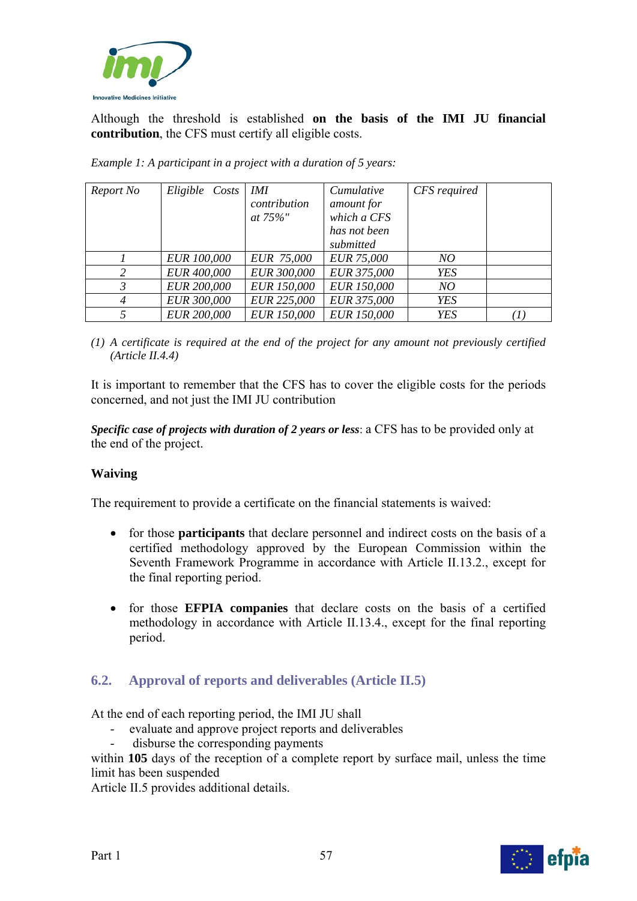Although the threshold is established **on the basis of the IMI JU financial contribution**, the CFS must certify all eligible costs.

*Example 1: A participant in a project with a duration of 5 years:*

| *Report No* | *Eligible Costs* | *IMI contribution at 75%"* | *Cumulative amount for which a CFS has not been submitted* | *CFS required* | |
|---|---|---|---|---|---|
| *1* | *EUR 100,000* | *EUR 75,000* | *EUR 75,000* | *NO* | |
| *2* | *EUR 400,000* | *EUR 300,000* | *EUR 375,000* | *YES* | |
| *3* | *EUR 200,000* | *EUR 150,000* | *EUR 150,000* | *NO* | |
| *4* | *EUR 300,000* | *EUR 225,000* | *EUR 375,000* | *YES* | |
| *5* | *EUR 200,000* | *EUR 150,000* | *EUR 150,000* | *YES* | *(1)* |

*(1) A certificate is required at the end of the project for any amount not previously certified (Article II.4.4)*

It is important to remember that the CFS has to cover the eligible costs for the periods concerned, and not just the IMI JU contribution

***Specific case of projects with duration of 2 years or less***: a CFS has to be provided only at the end of the project.

**Waiving**

The requirement to provide a certificate on the financial statements is waived:

- for those **participants** that declare personnel and indirect costs on the basis of a certified methodology approved by the European Commission within the Seventh Framework Programme in accordance with Article II.13.2., except for the final reporting period.

- for those **EFPIA companies** that declare costs on the basis of a certified methodology in accordance with Article II.13.4., except for the final reporting period.

## 6.2. Approval of reports and deliverables (Article II.5)

At the end of each reporting period, the IMI JU shall

- evaluate and approve project reports and deliverables
- disburse the corresponding payments

within **105** days of the reception of a complete report by surface mail, unless the time limit has been suspended

Article II.5 provides additional details.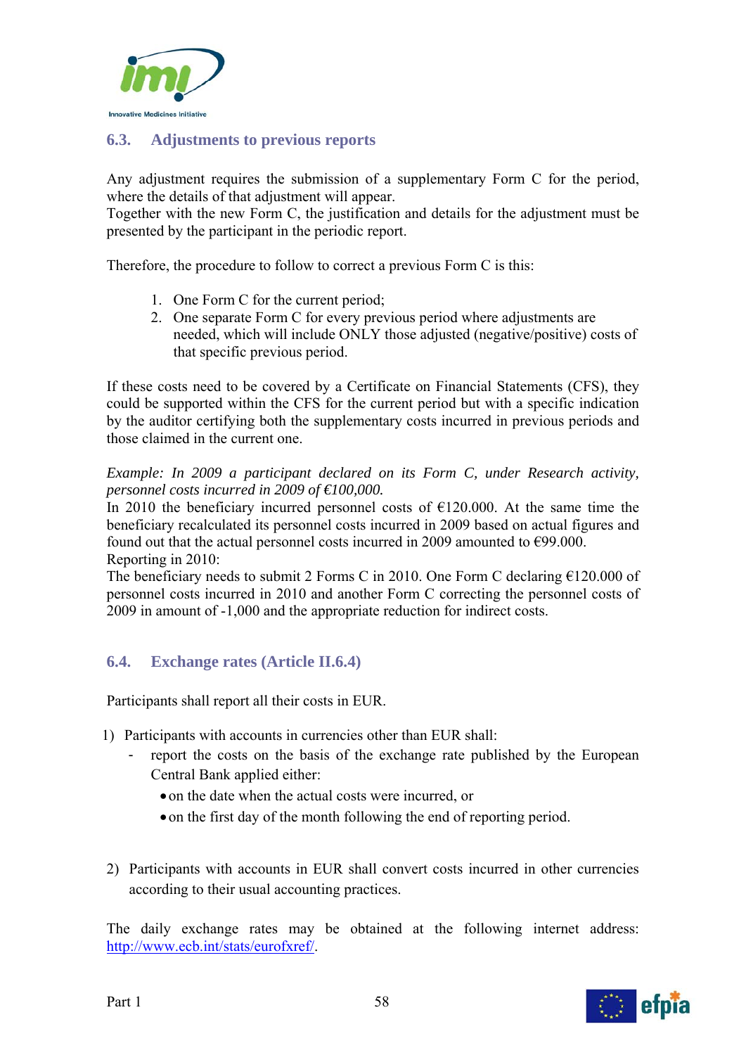## 6.3. Adjustments to previous reports

Any adjustment requires the submission of a supplementary Form C for the period, where the details of that adjustment will appear.
Together with the new Form C, the justification and details for the adjustment must be presented by the participant in the periodic report.

Therefore, the procedure to follow to correct a previous Form C is this:

1. One Form C for the current period;
2. One separate Form C for every previous period where adjustments are needed, which will include ONLY those adjusted (negative/positive) costs of that specific previous period.

If these costs need to be covered by a Certificate on Financial Statements (CFS), they could be supported within the CFS for the current period but with a specific indication by the auditor certifying both the supplementary costs incurred in previous periods and those claimed in the current one.

*Example: In 2009 a participant declared on its Form C, under Research activity, personnel costs incurred in 2009 of €100,000.*
In 2010 the beneficiary incurred personnel costs of €120.000. At the same time the beneficiary recalculated its personnel costs incurred in 2009 based on actual figures and found out that the actual personnel costs incurred in 2009 amounted to €99.000.
Reporting in 2010:
The beneficiary needs to submit 2 Forms C in 2010. One Form C declaring €120.000 of personnel costs incurred in 2010 and another Form C correcting the personnel costs of 2009 in amount of -1,000 and the appropriate reduction for indirect costs.

## 6.4. Exchange rates (Article II.6.4)

Participants shall report all their costs in EUR.

1) Participants with accounts in currencies other than EUR shall:
   - report the costs on the basis of the exchange rate published by the European Central Bank applied either:
     - on the date when the actual costs were incurred, or
     - on the first day of the month following the end of reporting period.

2) Participants with accounts in EUR shall convert costs incurred in other currencies according to their usual accounting practices.

The daily exchange rates may be obtained at the following internet address: http://www.ecb.int/stats/eurofxref/.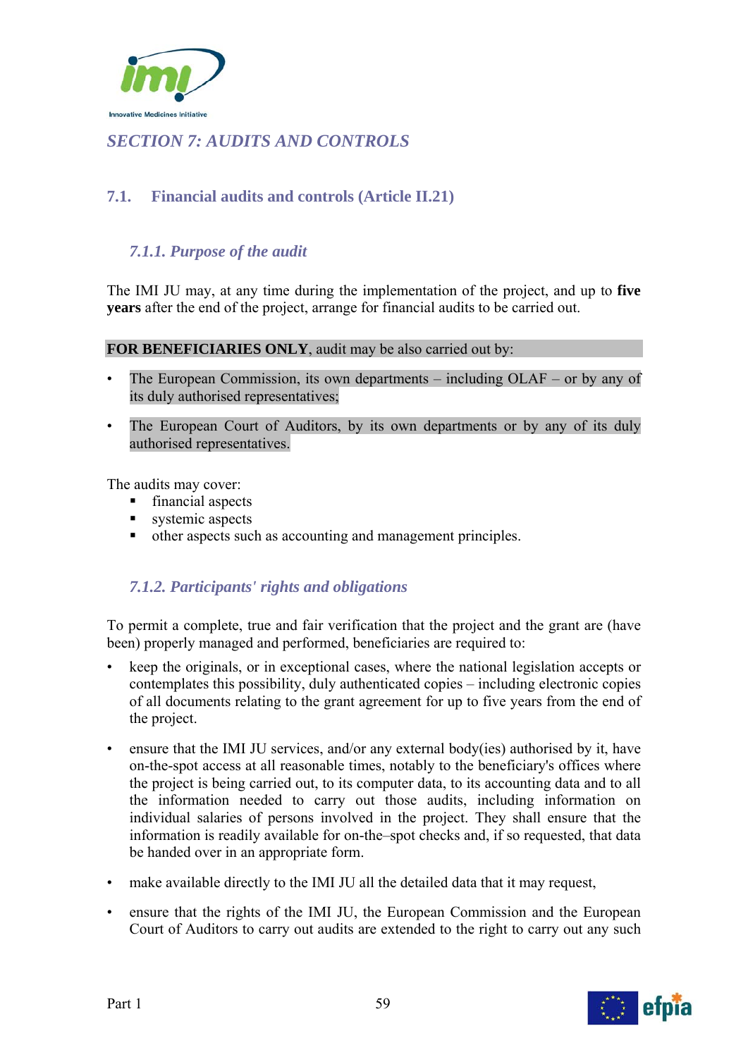## SECTION 7: AUDITS AND CONTROLS

### 7.1. Financial audits and controls (Article II.21)

#### *7.1.1. Purpose of the audit*

The IMI JU may, at any time during the implementation of the project, and up to **five years** after the end of the project, arrange for financial audits to be carried out.

**FOR BENEFICIARIES ONLY**, audit may be also carried out by:

- The European Commission, its own departments – including OLAF – or by any of its duly authorised representatives;
- The European Court of Auditors, by its own departments or by any of its duly authorised representatives.

The audits may cover:

- financial aspects
- systemic aspects
- other aspects such as accounting and management principles.

#### *7.1.2. Participants' rights and obligations*

To permit a complete, true and fair verification that the project and the grant are (have been) properly managed and performed, beneficiaries are required to:

- keep the originals, or in exceptional cases, where the national legislation accepts or contemplates this possibility, duly authenticated copies – including electronic copies of all documents relating to the grant agreement for up to five years from the end of the project.
- ensure that the IMI JU services, and/or any external body(ies) authorised by it, have on-the-spot access at all reasonable times, notably to the beneficiary's offices where the project is being carried out, to its computer data, to its accounting data and to all the information needed to carry out those audits, including information on individual salaries of persons involved in the project. They shall ensure that the information is readily available for on-the–spot checks and, if so requested, that data be handed over in an appropriate form.
- make available directly to the IMI JU all the detailed data that it may request,
- ensure that the rights of the IMI JU, the European Commission and the European Court of Auditors to carry out audits are extended to the right to carry out any such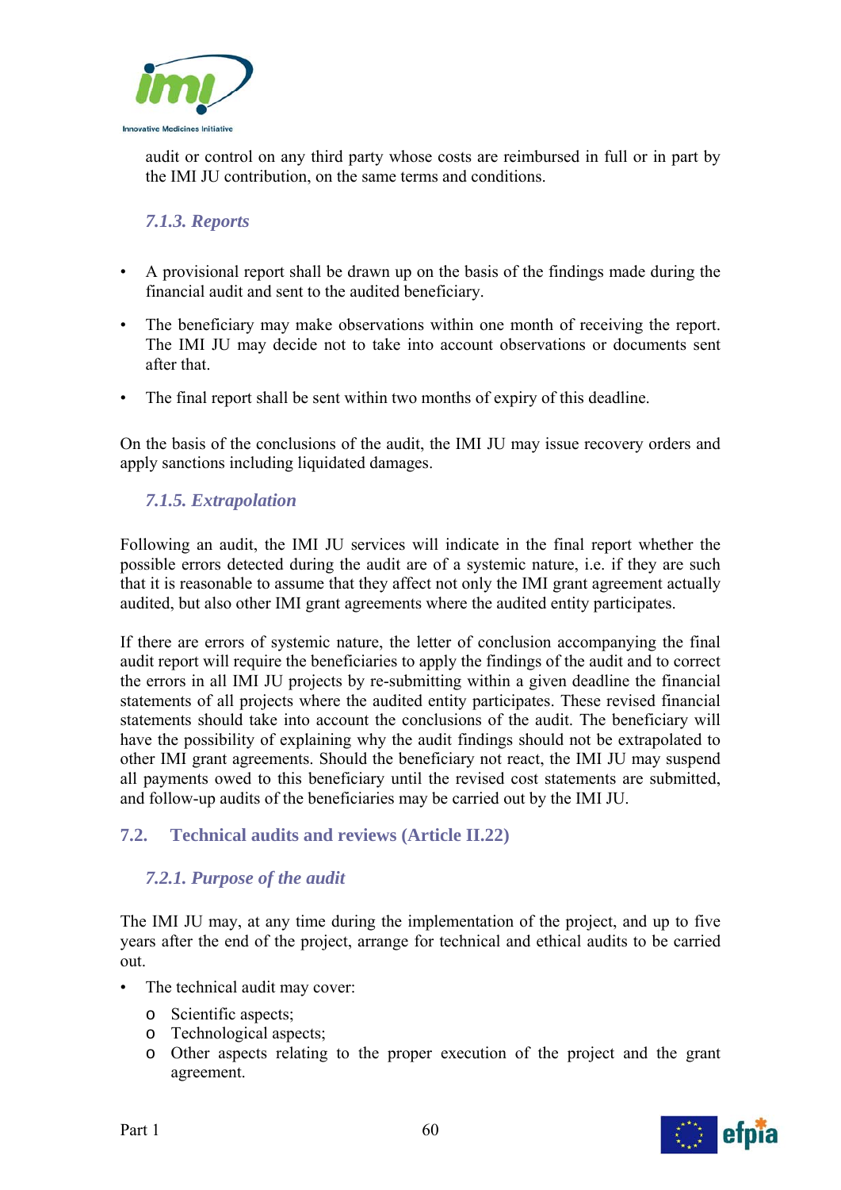audit or control on any third party whose costs are reimbursed in full or in part by the IMI JU contribution, on the same terms and conditions.

### *7.1.3. Reports*

- A provisional report shall be drawn up on the basis of the findings made during the financial audit and sent to the audited beneficiary.
- The beneficiary may make observations within one month of receiving the report. The IMI JU may decide not to take into account observations or documents sent after that.
- The final report shall be sent within two months of expiry of this deadline.

On the basis of the conclusions of the audit, the IMI JU may issue recovery orders and apply sanctions including liquidated damages.

### *7.1.5. Extrapolation*

Following an audit, the IMI JU services will indicate in the final report whether the possible errors detected during the audit are of a systemic nature, i.e. if they are such that it is reasonable to assume that they affect not only the IMI grant agreement actually audited, but also other IMI grant agreements where the audited entity participates.

If there are errors of systemic nature, the letter of conclusion accompanying the final audit report will require the beneficiaries to apply the findings of the audit and to correct the errors in all IMI JU projects by re-submitting within a given deadline the financial statements of all projects where the audited entity participates. These revised financial statements should take into account the conclusions of the audit. The beneficiary will have the possibility of explaining why the audit findings should not be extrapolated to other IMI grant agreements. Should the beneficiary not react, the IMI JU may suspend all payments owed to this beneficiary until the revised cost statements are submitted, and follow-up audits of the beneficiaries may be carried out by the IMI JU.

## 7.2. Technical audits and reviews (Article II.22)

### *7.2.1. Purpose of the audit*

The IMI JU may, at any time during the implementation of the project, and up to five years after the end of the project, arrange for technical and ethical audits to be carried out.

- The technical audit may cover:
  - Scientific aspects;
  - Technological aspects;
  - Other aspects relating to the proper execution of the project and the grant agreement.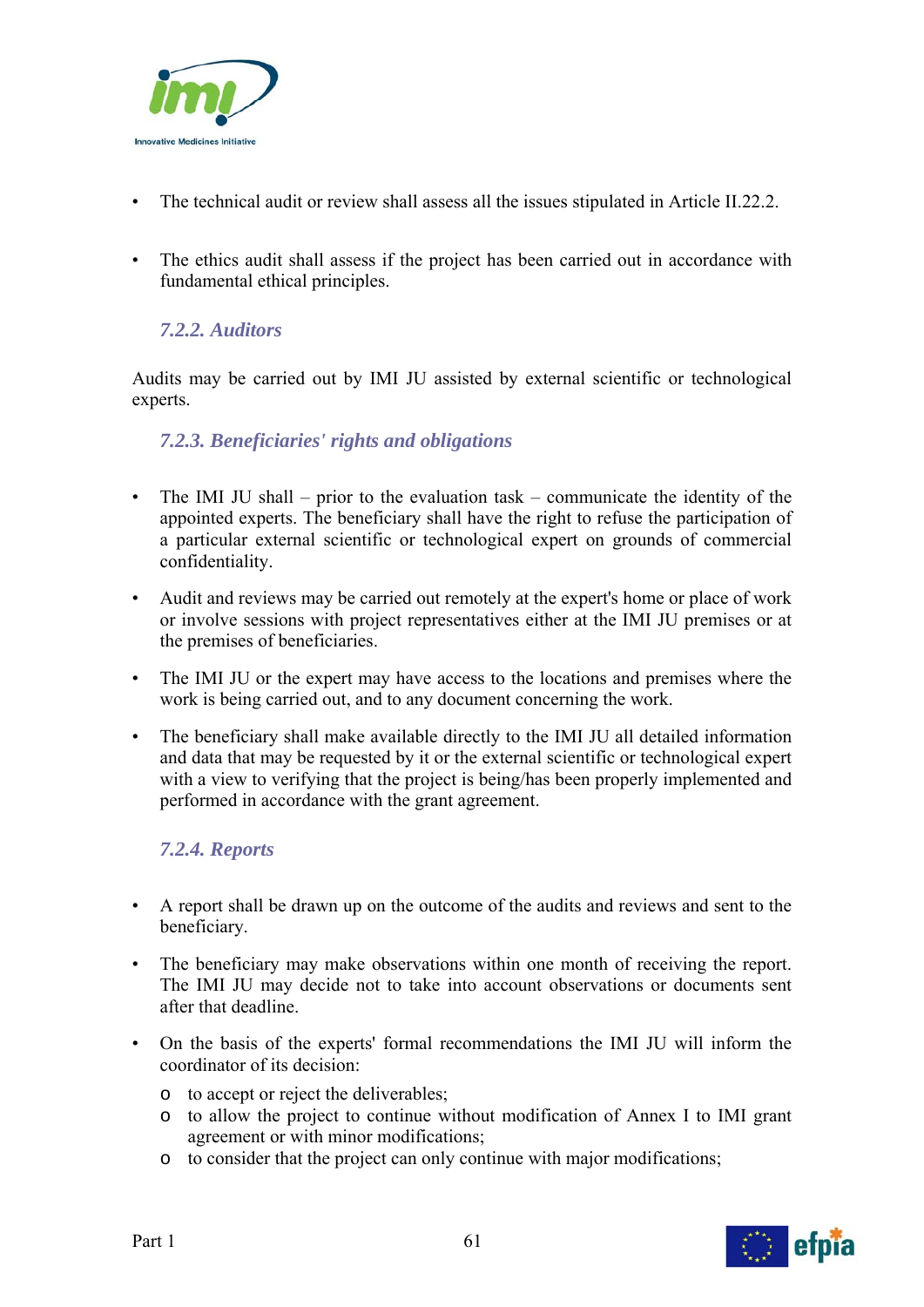- The technical audit or review shall assess all the issues stipulated in Article II.22.2.

- The ethics audit shall assess if the project has been carried out in accordance with fundamental ethical principles.

### *7.2.2. Auditors*

Audits may be carried out by IMI JU assisted by external scientific or technological experts.

### *7.2.3. Beneficiaries' rights and obligations*

- The IMI JU shall – prior to the evaluation task – communicate the identity of the appointed experts. The beneficiary shall have the right to refuse the participation of a particular external scientific or technological expert on grounds of commercial confidentiality.

- Audit and reviews may be carried out remotely at the expert's home or place of work or involve sessions with project representatives either at the IMI JU premises or at the premises of beneficiaries.

- The IMI JU or the expert may have access to the locations and premises where the work is being carried out, and to any document concerning the work.

- The beneficiary shall make available directly to the IMI JU all detailed information and data that may be requested by it or the external scientific or technological expert with a view to verifying that the project is being/has been properly implemented and performed in accordance with the grant agreement.

### *7.2.4. Reports*

- A report shall be drawn up on the outcome of the audits and reviews and sent to the beneficiary.

- The beneficiary may make observations within one month of receiving the report. The IMI JU may decide not to take into account observations or documents sent after that deadline.

- On the basis of the experts' formal recommendations the IMI JU will inform the coordinator of its decision:
  - to accept or reject the deliverables;
  - to allow the project to continue without modification of Annex I to IMI grant agreement or with minor modifications;
  - to consider that the project can only continue with major modifications;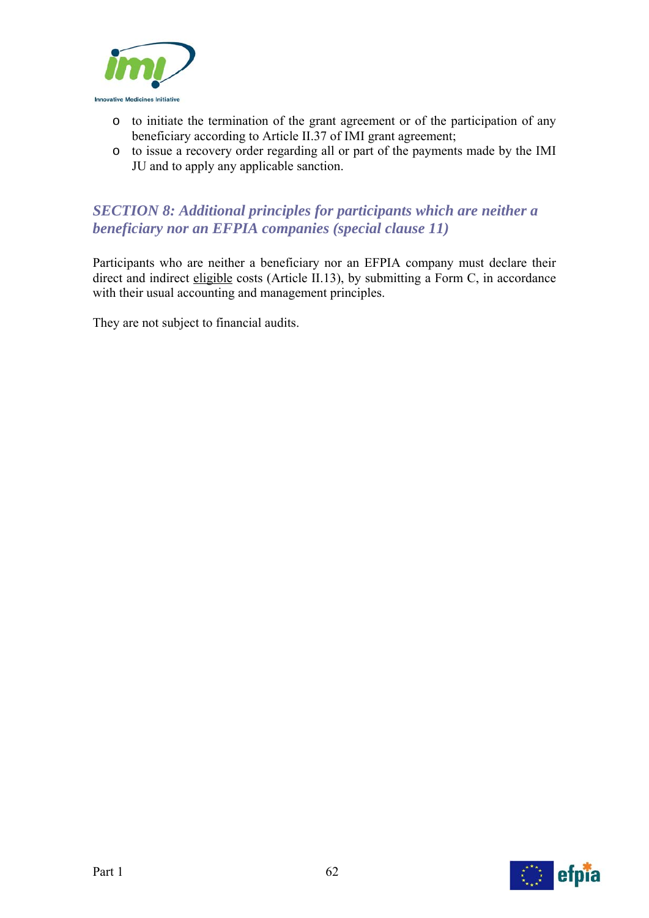- to initiate the termination of the grant agreement or of the participation of any beneficiary according to Article II.37 of IMI grant agreement;
- to issue a recovery order regarding all or part of the payments made by the IMI JU and to apply any applicable sanction.

### *SECTION 8: Additional principles for participants which are neither a beneficiary nor an EFPIA companies (special clause 11)*

Participants who are neither a beneficiary nor an EFPIA company must declare their direct and indirect eligible costs (Article II.13), by submitting a Form C, in accordance with their usual accounting and management principles.

They are not subject to financial audits.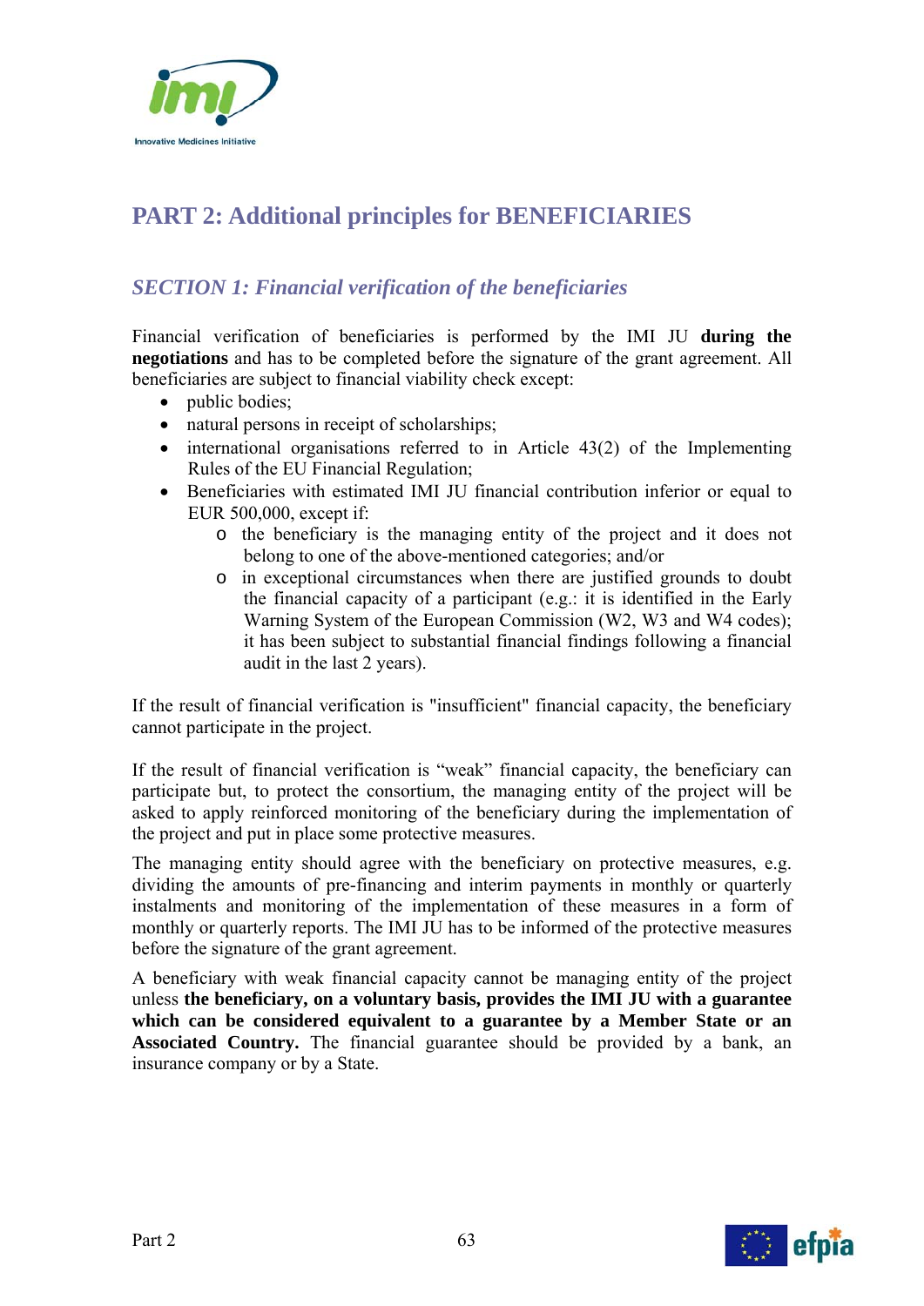# PART 2: Additional principles for BENEFICIARIES

## *SECTION 1: Financial verification of the beneficiaries*

Financial verification of beneficiaries is performed by the IMI JU **during the negotiations** and has to be completed before the signature of the grant agreement. All beneficiaries are subject to financial viability check except:

- public bodies;
- natural persons in receipt of scholarships;
- international organisations referred to in Article 43(2) of the Implementing Rules of the EU Financial Regulation;
- Beneficiaries with estimated IMI JU financial contribution inferior or equal to EUR 500,000, except if:
  - the beneficiary is the managing entity of the project and it does not belong to one of the above-mentioned categories; and/or
  - in exceptional circumstances when there are justified grounds to doubt the financial capacity of a participant (e.g.: it is identified in the Early Warning System of the European Commission (W2, W3 and W4 codes); it has been subject to substantial financial findings following a financial audit in the last 2 years).

If the result of financial verification is "insufficient" financial capacity, the beneficiary cannot participate in the project.

If the result of financial verification is "weak" financial capacity, the beneficiary can participate but, to protect the consortium, the managing entity of the project will be asked to apply reinforced monitoring of the beneficiary during the implementation of the project and put in place some protective measures.

The managing entity should agree with the beneficiary on protective measures, e.g. dividing the amounts of pre-financing and interim payments in monthly or quarterly instalments and monitoring of the implementation of these measures in a form of monthly or quarterly reports. The IMI JU has to be informed of the protective measures before the signature of the grant agreement.

A beneficiary with weak financial capacity cannot be managing entity of the project unless **the beneficiary, on a voluntary basis, provides the IMI JU with a guarantee which can be considered equivalent to a guarantee by a Member State or an Associated Country.** The financial guarantee should be provided by a bank, an insurance company or by a State.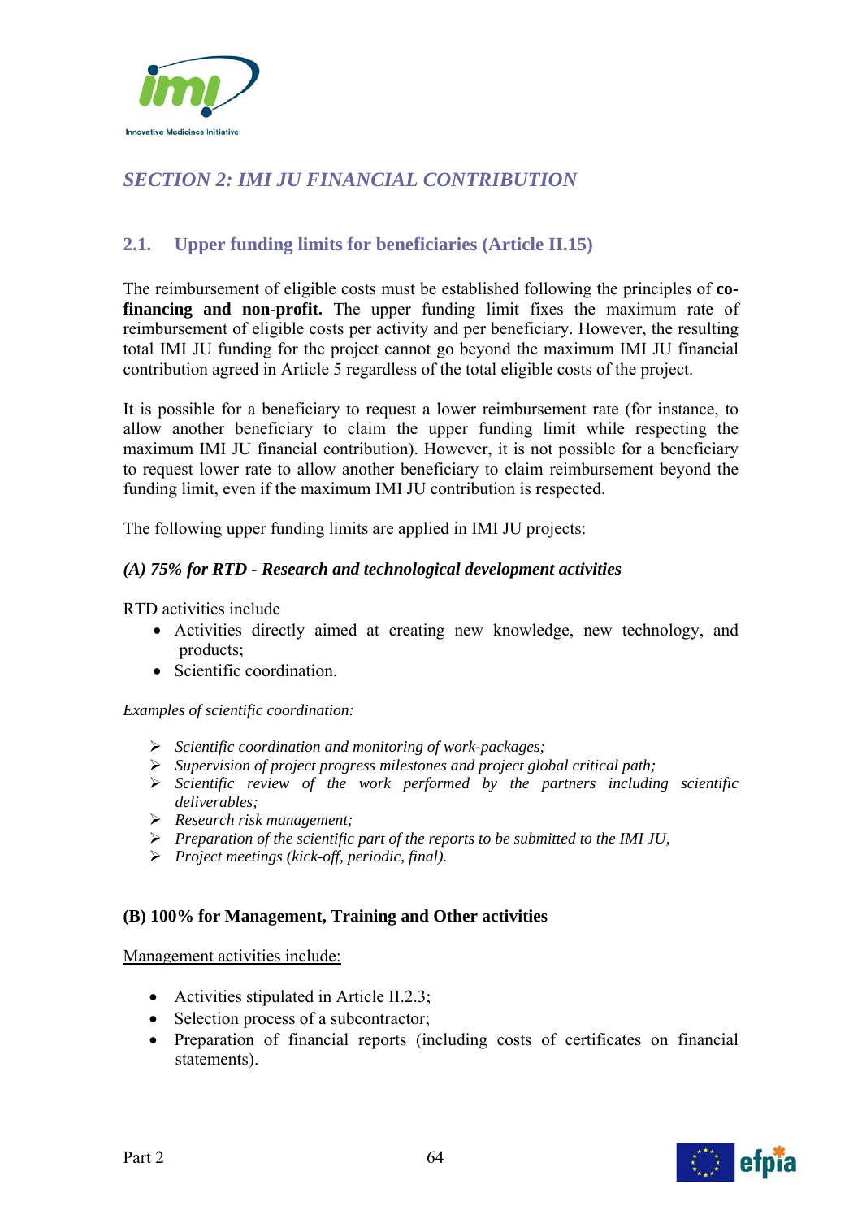## *SECTION 2: IMI JU FINANCIAL CONTRIBUTION*

### 2.1. Upper funding limits for beneficiaries (Article II.15)

The reimbursement of eligible costs must be established following the principles of **co-financing and non-profit.** The upper funding limit fixes the maximum rate of reimbursement of eligible costs per activity and per beneficiary. However, the resulting total IMI JU funding for the project cannot go beyond the maximum IMI JU financial contribution agreed in Article 5 regardless of the total eligible costs of the project.

It is possible for a beneficiary to request a lower reimbursement rate (for instance, to allow another beneficiary to claim the upper funding limit while respecting the maximum IMI JU financial contribution). However, it is not possible for a beneficiary to request lower rate to allow another beneficiary to claim reimbursement beyond the funding limit, even if the maximum IMI JU contribution is respected.

The following upper funding limits are applied in IMI JU projects:

***(A) 75% for RTD - Research and technological development activities***

RTD activities include

- Activities directly aimed at creating new knowledge, new technology, and products;
- Scientific coordination.

*Examples of scientific coordination:*

- *Scientific coordination and monitoring of work-packages;*
- *Supervision of project progress milestones and project global critical path;*
- *Scientific review of the work performed by the partners including scientific deliverables;*
- *Research risk management;*
- *Preparation of the scientific part of the reports to be submitted to the IMI JU,*
- *Project meetings (kick-off, periodic, final).*

**(B) 100% for Management, Training and Other activities**

Management activities include:

- Activities stipulated in Article II.2.3;
- Selection process of a subcontractor;
- Preparation of financial reports (including costs of certificates on financial statements).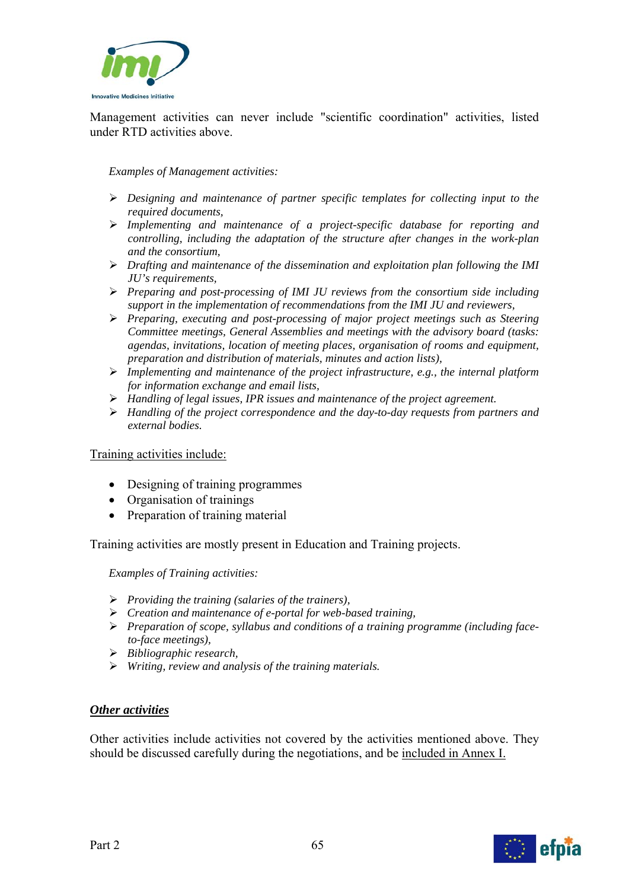Management activities can never include "scientific coordination" activities, listed under RTD activities above.

*Examples of Management activities:*

- *Designing and maintenance of partner specific templates for collecting input to the required documents,*
- *Implementing and maintenance of a project-specific database for reporting and controlling, including the adaptation of the structure after changes in the work-plan and the consortium,*
- *Drafting and maintenance of the dissemination and exploitation plan following the IMI JU's requirements,*
- *Preparing and post-processing of IMI JU reviews from the consortium side including support in the implementation of recommendations from the IMI JU and reviewers,*
- *Preparing, executing and post-processing of major project meetings such as Steering Committee meetings, General Assemblies and meetings with the advisory board (tasks: agendas, invitations, location of meeting places, organisation of rooms and equipment, preparation and distribution of materials, minutes and action lists),*
- *Implementing and maintenance of the project infrastructure, e.g., the internal platform for information exchange and email lists,*
- *Handling of legal issues, IPR issues and maintenance of the project agreement.*
- *Handling of the project correspondence and the day-to-day requests from partners and external bodies.*

<u>Training activities include:</u>

- Designing of training programmes
- Organisation of trainings
- Preparation of training material

Training activities are mostly present in Education and Training projects.

*Examples of Training activities:*

- *Providing the training (salaries of the trainers),*
- *Creation and maintenance of e-portal for web-based training,*
- *Preparation of scope, syllabus and conditions of a training programme (including face-to-face meetings),*
- *Bibliographic research,*
- *Writing, review and analysis of the training materials.*

***<u>Other activities</u>***

Other activities include activities not covered by the activities mentioned above. They should be discussed carefully during the negotiations, and be <u>included in Annex I.</u>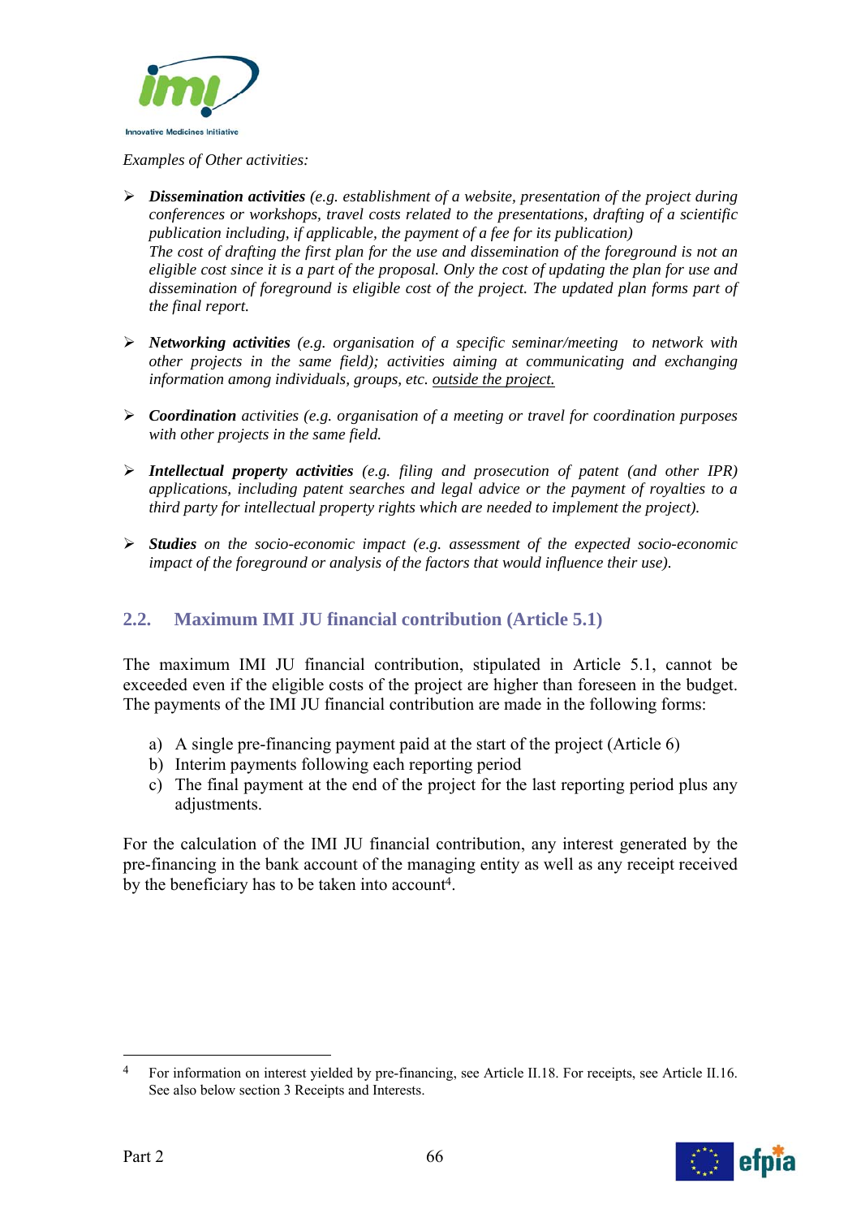*Examples of Other activities:*

- ***Dissemination activities*** *(e.g. establishment of a website, presentation of the project during conferences or workshops, travel costs related to the presentations, drafting of a scientific publication including, if applicable, the payment of a fee for its publication)*
  *The cost of drafting the first plan for the use and dissemination of the foreground is not an eligible cost since it is a part of the proposal. Only the cost of updating the plan for use and dissemination of foreground is eligible cost of the project. The updated plan forms part of the final report.*

- ***Networking activities*** *(e.g. organisation of a specific seminar/meeting to network with other projects in the same field); activities aiming at communicating and exchanging information among individuals, groups, etc. <u>outside the project.</u>*

- ***Coordination*** *activities (e.g. organisation of a meeting or travel for coordination purposes with other projects in the same field.*

- ***Intellectual property activities*** *(e.g. filing and prosecution of patent (and other IPR) applications, including patent searches and legal advice or the payment of royalties to a third party for intellectual property rights which are needed to implement the project).*

- ***Studies*** *on the socio-economic impact (e.g. assessment of the expected socio-economic impact of the foreground or analysis of the factors that would influence their use).*

## 2.2. Maximum IMI JU financial contribution (Article 5.1)

The maximum IMI JU financial contribution, stipulated in Article 5.1, cannot be exceeded even if the eligible costs of the project are higher than foreseen in the budget. The payments of the IMI JU financial contribution are made in the following forms:

a) A single pre-financing payment paid at the start of the project (Article 6)
b) Interim payments following each reporting period
c) The final payment at the end of the project for the last reporting period plus any adjustments.

For the calculation of the IMI JU financial contribution, any interest generated by the pre-financing in the bank account of the managing entity as well as any receipt received by the beneficiary has to be taken into account[4].

[4] For information on interest yielded by pre-financing, see Article II.18. For receipts, see Article II.16. See also below section 3 Receipts and Interests.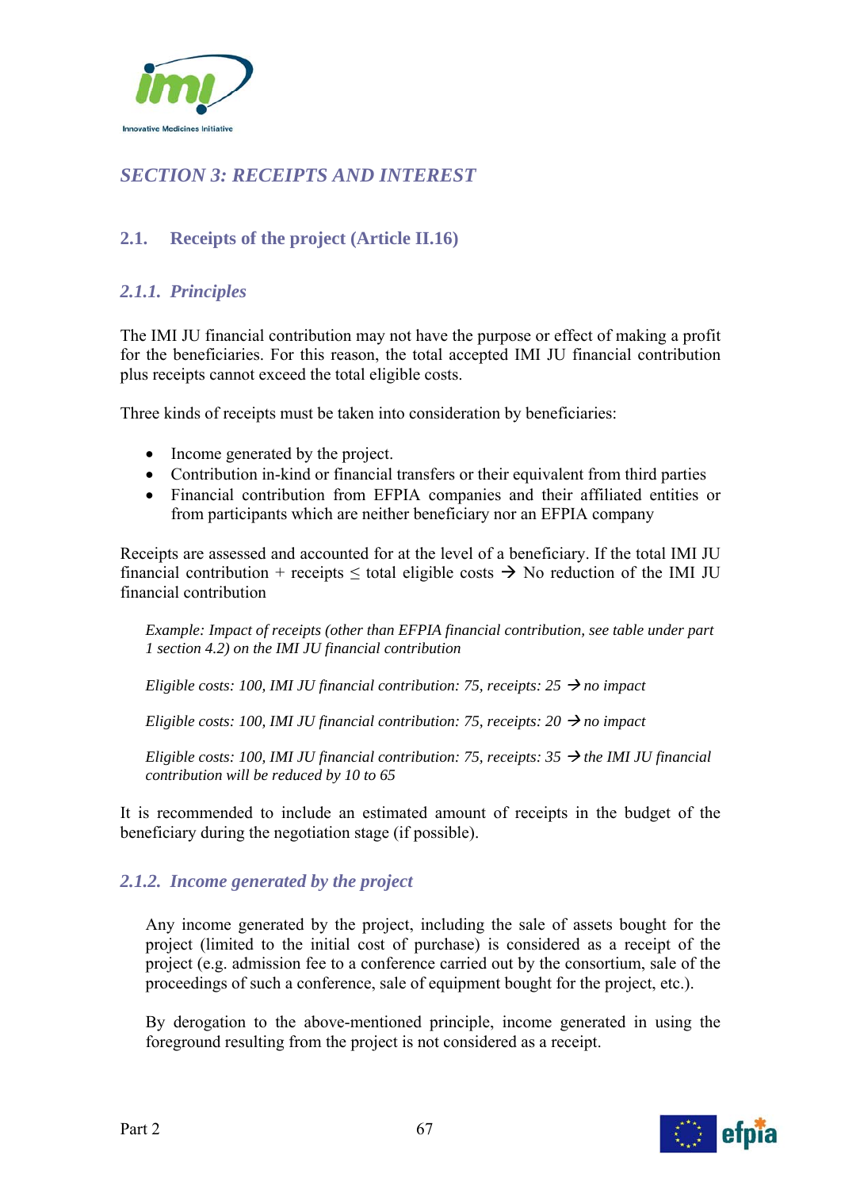## SECTION 3: RECEIPTS AND INTEREST

### 2.1. Receipts of the project (Article II.16)

#### 2.1.1. Principles

The IMI JU financial contribution may not have the purpose or effect of making a profit for the beneficiaries. For this reason, the total accepted IMI JU financial contribution plus receipts cannot exceed the total eligible costs.

Three kinds of receipts must be taken into consideration by beneficiaries:

- Income generated by the project.
- Contribution in-kind or financial transfers or their equivalent from third parties
- Financial contribution from EFPIA companies and their affiliated entities or from participants which are neither beneficiary nor an EFPIA company

Receipts are assessed and accounted for at the level of a beneficiary. If the total IMI JU financial contribution + receipts ≤ total eligible costs → No reduction of the IMI JU financial contribution

*Example: Impact of receipts (other than EFPIA financial contribution, see table under part 1 section 4.2) on the IMI JU financial contribution*

*Eligible costs: 100, IMI JU financial contribution: 75, receipts: 25 → no impact*

*Eligible costs: 100, IMI JU financial contribution: 75, receipts: 20 → no impact*

*Eligible costs: 100, IMI JU financial contribution: 75, receipts: 35 → the IMI JU financial contribution will be reduced by 10 to 65*

It is recommended to include an estimated amount of receipts in the budget of the beneficiary during the negotiation stage (if possible).

#### 2.1.2. Income generated by the project

Any income generated by the project, including the sale of assets bought for the project (limited to the initial cost of purchase) is considered as a receipt of the project (e.g. admission fee to a conference carried out by the consortium, sale of the proceedings of such a conference, sale of equipment bought for the project, etc.).

By derogation to the above-mentioned principle, income generated in using the foreground resulting from the project is not considered as a receipt.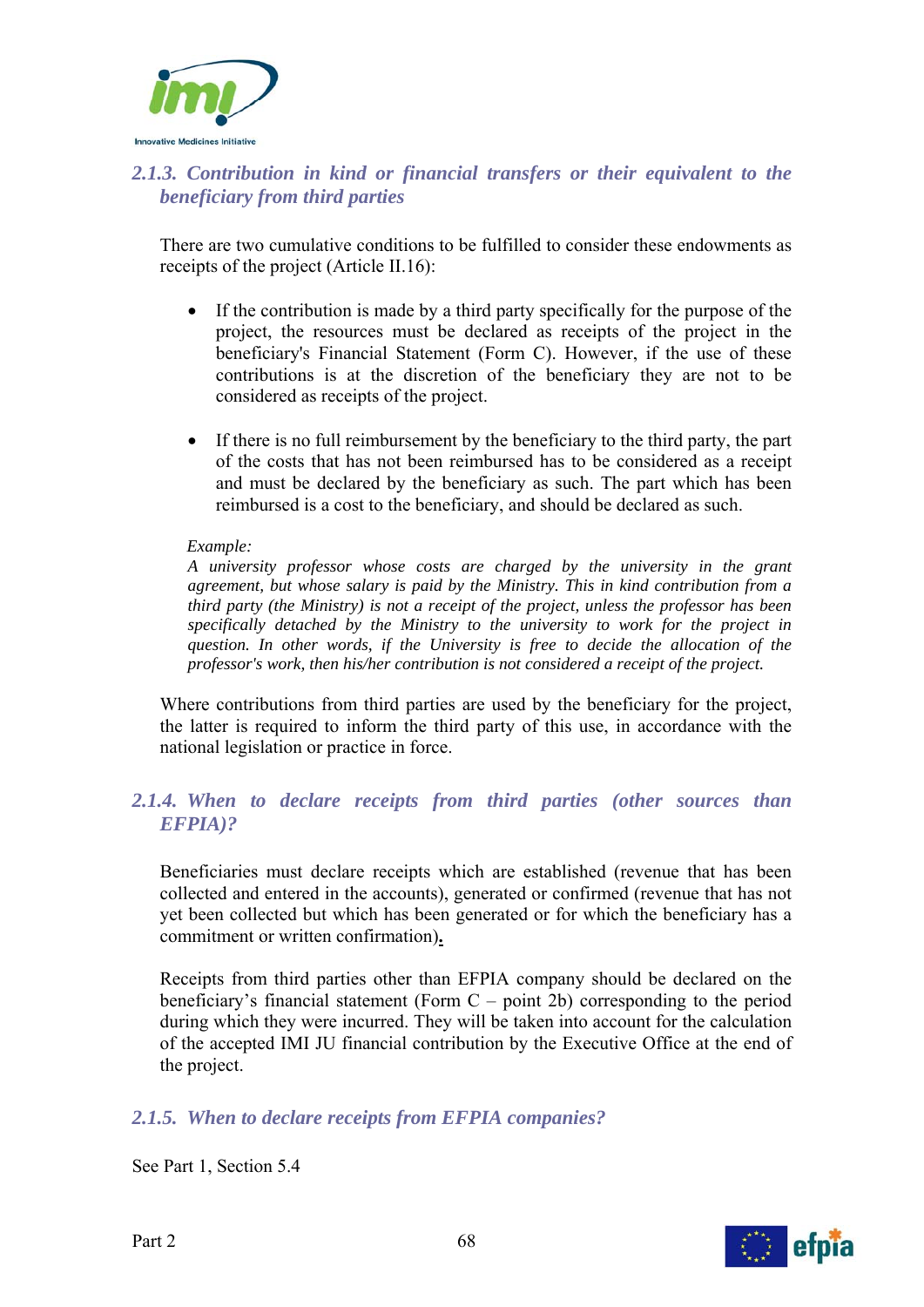### 2.1.3. Contribution in kind or financial transfers or their equivalent to the beneficiary from third parties

There are two cumulative conditions to be fulfilled to consider these endowments as receipts of the project (Article II.16):

- If the contribution is made by a third party specifically for the purpose of the project, the resources must be declared as receipts of the project in the beneficiary's Financial Statement (Form C). However, if the use of these contributions is at the discretion of the beneficiary they are not to be considered as receipts of the project.

- If there is no full reimbursement by the beneficiary to the third party, the part of the costs that has not been reimbursed has to be considered as a receipt and must be declared by the beneficiary as such. The part which has been reimbursed is a cost to the beneficiary, and should be declared as such.

*Example:*
*A university professor whose costs are charged by the university in the grant agreement, but whose salary is paid by the Ministry. This in kind contribution from a third party (the Ministry) is not a receipt of the project, unless the professor has been specifically detached by the Ministry to the university to work for the project in question. In other words, if the University is free to decide the allocation of the professor's work, then his/her contribution is not considered a receipt of the project.*

Where contributions from third parties are used by the beneficiary for the project, the latter is required to inform the third party of this use, in accordance with the national legislation or practice in force.

### 2.1.4. When to declare receipts from third parties (other sources than EFPIA)?

Beneficiaries must declare receipts which are established (revenue that has been collected and entered in the accounts), generated or confirmed (revenue that has not yet been collected but which has been generated or for which the beneficiary has a commitment or written confirmation).

Receipts from third parties other than EFPIA company should be declared on the beneficiary's financial statement (Form C – point 2b) corresponding to the period during which they were incurred. They will be taken into account for the calculation of the accepted IMI JU financial contribution by the Executive Office at the end of the project.

### 2.1.5. When to declare receipts from EFPIA companies?

See Part 1, Section 5.4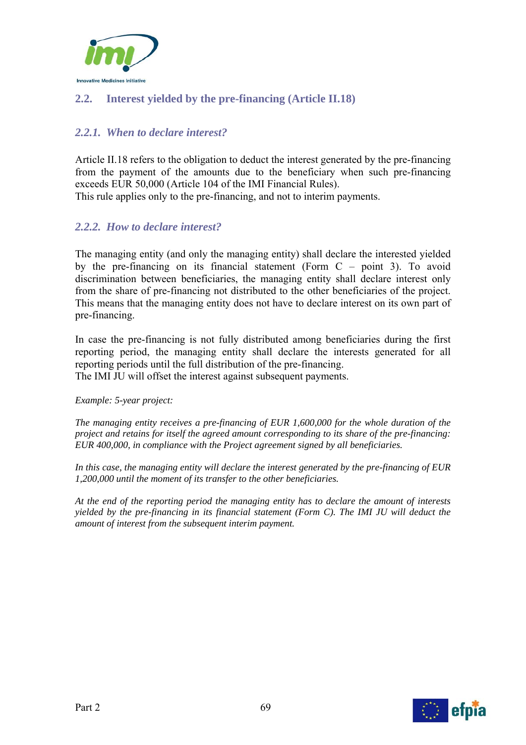## 2.2. Interest yielded by the pre-financing (Article II.18)

### *2.2.1. When to declare interest?*

Article II.18 refers to the obligation to deduct the interest generated by the pre-financing from the payment of the amounts due to the beneficiary when such pre-financing exceeds EUR 50,000 (Article 104 of the IMI Financial Rules).
This rule applies only to the pre-financing, and not to interim payments.

### *2.2.2. How to declare interest?*

The managing entity (and only the managing entity) shall declare the interested yielded by the pre-financing on its financial statement (Form C – point 3). To avoid discrimination between beneficiaries, the managing entity shall declare interest only from the share of pre-financing not distributed to the other beneficiaries of the project. This means that the managing entity does not have to declare interest on its own part of pre-financing.

In case the pre-financing is not fully distributed among beneficiaries during the first reporting period, the managing entity shall declare the interests generated for all reporting periods until the full distribution of the pre-financing.
The IMI JU will offset the interest against subsequent payments.

*Example: 5-year project:*

*The managing entity receives a pre-financing of EUR 1,600,000 for the whole duration of the project and retains for itself the agreed amount corresponding to its share of the pre-financing: EUR 400,000, in compliance with the Project agreement signed by all beneficiaries.*

*In this case, the managing entity will declare the interest generated by the pre-financing of EUR 1,200,000 until the moment of its transfer to the other beneficiaries.*

*At the end of the reporting period the managing entity has to declare the amount of interests yielded by the pre-financing in its financial statement (Form C). The IMI JU will deduct the amount of interest from the subsequent interim payment.*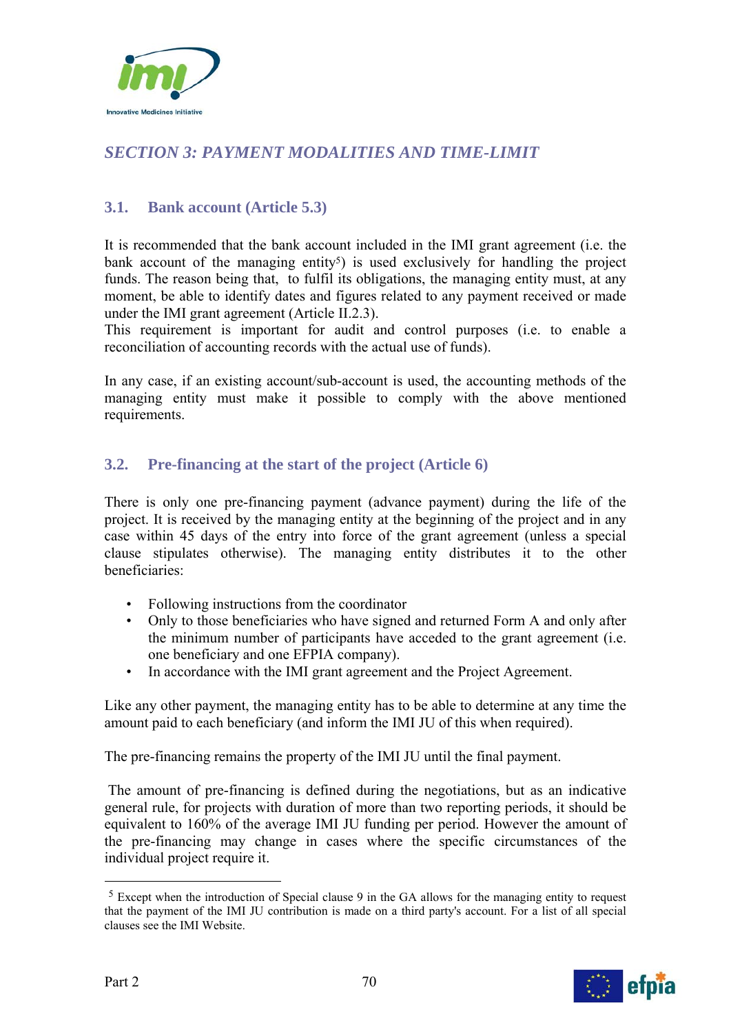## SECTION 3: PAYMENT MODALITIES AND TIME-LIMIT

### 3.1. Bank account (Article 5.3)

It is recommended that the bank account included in the IMI grant agreement (i.e. the bank account of the managing entity[5]) is used exclusively for handling the project funds. The reason being that, to fulfil its obligations, the managing entity must, at any moment, be able to identify dates and figures related to any payment received or made under the IMI grant agreement (Article II.2.3).
This requirement is important for audit and control purposes (i.e. to enable a reconciliation of accounting records with the actual use of funds).

In any case, if an existing account/sub-account is used, the accounting methods of the managing entity must make it possible to comply with the above mentioned requirements.

### 3.2. Pre-financing at the start of the project (Article 6)

There is only one pre-financing payment (advance payment) during the life of the project. It is received by the managing entity at the beginning of the project and in any case within 45 days of the entry into force of the grant agreement (unless a special clause stipulates otherwise). The managing entity distributes it to the other beneficiaries:

- Following instructions from the coordinator
- Only to those beneficiaries who have signed and returned Form A and only after the minimum number of participants have acceded to the grant agreement (i.e. one beneficiary and one EFPIA company).
- In accordance with the IMI grant agreement and the Project Agreement.

Like any other payment, the managing entity has to be able to determine at any time the amount paid to each beneficiary (and inform the IMI JU of this when required).

The pre-financing remains the property of the IMI JU until the final payment.

The amount of pre-financing is defined during the negotiations, but as an indicative general rule, for projects with duration of more than two reporting periods, it should be equivalent to 160% of the average IMI JU funding per period. However the amount of the pre-financing may change in cases where the specific circumstances of the individual project require it.

[5] Except when the introduction of Special clause 9 in the GA allows for the managing entity to request that the payment of the IMI JU contribution is made on a third party's account. For a list of all special clauses see the IMI Website.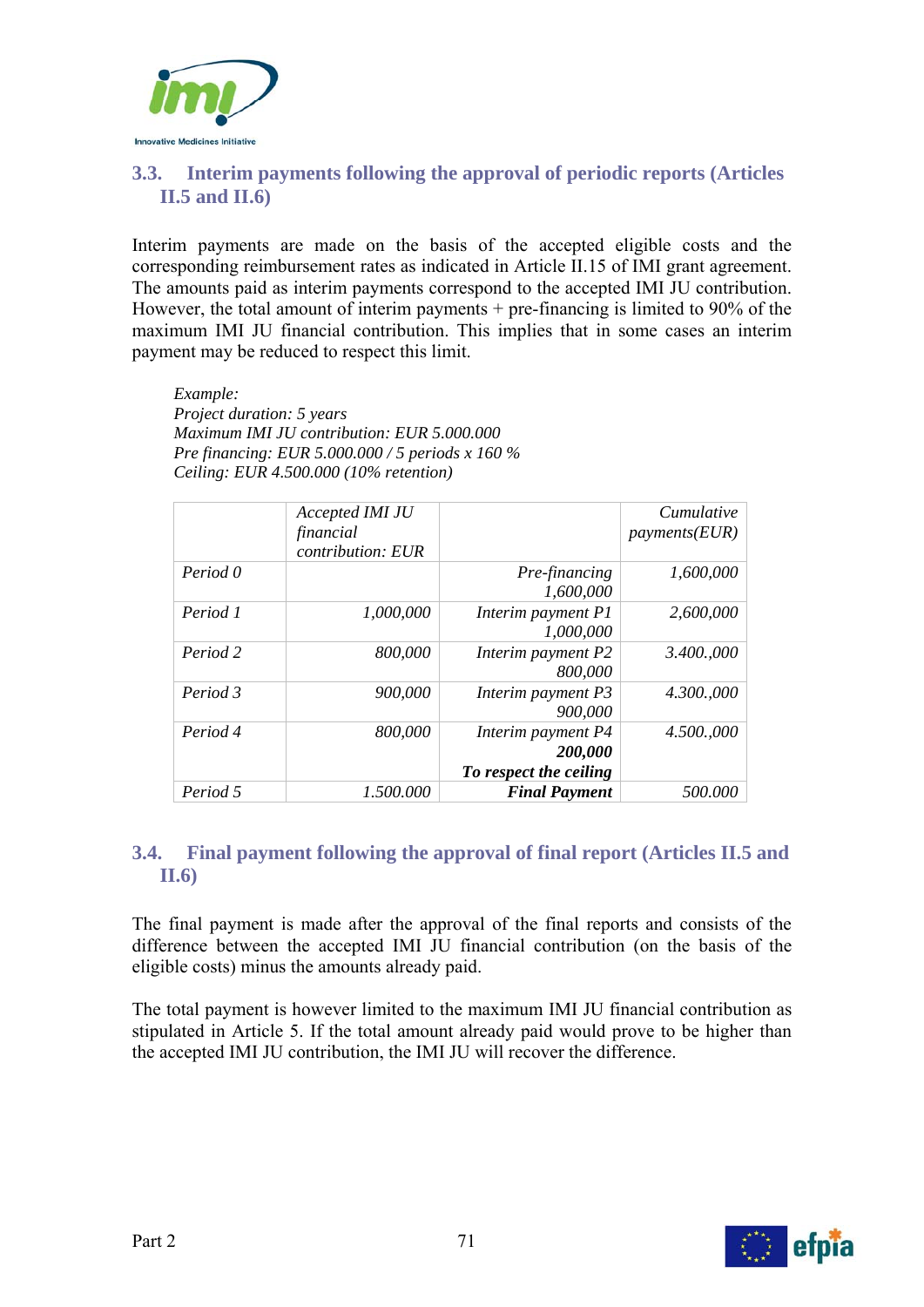## 3.3. Interim payments following the approval of periodic reports (Articles II.5 and II.6)

Interim payments are made on the basis of the accepted eligible costs and the corresponding reimbursement rates as indicated in Article II.15 of IMI grant agreement. The amounts paid as interim payments correspond to the accepted IMI JU contribution. However, the total amount of interim payments + pre-financing is limited to 90% of the maximum IMI JU financial contribution. This implies that in some cases an interim payment may be reduced to respect this limit.

*Example:*
*Project duration: 5 years*
*Maximum IMI JU contribution: EUR 5.000.000*
*Pre financing: EUR 5.000.000 / 5 periods x 160 %*
*Ceiling: EUR 4.500.000 (10% retention)*

| | *Accepted IMI JU financial contribution: EUR* | | *Cumulative payments(EUR)* |
|---|---|---|---|
| *Period 0* | | *Pre-financing 1,600,000* | *1,600,000* |
| *Period 1* | *1,000,000* | *Interim payment P1 1,000,000* | *2,600,000* |
| *Period 2* | *800,000* | *Interim payment P2 800,000* | *3.400.,000* |
| *Period 3* | *900,000* | *Interim payment P3 900,000* | *4.300.,000* |
| *Period 4* | *800,000* | *Interim payment P4* ***200,000*** ***To respect the ceiling*** | *4.500.,000* |
| *Period 5* | *1.500.000* | ***Final Payment*** | *500.000* |

## 3.4. Final payment following the approval of final report (Articles II.5 and II.6)

The final payment is made after the approval of the final reports and consists of the difference between the accepted IMI JU financial contribution (on the basis of the eligible costs) minus the amounts already paid.

The total payment is however limited to the maximum IMI JU financial contribution as stipulated in Article 5. If the total amount already paid would prove to be higher than the accepted IMI JU contribution, the IMI JU will recover the difference.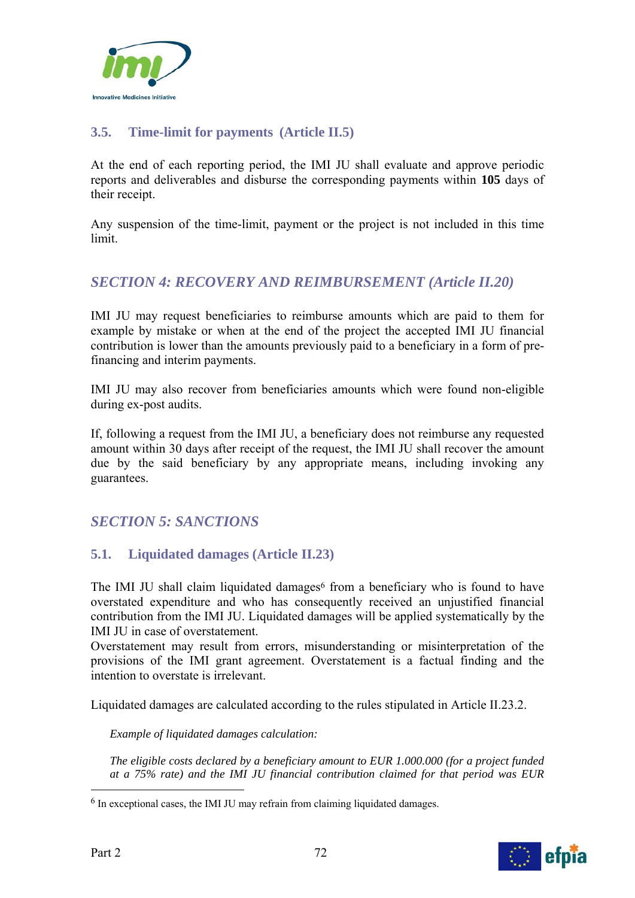### 3.5. Time-limit for payments (Article II.5)

At the end of each reporting period, the IMI JU shall evaluate and approve periodic reports and deliverables and disburse the corresponding payments within **105** days of their receipt.

Any suspension of the time-limit, payment or the project is not included in this time limit.

## *SECTION 4: RECOVERY AND REIMBURSEMENT (Article II.20)*

IMI JU may request beneficiaries to reimburse amounts which are paid to them for example by mistake or when at the end of the project the accepted IMI JU financial contribution is lower than the amounts previously paid to a beneficiary in a form of pre-financing and interim payments.

IMI JU may also recover from beneficiaries amounts which were found non-eligible during ex-post audits.

If, following a request from the IMI JU, a beneficiary does not reimburse any requested amount within 30 days after receipt of the request, the IMI JU shall recover the amount due by the said beneficiary by any appropriate means, including invoking any guarantees.

## *SECTION 5: SANCTIONS*

### 5.1. Liquidated damages (Article II.23)

The IMI JU shall claim liquidated damages[6] from a beneficiary who is found to have overstated expenditure and who has consequently received an unjustified financial contribution from the IMI JU. Liquidated damages will be applied systematically by the IMI JU in case of overstatement.
Overstatement may result from errors, misunderstanding or misinterpretation of the provisions of the IMI grant agreement. Overstatement is a factual finding and the intention to overstate is irrelevant.

Liquidated damages are calculated according to the rules stipulated in Article II.23.2.

*Example of liquidated damages calculation:*

*The eligible costs declared by a beneficiary amount to EUR 1.000.000 (for a project funded at a 75% rate) and the IMI JU financial contribution claimed for that period was EUR*

[6] In exceptional cases, the IMI JU may refrain from claiming liquidated damages.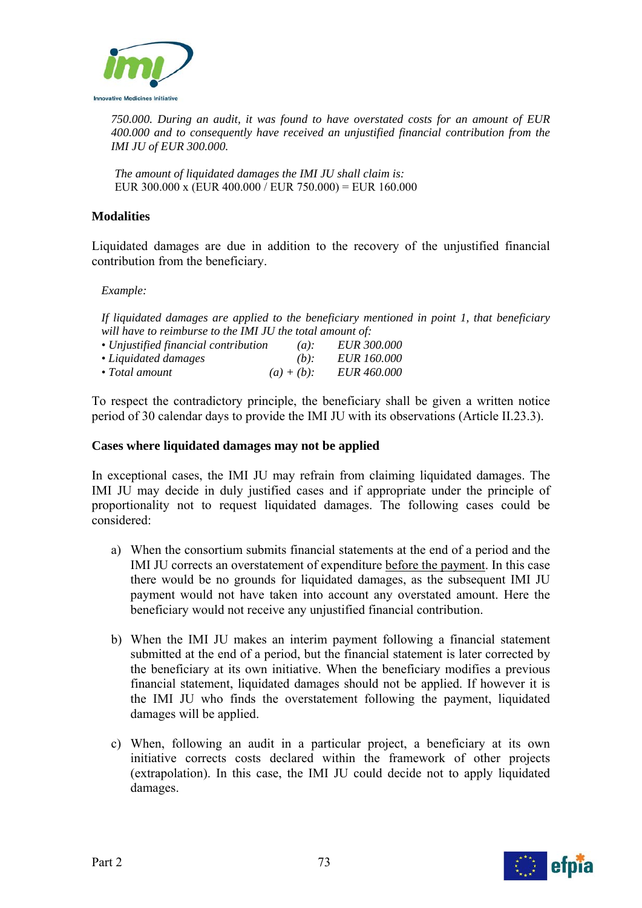*750.000. During an audit, it was found to have overstated costs for an amount of EUR 400.000 and to consequently have received an unjustified financial contribution from the IMI JU of EUR 300.000.*

*The amount of liquidated damages the IMI JU shall claim is:*
EUR 300.000 x (EUR 400.000 / EUR 750.000) = EUR 160.000

**Modalities**

Liquidated damages are due in addition to the recovery of the unjustified financial contribution from the beneficiary.

*Example:*

*If liquidated damages are applied to the beneficiary mentioned in point 1, that beneficiary will have to reimburse to the IMI JU the total amount of:*

| | | |
|---|---|---|
| *• Unjustified financial contribution* | *(a):* | *EUR 300.000* |
| *• Liquidated damages* | *(b):* | *EUR 160.000* |
| *• Total amount* | *(a) + (b):* | *EUR 460.000* |

To respect the contradictory principle, the beneficiary shall be given a written notice period of 30 calendar days to provide the IMI JU with its observations (Article II.23.3).

**Cases where liquidated damages may not be applied**

In exceptional cases, the IMI JU may refrain from claiming liquidated damages. The IMI JU may decide in duly justified cases and if appropriate under the principle of proportionality not to request liquidated damages. The following cases could be considered:

a) When the consortium submits financial statements at the end of a period and the IMI JU corrects an overstatement of expenditure before the payment. In this case there would be no grounds for liquidated damages, as the subsequent IMI JU payment would not have taken into account any overstated amount. Here the beneficiary would not receive any unjustified financial contribution.

b) When the IMI JU makes an interim payment following a financial statement submitted at the end of a period, but the financial statement is later corrected by the beneficiary at its own initiative. When the beneficiary modifies a previous financial statement, liquidated damages should not be applied. If however it is the IMI JU who finds the overstatement following the payment, liquidated damages will be applied.

c) When, following an audit in a particular project, a beneficiary at its own initiative corrects costs declared within the framework of other projects (extrapolation). In this case, the IMI JU could decide not to apply liquidated damages.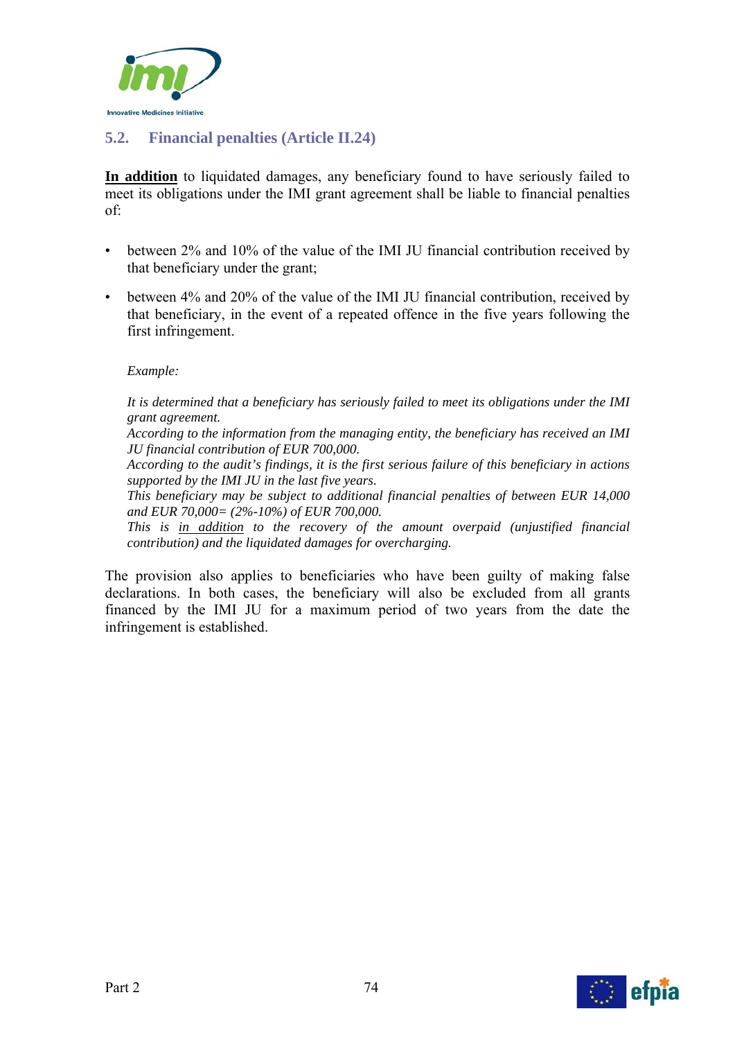## 5.2. Financial penalties (Article II.24)

**In addition** to liquidated damages, any beneficiary found to have seriously failed to meet its obligations under the IMI grant agreement shall be liable to financial penalties of:

- between 2% and 10% of the value of the IMI JU financial contribution received by that beneficiary under the grant;
- between 4% and 20% of the value of the IMI JU financial contribution, received by that beneficiary, in the event of a repeated offence in the five years following the first infringement.

*Example:*

*It is determined that a beneficiary has seriously failed to meet its obligations under the IMI grant agreement.*
*According to the information from the managing entity, the beneficiary has received an IMI JU financial contribution of EUR 700,000.*
*According to the audit's findings, it is the first serious failure of this beneficiary in actions supported by the IMI JU in the last five years.*
*This beneficiary may be subject to additional financial penalties of between EUR 14,000 and EUR 70,000= (2%-10%) of EUR 700,000.*
*This is in addition to the recovery of the amount overpaid (unjustified financial contribution) and the liquidated damages for overcharging.*

The provision also applies to beneficiaries who have been guilty of making false declarations. In both cases, the beneficiary will also be excluded from all grants financed by the IMI JU for a maximum period of two years from the date the infringement is established.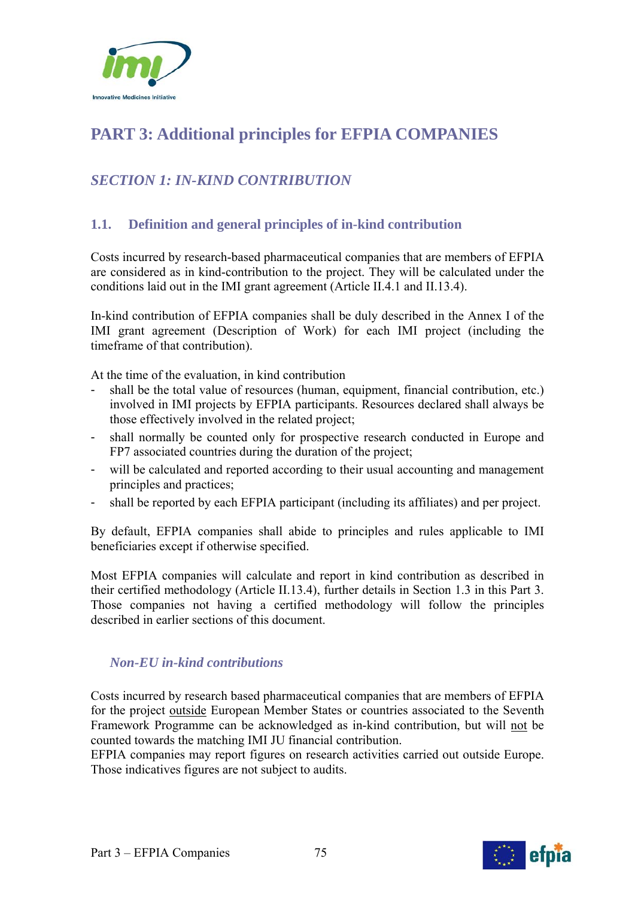# PART 3: Additional principles for EFPIA COMPANIES

## *SECTION 1: IN-KIND CONTRIBUTION*

### 1.1. Definition and general principles of in-kind contribution

Costs incurred by research-based pharmaceutical companies that are members of EFPIA are considered as in kind-contribution to the project. They will be calculated under the conditions laid out in the IMI grant agreement (Article II.4.1 and II.13.4).

In-kind contribution of EFPIA companies shall be duly described in the Annex I of the IMI grant agreement (Description of Work) for each IMI project (including the timeframe of that contribution).

At the time of the evaluation, in kind contribution

- shall be the total value of resources (human, equipment, financial contribution, etc.) involved in IMI projects by EFPIA participants. Resources declared shall always be those effectively involved in the related project;
- shall normally be counted only for prospective research conducted in Europe and FP7 associated countries during the duration of the project;
- will be calculated and reported according to their usual accounting and management principles and practices;
- shall be reported by each EFPIA participant (including its affiliates) and per project.

By default, EFPIA companies shall abide to principles and rules applicable to IMI beneficiaries except if otherwise specified.

Most EFPIA companies will calculate and report in kind contribution as described in their certified methodology (Article II.13.4), further details in Section 1.3 in this Part 3. Those companies not having a certified methodology will follow the principles described in earlier sections of this document.

#### *Non-EU in-kind contributions*

Costs incurred by research based pharmaceutical companies that are members of EFPIA for the project outside European Member States or countries associated to the Seventh Framework Programme can be acknowledged as in-kind contribution, but will not be counted towards the matching IMI JU financial contribution.
EFPIA companies may report figures on research activities carried out outside Europe. Those indicatives figures are not subject to audits.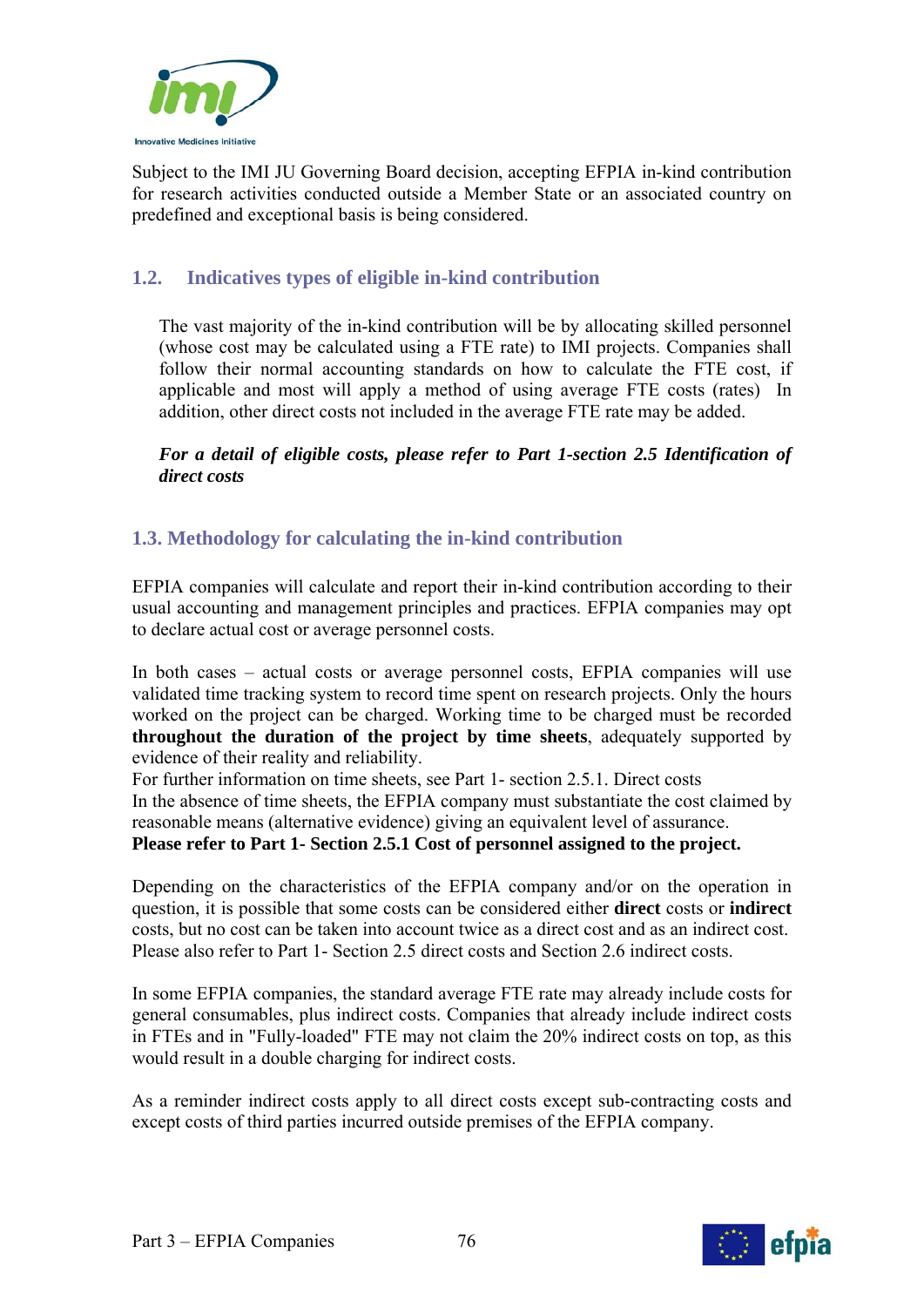Subject to the IMI JU Governing Board decision, accepting EFPIA in-kind contribution for research activities conducted outside a Member State or an associated country on predefined and exceptional basis is being considered.

## 1.2. Indicatives types of eligible in-kind contribution

The vast majority of the in-kind contribution will be by allocating skilled personnel (whose cost may be calculated using a FTE rate) to IMI projects. Companies shall follow their normal accounting standards on how to calculate the FTE cost, if applicable and most will apply a method of using average FTE costs (rates) In addition, other direct costs not included in the average FTE rate may be added.

***For a detail of eligible costs, please refer to Part 1-section 2.5 Identification of direct costs***

## 1.3. Methodology for calculating the in-kind contribution

EFPIA companies will calculate and report their in-kind contribution according to their usual accounting and management principles and practices. EFPIA companies may opt to declare actual cost or average personnel costs.

In both cases – actual costs or average personnel costs, EFPIA companies will use validated time tracking system to record time spent on research projects. Only the hours worked on the project can be charged. Working time to be charged must be recorded **throughout the duration of the project by time sheets**, adequately supported by evidence of their reality and reliability.
For further information on time sheets, see Part 1- section 2.5.1. Direct costs
In the absence of time sheets, the EFPIA company must substantiate the cost claimed by reasonable means (alternative evidence) giving an equivalent level of assurance.
**Please refer to Part 1- Section 2.5.1 Cost of personnel assigned to the project.**

Depending on the characteristics of the EFPIA company and/or on the operation in question, it is possible that some costs can be considered either **direct** costs or **indirect** costs, but no cost can be taken into account twice as a direct cost and as an indirect cost. Please also refer to Part 1- Section 2.5 direct costs and Section 2.6 indirect costs.

In some EFPIA companies, the standard average FTE rate may already include costs for general consumables, plus indirect costs. Companies that already include indirect costs in FTEs and in "Fully-loaded" FTE may not claim the 20% indirect costs on top, as this would result in a double charging for indirect costs.

As a reminder indirect costs apply to all direct costs except sub-contracting costs and except costs of third parties incurred outside premises of the EFPIA company.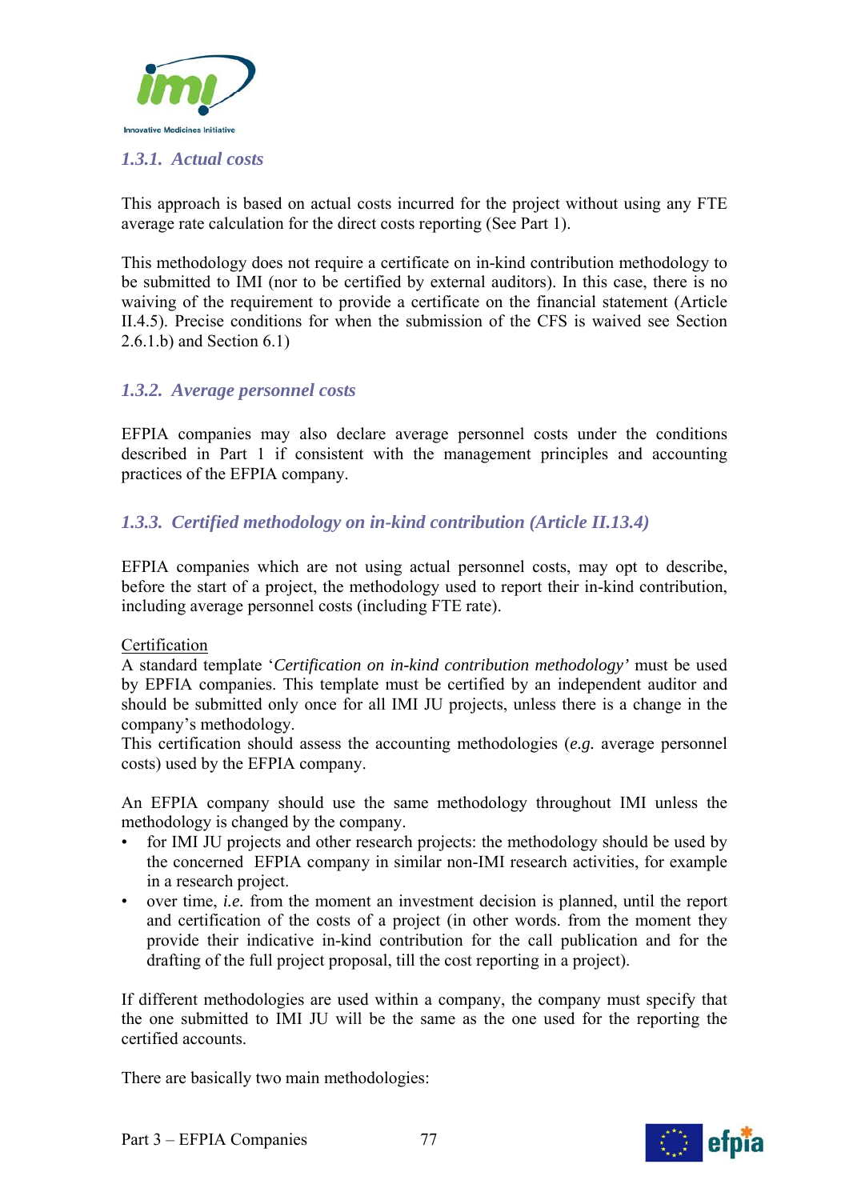### *1.3.1. Actual costs*

This approach is based on actual costs incurred for the project without using any FTE average rate calculation for the direct costs reporting (See Part 1).

This methodology does not require a certificate on in-kind contribution methodology to be submitted to IMI (nor to be certified by external auditors). In this case, there is no waiving of the requirement to provide a certificate on the financial statement (Article II.4.5). Precise conditions for when the submission of the CFS is waived see Section 2.6.1.b) and Section 6.1)

### *1.3.2. Average personnel costs*

EFPIA companies may also declare average personnel costs under the conditions described in Part 1 if consistent with the management principles and accounting practices of the EFPIA company.

### *1.3.3. Certified methodology on in-kind contribution (Article II.13.4)*

EFPIA companies which are not using actual personnel costs, may opt to describe, before the start of a project, the methodology used to report their in-kind contribution, including average personnel costs (including FTE rate).

<u>Certification</u>

A standard template '*Certification on in-kind contribution methodology'* must be used by EFPIA companies. This template must be certified by an independent auditor and should be submitted only once for all IMI JU projects, unless there is a change in the company's methodology.

This certification should assess the accounting methodologies (*e.g.* average personnel costs) used by the EFPIA company.

An EFPIA company should use the same methodology throughout IMI unless the methodology is changed by the company.

- for IMI JU projects and other research projects: the methodology should be used by the concerned EFPIA company in similar non-IMI research activities, for example in a research project.
- over time, *i.e.* from the moment an investment decision is planned, until the report and certification of the costs of a project (in other words. from the moment they provide their indicative in-kind contribution for the call publication and for the drafting of the full project proposal, till the cost reporting in a project).

If different methodologies are used within a company, the company must specify that the one submitted to IMI JU will be the same as the one used for the reporting the certified accounts.

There are basically two main methodologies: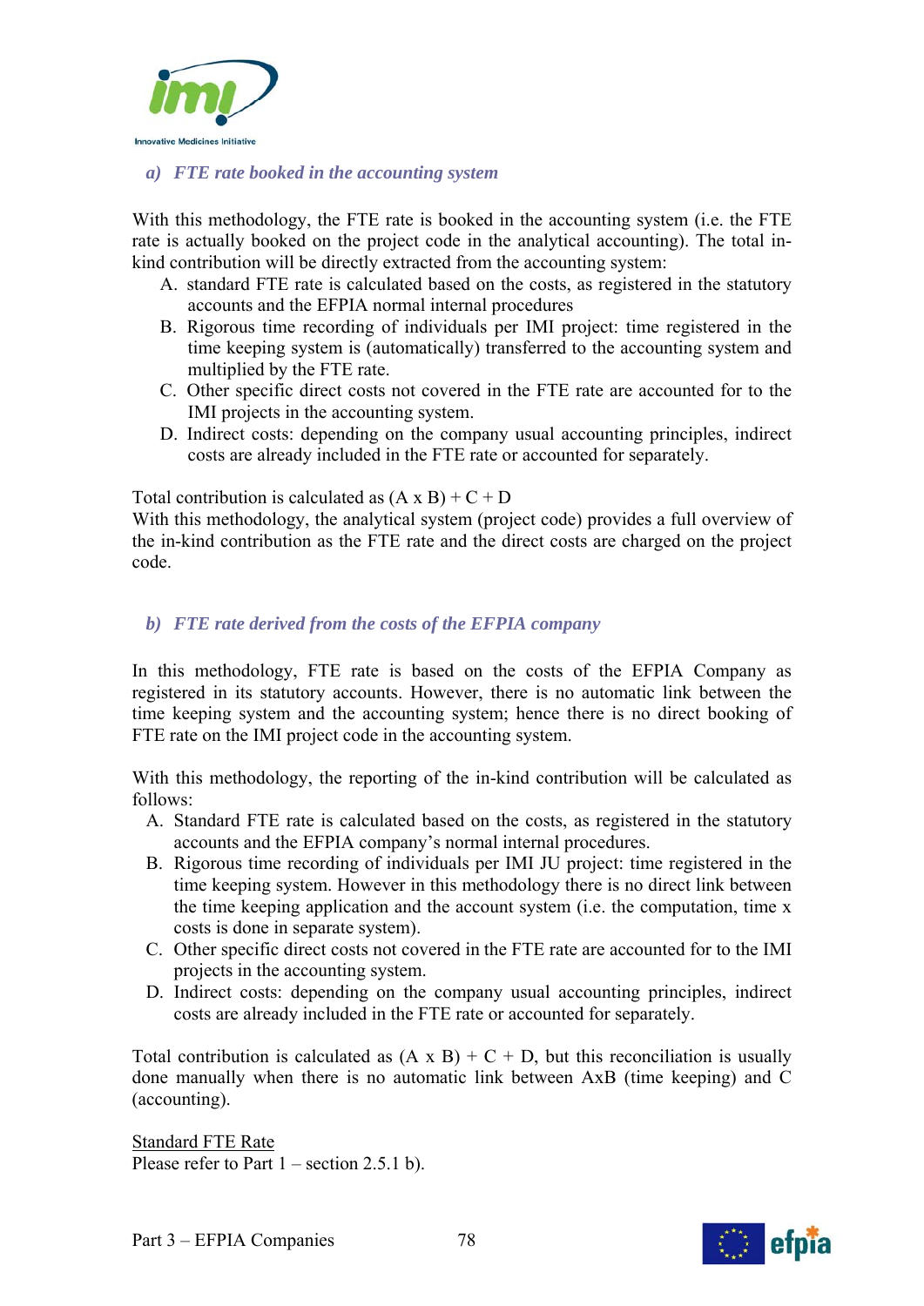### a) FTE rate booked in the accounting system

With this methodology, the FTE rate is booked in the accounting system (i.e. the FTE rate is actually booked on the project code in the analytical accounting). The total in-kind contribution will be directly extracted from the accounting system:

A. standard FTE rate is calculated based on the costs, as registered in the statutory accounts and the EFPIA normal internal procedures
B. Rigorous time recording of individuals per IMI project: time registered in the time keeping system is (automatically) transferred to the accounting system and multiplied by the FTE rate.
C. Other specific direct costs not covered in the FTE rate are accounted for to the IMI projects in the accounting system.
D. Indirect costs: depending on the company usual accounting principles, indirect costs are already included in the FTE rate or accounted for separately.

Total contribution is calculated as (A x B) + C + D
With this methodology, the analytical system (project code) provides a full overview of the in-kind contribution as the FTE rate and the direct costs are charged on the project code.

### b) FTE rate derived from the costs of the EFPIA company

In this methodology, FTE rate is based on the costs of the EFPIA Company as registered in its statutory accounts. However, there is no automatic link between the time keeping system and the accounting system; hence there is no direct booking of FTE rate on the IMI project code in the accounting system.

With this methodology, the reporting of the in-kind contribution will be calculated as follows:

A. Standard FTE rate is calculated based on the costs, as registered in the statutory accounts and the EFPIA company's normal internal procedures.
B. Rigorous time recording of individuals per IMI JU project: time registered in the time keeping system. However in this methodology there is no direct link between the time keeping application and the account system (i.e. the computation, time x costs is done in separate system).
C. Other specific direct costs not covered in the FTE rate are accounted for to the IMI projects in the accounting system.
D. Indirect costs: depending on the company usual accounting principles, indirect costs are already included in the FTE rate or accounted for separately.

Total contribution is calculated as (A x B) + C + D, but this reconciliation is usually done manually when there is no automatic link between AxB (time keeping) and C (accounting).

<u>Standard FTE Rate</u>
Please refer to Part 1 – section 2.5.1 b).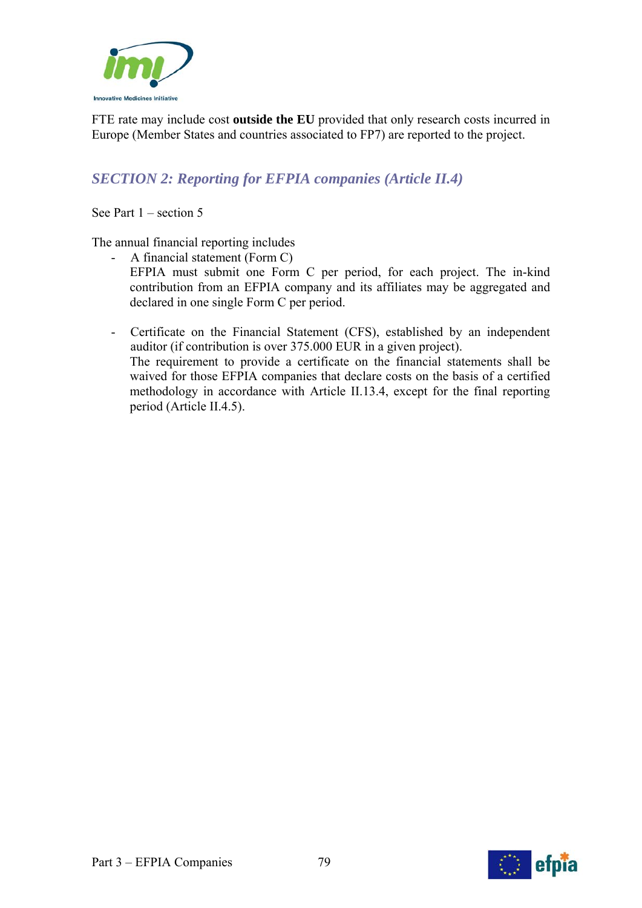FTE rate may include cost **outside the EU** provided that only research costs incurred in Europe (Member States and countries associated to FP7) are reported to the project.

## *SECTION 2: Reporting for EFPIA companies (Article II.4)*

See Part 1 – section 5

The annual financial reporting includes

- A financial statement (Form C)
  EFPIA must submit one Form C per period, for each project. The in-kind contribution from an EFPIA company and its affiliates may be aggregated and declared in one single Form C per period.

- Certificate on the Financial Statement (CFS), established by an independent auditor (if contribution is over 375.000 EUR in a given project).
  The requirement to provide a certificate on the financial statements shall be waived for those EFPIA companies that declare costs on the basis of a certified methodology in accordance with Article II.13.4, except for the final reporting period (Article II.4.5).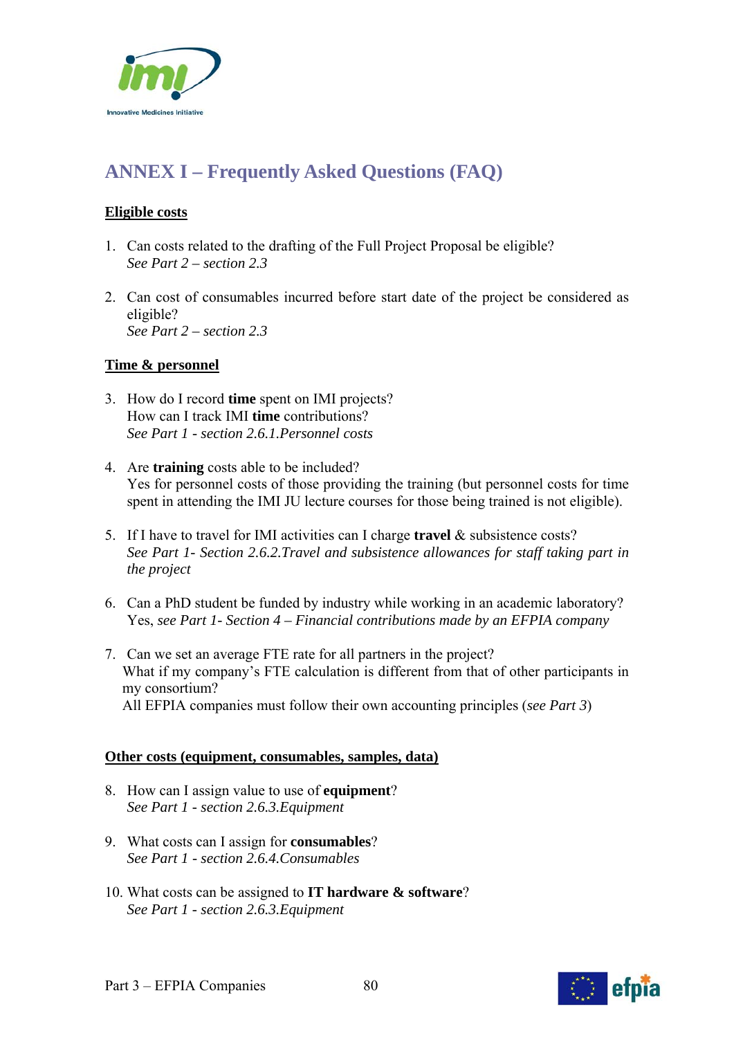# ANNEX I – Frequently Asked Questions (FAQ)

**Eligible costs**

1. Can costs related to the drafting of the Full Project Proposal be eligible?
   *See Part 2 – section 2.3*

2. Can cost of consumables incurred before start date of the project be considered as eligible?
   *See Part 2 – section 2.3*

**Time & personnel**

3. How do I record **time** spent on IMI projects?
   How can I track IMI **time** contributions?
   *See Part 1 - section 2.6.1.Personnel costs*

4. Are **training** costs able to be included?
   Yes for personnel costs of those providing the training (but personnel costs for time spent in attending the IMI JU lecture courses for those being trained is not eligible).

5. If I have to travel for IMI activities can I charge **travel** & subsistence costs?
   *See Part 1- Section 2.6.2.Travel and subsistence allowances for staff taking part in the project*

6. Can a PhD student be funded by industry while working in an academic laboratory?
   Yes, *see Part 1- Section 4 – Financial contributions made by an EFPIA company*

7. Can we set an average FTE rate for all partners in the project?
   What if my company's FTE calculation is different from that of other participants in my consortium?
   All EFPIA companies must follow their own accounting principles (*see Part 3*)

**Other costs (equipment, consumables, samples, data)**

8. How can I assign value to use of **equipment**?
   *See Part 1 - section 2.6.3.Equipment*

9. What costs can I assign for **consumables**?
   *See Part 1 - section 2.6.4.Consumables*

10. What costs can be assigned to **IT hardware & software**?
    *See Part 1 - section 2.6.3.Equipment*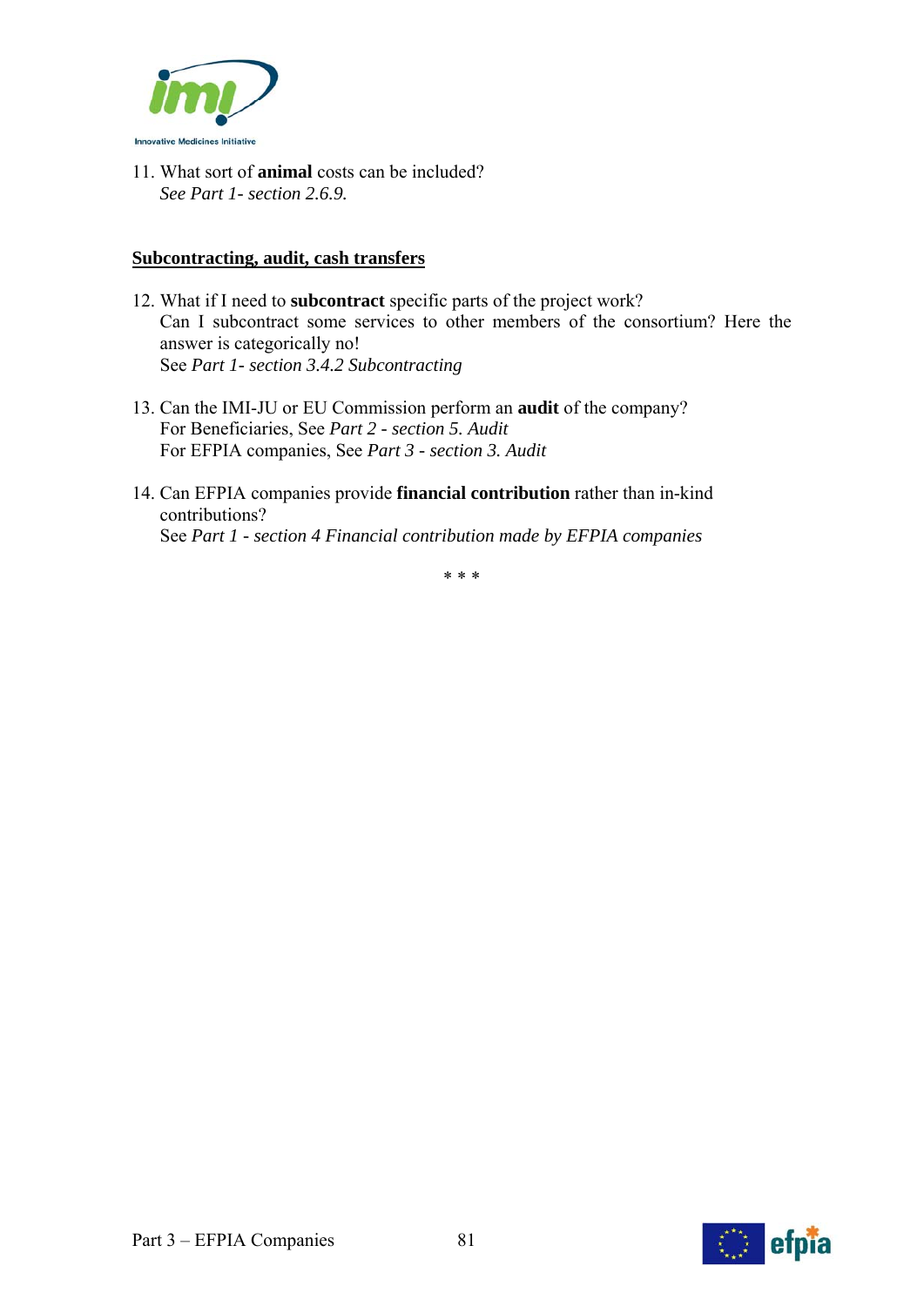11. What sort of **animal** costs can be included?
    *See Part 1- section 2.6.9.*

**<u>Subcontracting, audit, cash transfers</u>**

12. What if I need to **subcontract** specific parts of the project work?
    Can I subcontract some services to other members of the consortium? Here the answer is categorically no!
    See *Part 1- section 3.4.2 Subcontracting*

13. Can the IMI-JU or EU Commission perform an **audit** of the company?
    For Beneficiaries, See *Part 2 - section 5. Audit*
    For EFPIA companies, See *Part 3 - section 3. Audit*

14. Can EFPIA companies provide **financial contribution** rather than in-kind contributions?
    See *Part 1 - section 4 Financial contribution made by EFPIA companies*

\* \* \*